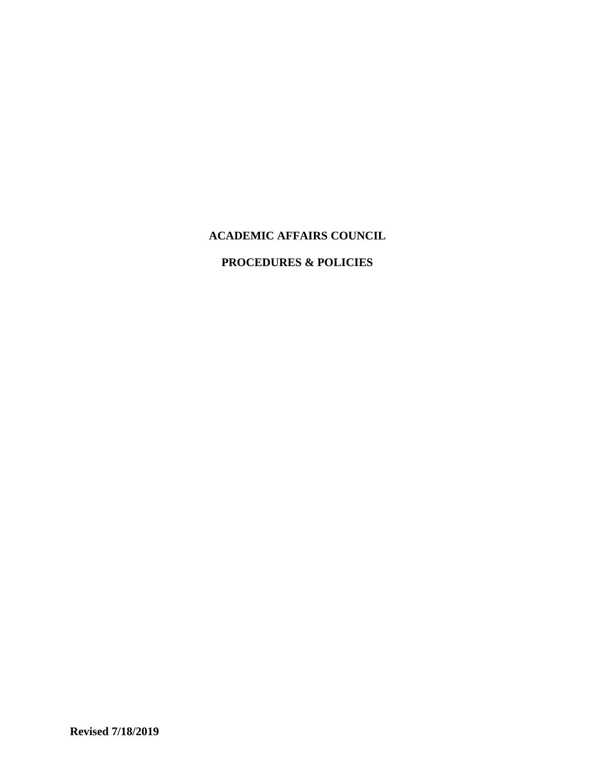# ACADEMIC AFFAIRS COUNCIL

# PROCEDURES & POLICIES

**Revised 7/18/2019**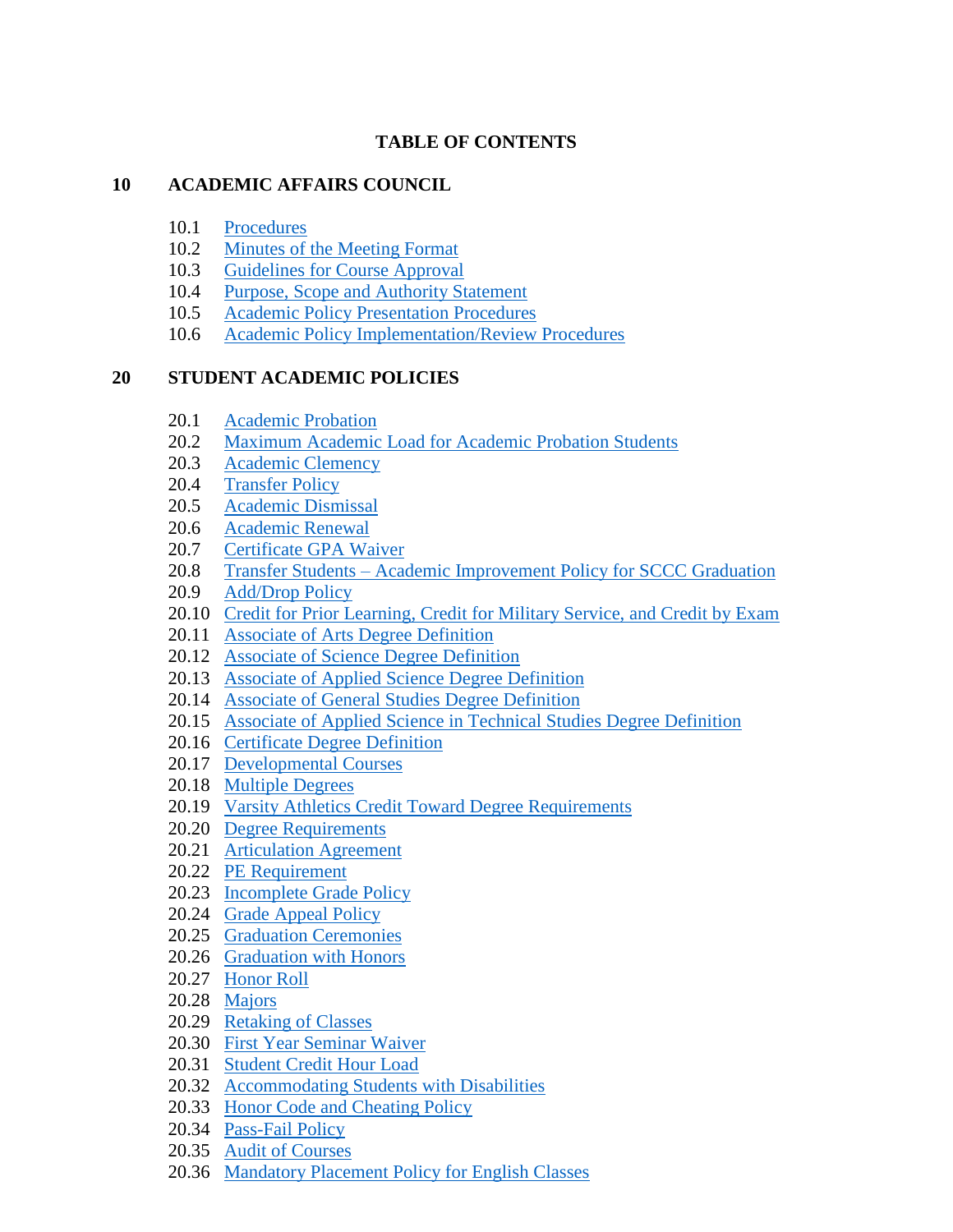# TABLE OF CONTENTS

## 10 ACADEMIC AFFAIRS COUNCIL

10.1 Procedures
10.2 Minutes of the Meeting Format
10.3 Guidelines for Course Approval
10.4 Purpose, Scope and Authority Statement
10.5 Academic Policy Presentation Procedures
10.6 Academic Policy Implementation/Review Procedures

## 20 STUDENT ACADEMIC POLICIES

20.1 Academic Probation
20.2 Maximum Academic Load for Academic Probation Students
20.3 Academic Clemency
20.4 Transfer Policy
20.5 Academic Dismissal
20.6 Academic Renewal
20.7 Certificate GPA Waiver
20.8 Transfer Students – Academic Improvement Policy for SCCC Graduation
20.9 Add/Drop Policy
20.10 Credit for Prior Learning, Credit for Military Service, and Credit by Exam
20.11 Associate of Arts Degree Definition
20.12 Associate of Science Degree Definition
20.13 Associate of Applied Science Degree Definition
20.14 Associate of General Studies Degree Definition
20.15 Associate of Applied Science in Technical Studies Degree Definition
20.16 Certificate Degree Definition
20.17 Developmental Courses
20.18 Multiple Degrees
20.19 Varsity Athletics Credit Toward Degree Requirements
20.20 Degree Requirements
20.21 Articulation Agreement
20.22 PE Requirement
20.23 Incomplete Grade Policy
20.24 Grade Appeal Policy
20.25 Graduation Ceremonies
20.26 Graduation with Honors
20.27 Honor Roll
20.28 Majors
20.29 Retaking of Classes
20.30 First Year Seminar Waiver
20.31 Student Credit Hour Load
20.32 Accommodating Students with Disabilities
20.33 Honor Code and Cheating Policy
20.34 Pass-Fail Policy
20.35 Audit of Courses
20.36 Mandatory Placement Policy for English Classes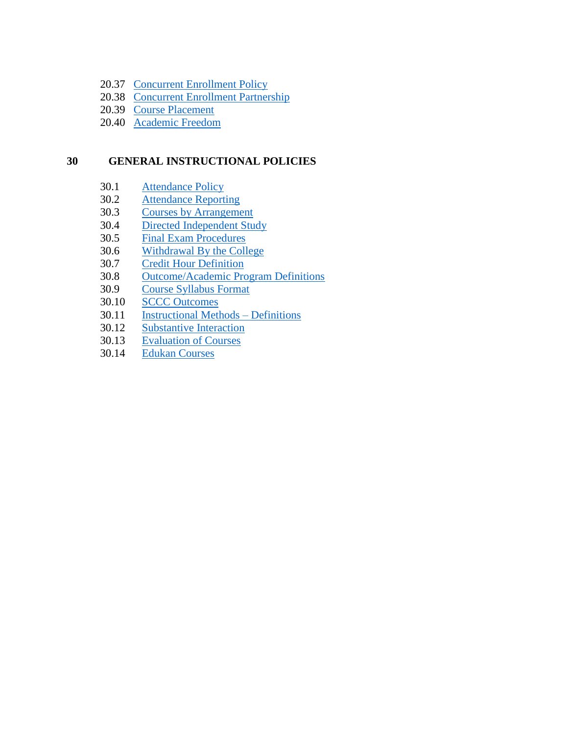20.37 Concurrent Enrollment Policy
20.38 Concurrent Enrollment Partnership
20.39 Course Placement
20.40 Academic Freedom

## 30 GENERAL INSTRUCTIONAL POLICIES

30.1 Attendance Policy
30.2 Attendance Reporting
30.3 Courses by Arrangement
30.4 Directed Independent Study
30.5 Final Exam Procedures
30.6 Withdrawal By the College
30.7 Credit Hour Definition
30.8 Outcome/Academic Program Definitions
30.9 Course Syllabus Format
30.10 SCCC Outcomes
30.11 Instructional Methods – Definitions
30.12 Substantive Interaction
30.13 Evaluation of Courses
30.14 Edukan Courses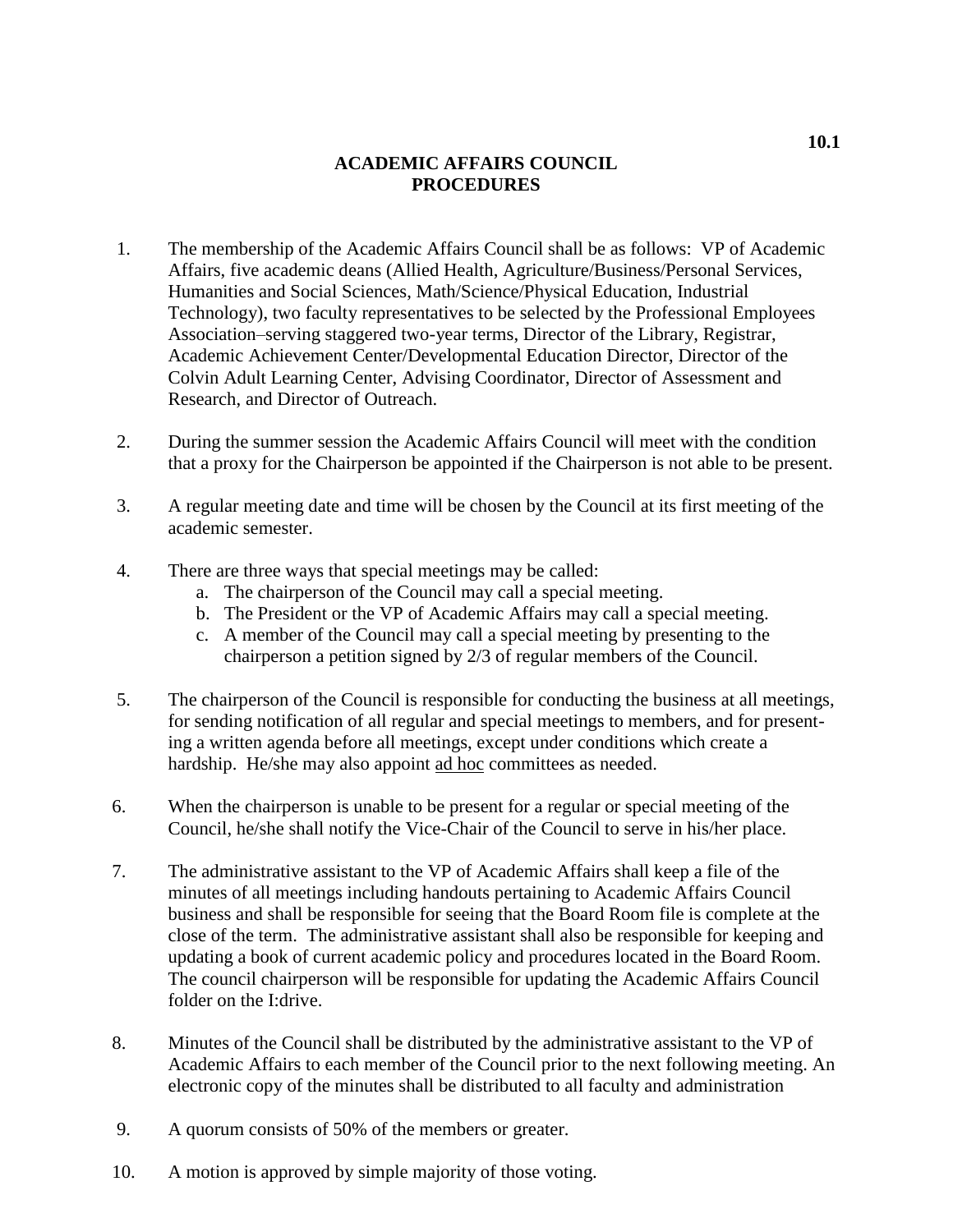10.1

# ACADEMIC AFFAIRS COUNCIL PROCEDURES

1. The membership of the Academic Affairs Council shall be as follows: VP of Academic Affairs, five academic deans (Allied Health, Agriculture/Business/Personal Services, Humanities and Social Sciences, Math/Science/Physical Education, Industrial Technology), two faculty representatives to be selected by the Professional Employees Association–serving staggered two-year terms, Director of the Library, Registrar, Academic Achievement Center/Developmental Education Director, Director of the Colvin Adult Learning Center, Advising Coordinator, Director of Assessment and Research, and Director of Outreach.

2. During the summer session the Academic Affairs Council will meet with the condition that a proxy for the Chairperson be appointed if the Chairperson is not able to be present.

3. A regular meeting date and time will be chosen by the Council at its first meeting of the academic semester.

4. There are three ways that special meetings may be called:
   a. The chairperson of the Council may call a special meeting.
   b. The President or the VP of Academic Affairs may call a special meeting.
   c. A member of the Council may call a special meeting by presenting to the chairperson a petition signed by 2/3 of regular members of the Council.

5. The chairperson of the Council is responsible for conducting the business at all meetings, for sending notification of all regular and special meetings to members, and for presenting a written agenda before all meetings, except under conditions which create a hardship. He/she may also appoint <u>ad hoc</u> committees as needed.

6. When the chairperson is unable to be present for a regular or special meeting of the Council, he/she shall notify the Vice-Chair of the Council to serve in his/her place.

7. The administrative assistant to the VP of Academic Affairs shall keep a file of the minutes of all meetings including handouts pertaining to Academic Affairs Council business and shall be responsible for seeing that the Board Room file is complete at the close of the term. The administrative assistant shall also be responsible for keeping and updating a book of current academic policy and procedures located in the Board Room. The council chairperson will be responsible for updating the Academic Affairs Council folder on the I:drive.

8. Minutes of the Council shall be distributed by the administrative assistant to the VP of Academic Affairs to each member of the Council prior to the next following meeting. An electronic copy of the minutes shall be distributed to all faculty and administration

9. A quorum consists of 50% of the members or greater.

10. A motion is approved by simple majority of those voting.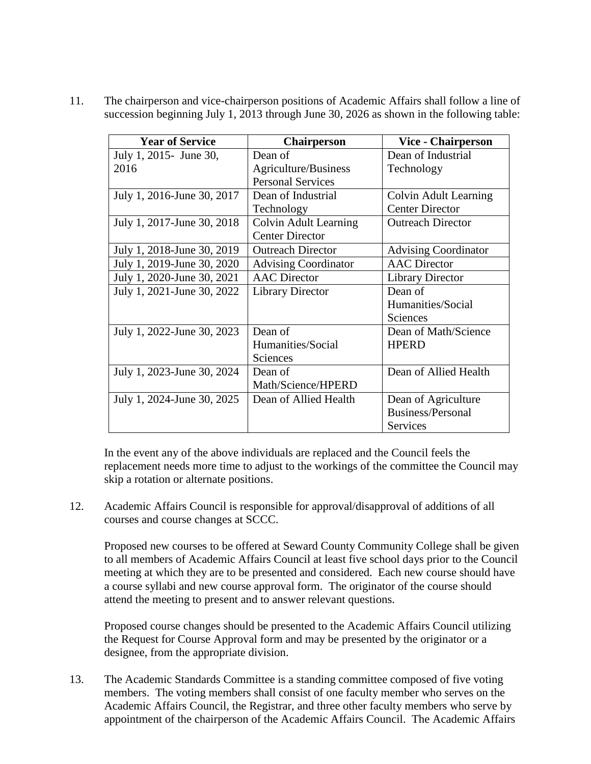11. The chairperson and vice-chairperson positions of Academic Affairs shall follow a line of succession beginning July 1, 2013 through June 30, 2026 as shown in the following table:

| Year of Service | Chairperson | Vice - Chairperson |
|---|---|---|
| July 1, 2015- June 30, 2016 | Dean of Agriculture/Business Personal Services | Dean of Industrial Technology |
| July 1, 2016-June 30, 2017 | Dean of Industrial Technology | Colvin Adult Learning Center Director |
| July 1, 2017-June 30, 2018 | Colvin Adult Learning Center Director | Outreach Director |
| July 1, 2018-June 30, 2019 | Outreach Director | Advising Coordinator |
| July 1, 2019-June 30, 2020 | Advising Coordinator | AAC Director |
| July 1, 2020-June 30, 2021 | AAC Director | Library Director |
| July 1, 2021-June 30, 2022 | Library Director | Dean of Humanities/Social Sciences |
| July 1, 2022-June 30, 2023 | Dean of Humanities/Social Sciences | Dean of Math/Science HPERD |
| July 1, 2023-June 30, 2024 | Dean of Math/Science/HPERD | Dean of Allied Health |
| July 1, 2024-June 30, 2025 | Dean of Allied Health | Dean of Agriculture Business/Personal Services |

In the event any of the above individuals are replaced and the Council feels the replacement needs more time to adjust to the workings of the committee the Council may skip a rotation or alternate positions.

12. Academic Affairs Council is responsible for approval/disapproval of additions of all courses and course changes at SCCC.

Proposed new courses to be offered at Seward County Community College shall be given to all members of Academic Affairs Council at least five school days prior to the Council meeting at which they are to be presented and considered. Each new course should have a course syllabi and new course approval form. The originator of the course should attend the meeting to present and to answer relevant questions.

Proposed course changes should be presented to the Academic Affairs Council utilizing the Request for Course Approval form and may be presented by the originator or a designee, from the appropriate division.

13. The Academic Standards Committee is a standing committee composed of five voting members. The voting members shall consist of one faculty member who serves on the Academic Affairs Council, the Registrar, and three other faculty members who serve by appointment of the chairperson of the Academic Affairs Council. The Academic Affairs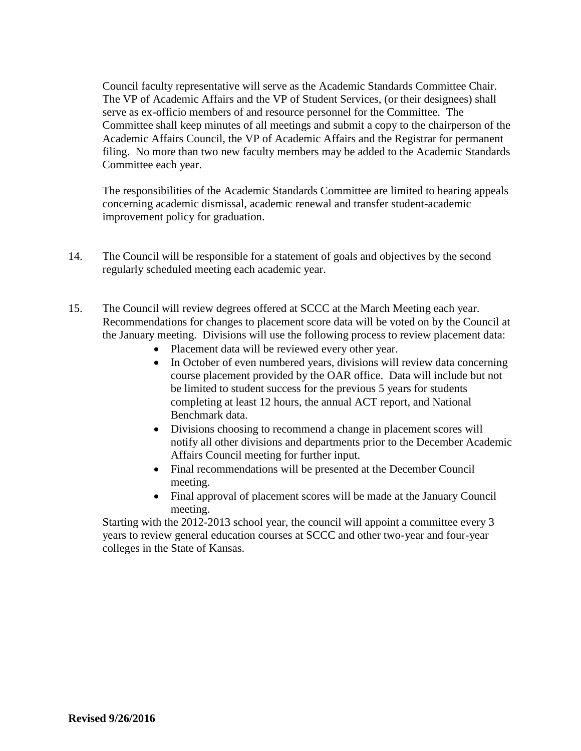Council faculty representative will serve as the Academic Standards Committee Chair. The VP of Academic Affairs and the VP of Student Services, (or their designees) shall serve as ex-officio members of and resource personnel for the Committee. The Committee shall keep minutes of all meetings and submit a copy to the chairperson of the Academic Affairs Council, the VP of Academic Affairs and the Registrar for permanent filing. No more than two new faculty members may be added to the Academic Standards Committee each year.

The responsibilities of the Academic Standards Committee are limited to hearing appeals concerning academic dismissal, academic renewal and transfer student-academic improvement policy for graduation.

14. The Council will be responsible for a statement of goals and objectives by the second regularly scheduled meeting each academic year.

15. The Council will review degrees offered at SCCC at the March Meeting each year. Recommendations for changes to placement score data will be voted on by the Council at the January meeting. Divisions will use the following process to review placement data:
    - Placement data will be reviewed every other year.
    - In October of even numbered years, divisions will review data concerning course placement provided by the OAR office. Data will include but not be limited to student success for the previous 5 years for students completing at least 12 hours, the annual ACT report, and National Benchmark data.
    - Divisions choosing to recommend a change in placement scores will notify all other divisions and departments prior to the December Academic Affairs Council meeting for further input.
    - Final recommendations will be presented at the December Council meeting.
    - Final approval of placement scores will be made at the January Council meeting.

    Starting with the 2012-2013 school year, the council will appoint a committee every 3 years to review general education courses at SCCC and other two-year and four-year colleges in the State of Kansas.

**Revised 9/26/2016**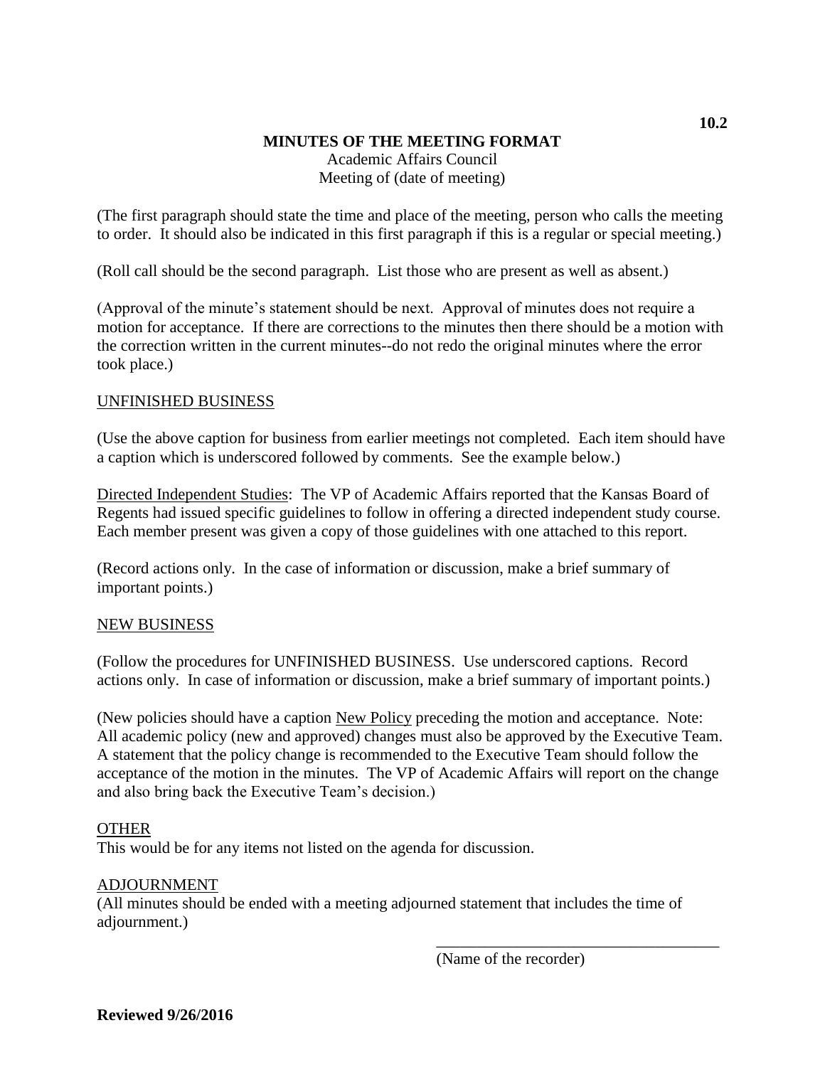10.2

**MINUTES OF THE MEETING FORMAT**

Academic Affairs Council

Meeting of (date of meeting)

(The first paragraph should state the time and place of the meeting, person who calls the meeting to order. It should also be indicated in this first paragraph if this is a regular or special meeting.)

(Roll call should be the second paragraph. List those who are present as well as absent.)

(Approval of the minute's statement should be next. Approval of minutes does not require a motion for acceptance. If there are corrections to the minutes then there should be a motion with the correction written in the current minutes--do not redo the original minutes where the error took place.)

<u>UNFINISHED BUSINESS</u>

(Use the above caption for business from earlier meetings not completed. Each item should have a caption which is underscored followed by comments. See the example below.)

<u>Directed Independent Studies</u>: The VP of Academic Affairs reported that the Kansas Board of Regents had issued specific guidelines to follow in offering a directed independent study course. Each member present was given a copy of those guidelines with one attached to this report.

(Record actions only. In the case of information or discussion, make a brief summary of important points.)

<u>NEW BUSINESS</u>

(Follow the procedures for UNFINISHED BUSINESS. Use underscored captions. Record actions only. In case of information or discussion, make a brief summary of important points.)

(New policies should have a caption <u>New Policy</u> preceding the motion and acceptance. Note: All academic policy (new and approved) changes must also be approved by the Executive Team. A statement that the policy change is recommended to the Executive Team should follow the acceptance of the motion in the minutes. The VP of Academic Affairs will report on the change and also bring back the Executive Team's decision.)

<u>OTHER</u>

This would be for any items not listed on the agenda for discussion.

<u>ADJOURNMENT</u>

(All minutes should be ended with a meeting adjourned statement that includes the time of adjournment.)

\_\_\_\_\_\_\_\_\_\_\_\_\_\_\_\_\_\_\_\_\_\_\_\_\_\_\_\_\_\_\_\_\_\_\_\_

(Name of the recorder)

**Reviewed 9/26/2016**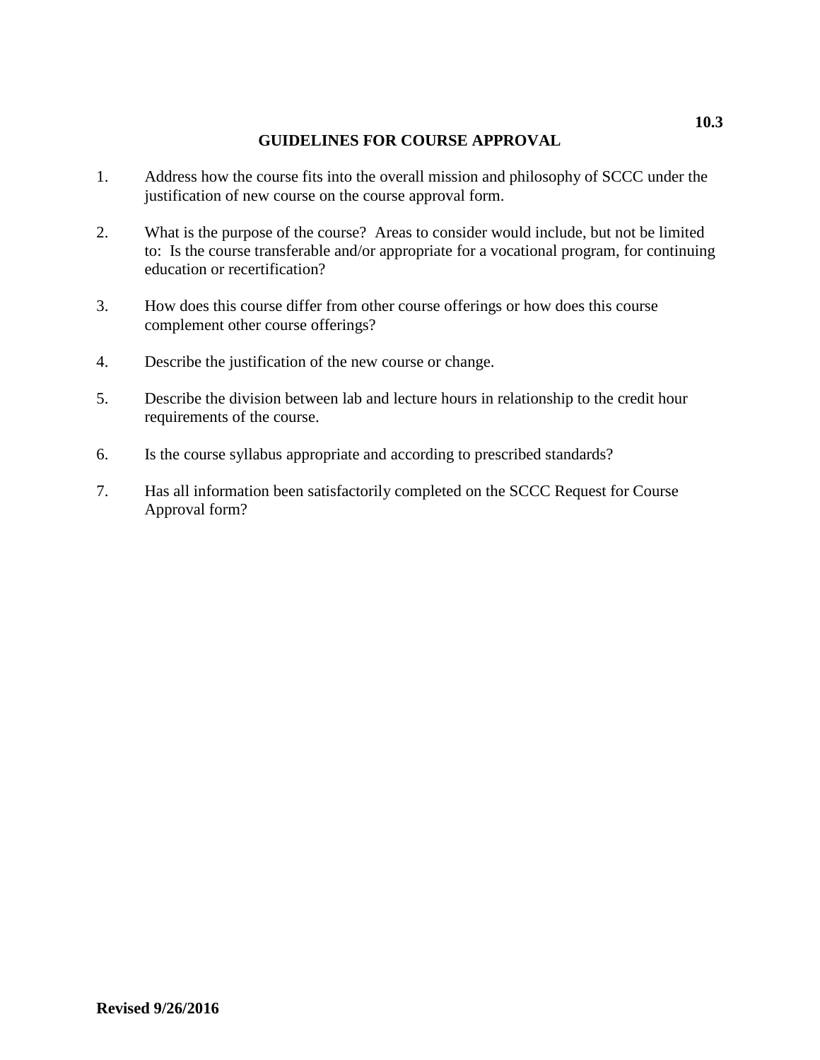**10.3**

## GUIDELINES FOR COURSE APPROVAL

1. Address how the course fits into the overall mission and philosophy of SCCC under the justification of new course on the course approval form.

2. What is the purpose of the course? Areas to consider would include, but not be limited to: Is the course transferable and/or appropriate for a vocational program, for continuing education or recertification?

3. How does this course differ from other course offerings or how does this course complement other course offerings?

4. Describe the justification of the new course or change.

5. Describe the division between lab and lecture hours in relationship to the credit hour requirements of the course.

6. Is the course syllabus appropriate and according to prescribed standards?

7. Has all information been satisfactorily completed on the SCCC Request for Course Approval form?

**Revised 9/26/2016**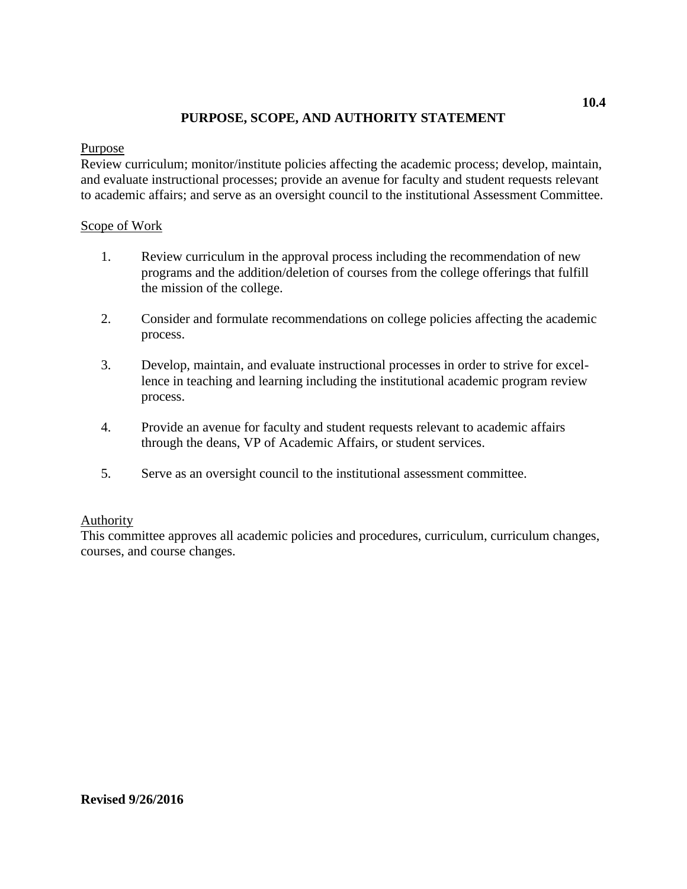10.4

# PURPOSE, SCOPE, AND AUTHORITY STATEMENT

Purpose

Review curriculum; monitor/institute policies affecting the academic process; develop, maintain, and evaluate instructional processes; provide an avenue for faculty and student requests relevant to academic affairs; and serve as an oversight council to the institutional Assessment Committee.

Scope of Work

1. Review curriculum in the approval process including the recommendation of new programs and the addition/deletion of courses from the college offerings that fulfill the mission of the college.

2. Consider and formulate recommendations on college policies affecting the academic process.

3. Develop, maintain, and evaluate instructional processes in order to strive for excellence in teaching and learning including the institutional academic program review process.

4. Provide an avenue for faculty and student requests relevant to academic affairs through the deans, VP of Academic Affairs, or student services.

5. Serve as an oversight council to the institutional assessment committee.

Authority

This committee approves all academic policies and procedures, curriculum, curriculum changes, courses, and course changes.

**Revised 9/26/2016**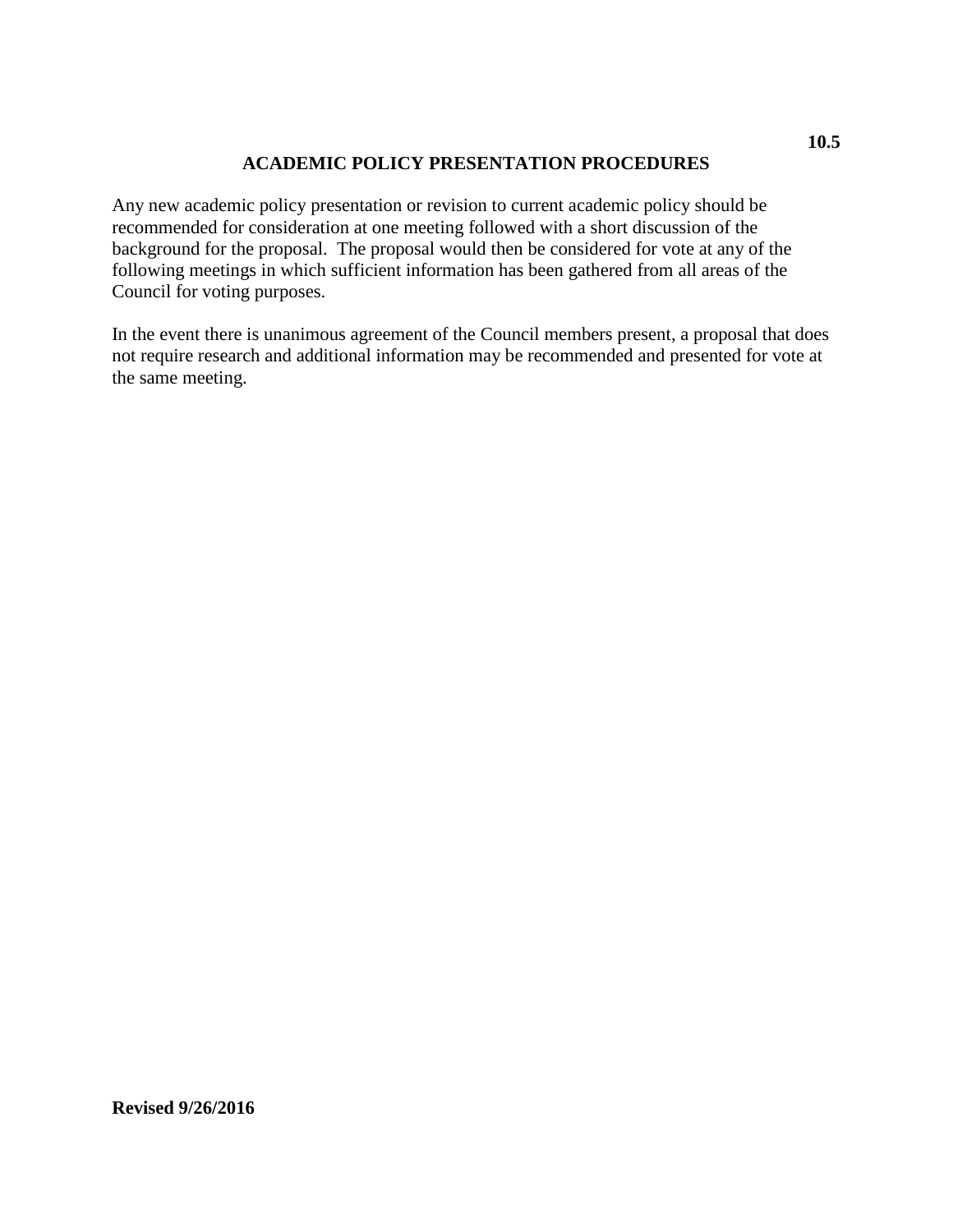**10.5**

## ACADEMIC POLICY PRESENTATION PROCEDURES

Any new academic policy presentation or revision to current academic policy should be recommended for consideration at one meeting followed with a short discussion of the background for the proposal. The proposal would then be considered for vote at any of the following meetings in which sufficient information has been gathered from all areas of the Council for voting purposes.

In the event there is unanimous agreement of the Council members present, a proposal that does not require research and additional information may be recommended and presented for vote at the same meeting.

**Revised 9/26/2016**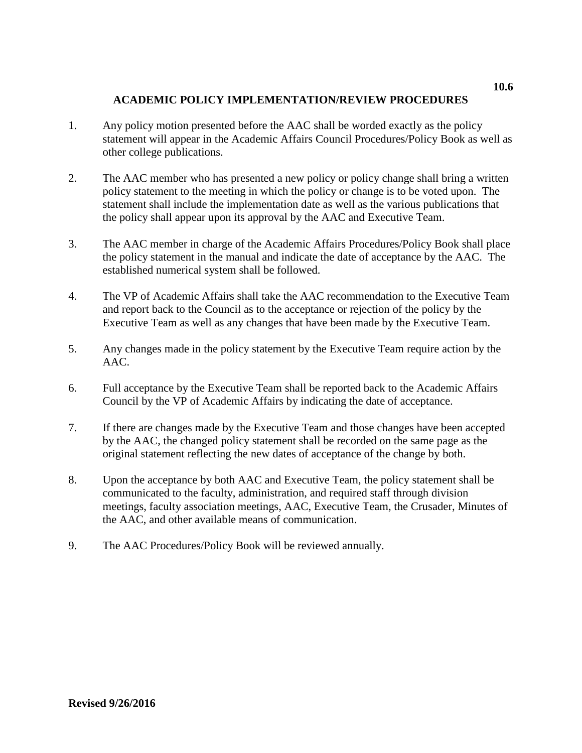**10.6**

## ACADEMIC POLICY IMPLEMENTATION/REVIEW PROCEDURES

1. Any policy motion presented before the AAC shall be worded exactly as the policy statement will appear in the Academic Affairs Council Procedures/Policy Book as well as other college publications.

2. The AAC member who has presented a new policy or policy change shall bring a written policy statement to the meeting in which the policy or change is to be voted upon. The statement shall include the implementation date as well as the various publications that the policy shall appear upon its approval by the AAC and Executive Team.

3. The AAC member in charge of the Academic Affairs Procedures/Policy Book shall place the policy statement in the manual and indicate the date of acceptance by the AAC. The established numerical system shall be followed.

4. The VP of Academic Affairs shall take the AAC recommendation to the Executive Team and report back to the Council as to the acceptance or rejection of the policy by the Executive Team as well as any changes that have been made by the Executive Team.

5. Any changes made in the policy statement by the Executive Team require action by the AAC.

6. Full acceptance by the Executive Team shall be reported back to the Academic Affairs Council by the VP of Academic Affairs by indicating the date of acceptance.

7. If there are changes made by the Executive Team and those changes have been accepted by the AAC, the changed policy statement shall be recorded on the same page as the original statement reflecting the new dates of acceptance of the change by both.

8. Upon the acceptance by both AAC and Executive Team, the policy statement shall be communicated to the faculty, administration, and required staff through division meetings, faculty association meetings, AAC, Executive Team, the Crusader, Minutes of the AAC, and other available means of communication.

9. The AAC Procedures/Policy Book will be reviewed annually.

**Revised 9/26/2016**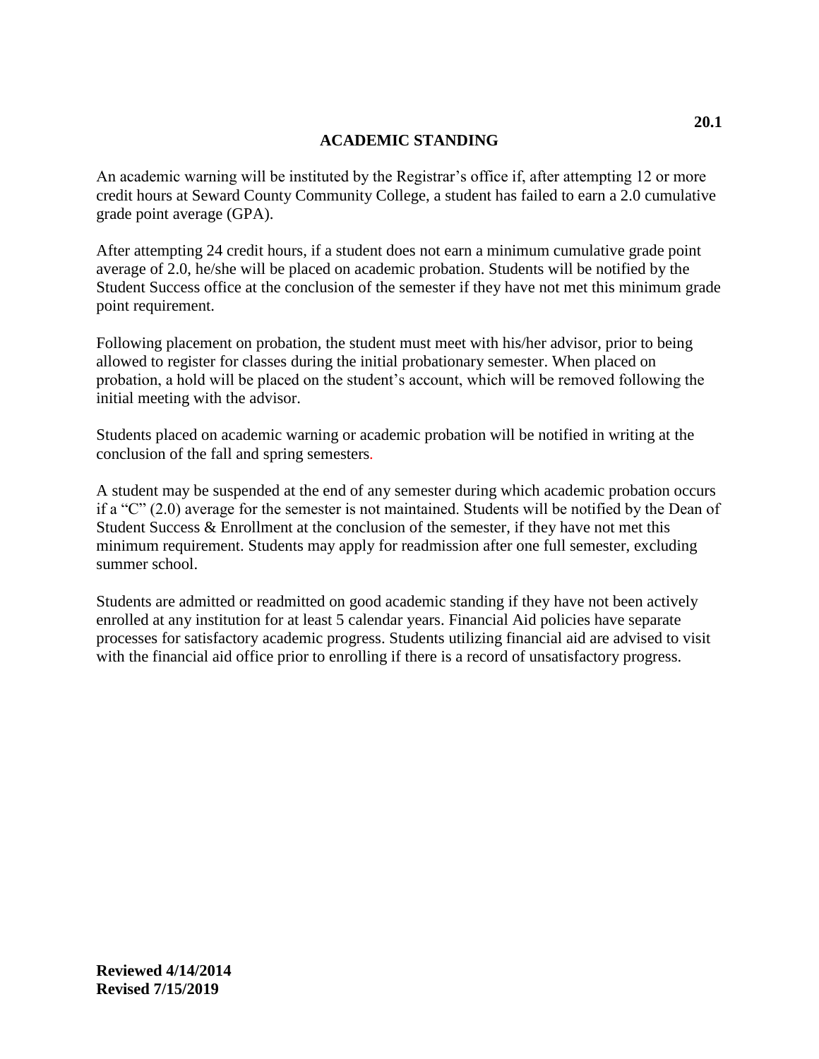# ACADEMIC STANDING

An academic warning will be instituted by the Registrar's office if, after attempting 12 or more credit hours at Seward County Community College, a student has failed to earn a 2.0 cumulative grade point average (GPA).

After attempting 24 credit hours, if a student does not earn a minimum cumulative grade point average of 2.0, he/she will be placed on academic probation. Students will be notified by the Student Success office at the conclusion of the semester if they have not met this minimum grade point requirement.

Following placement on probation, the student must meet with his/her advisor, prior to being allowed to register for classes during the initial probationary semester. When placed on probation, a hold will be placed on the student's account, which will be removed following the initial meeting with the advisor.

Students placed on academic warning or academic probation will be notified in writing at the conclusion of the fall and spring semesters.

A student may be suspended at the end of any semester during which academic probation occurs if a "C" (2.0) average for the semester is not maintained. Students will be notified by the Dean of Student Success & Enrollment at the conclusion of the semester, if they have not met this minimum requirement. Students may apply for readmission after one full semester, excluding summer school.

Students are admitted or readmitted on good academic standing if they have not been actively enrolled at any institution for at least 5 calendar years. Financial Aid policies have separate processes for satisfactory academic progress. Students utilizing financial aid are advised to visit with the financial aid office prior to enrolling if there is a record of unsatisfactory progress.

**Reviewed 4/14/2014**
**Revised 7/15/2019**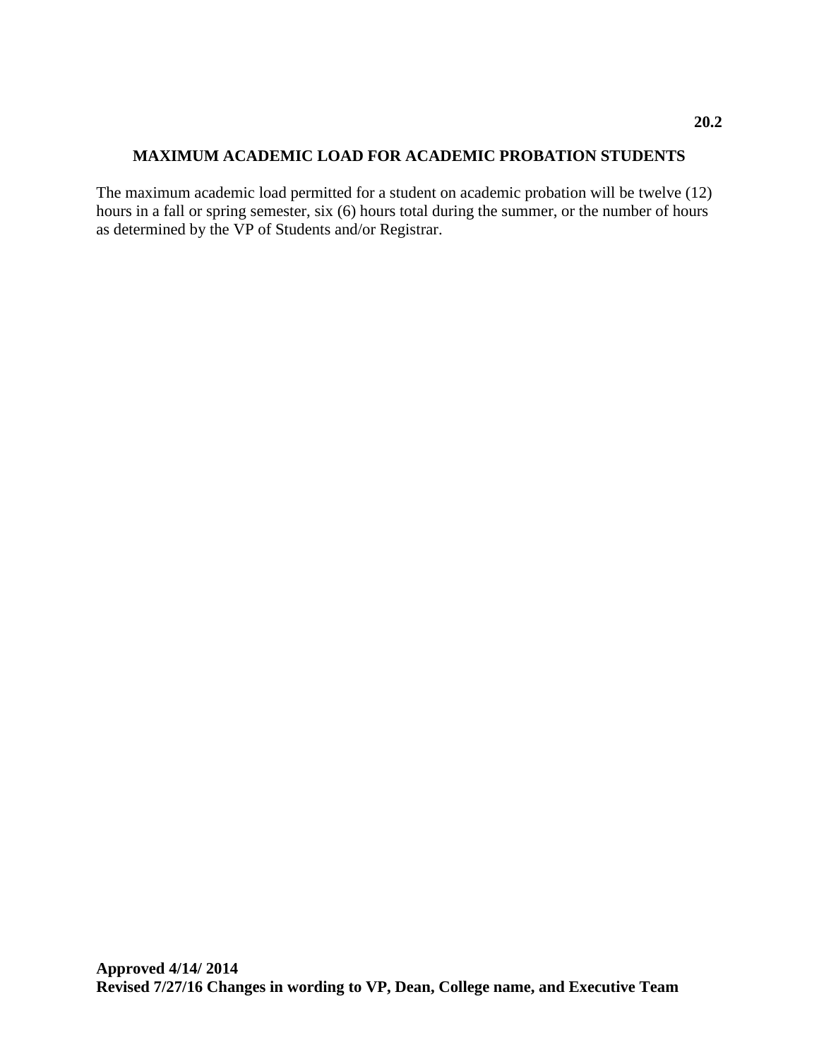**20.2**

## MAXIMUM ACADEMIC LOAD FOR ACADEMIC PROBATION STUDENTS

The maximum academic load permitted for a student on academic probation will be twelve (12) hours in a fall or spring semester, six (6) hours total during the summer, or the number of hours as determined by the VP of Students and/or Registrar.

**Approved 4/14/ 2014**
**Revised 7/27/16 Changes in wording to VP, Dean, College name, and Executive Team**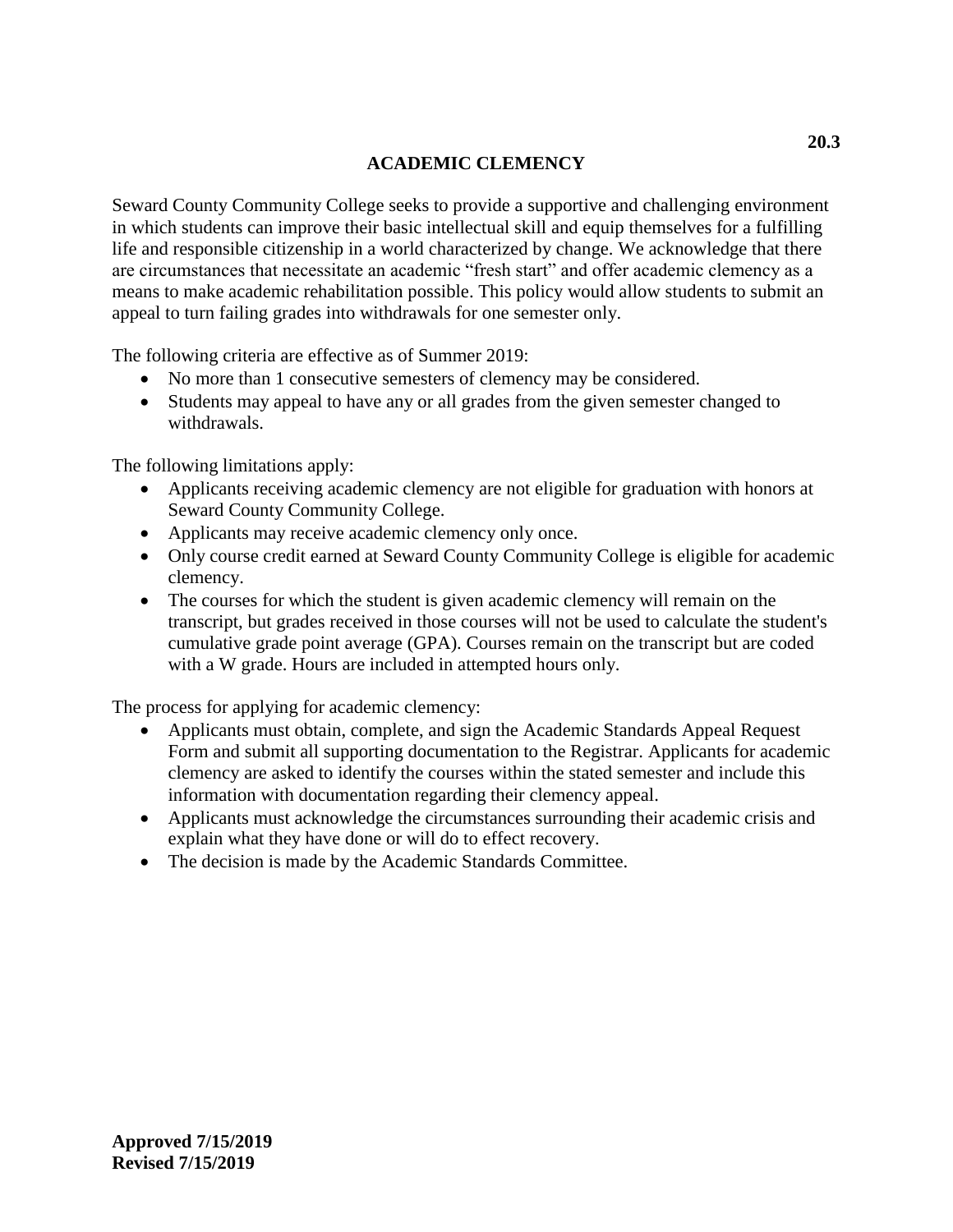# ACADEMIC CLEMENCY

Seward County Community College seeks to provide a supportive and challenging environment in which students can improve their basic intellectual skill and equip themselves for a fulfilling life and responsible citizenship in a world characterized by change. We acknowledge that there are circumstances that necessitate an academic "fresh start" and offer academic clemency as a means to make academic rehabilitation possible. This policy would allow students to submit an appeal to turn failing grades into withdrawals for one semester only.

The following criteria are effective as of Summer 2019:

- No more than 1 consecutive semesters of clemency may be considered.
- Students may appeal to have any or all grades from the given semester changed to withdrawals.

The following limitations apply:

- Applicants receiving academic clemency are not eligible for graduation with honors at Seward County Community College.
- Applicants may receive academic clemency only once.
- Only course credit earned at Seward County Community College is eligible for academic clemency.
- The courses for which the student is given academic clemency will remain on the transcript, but grades received in those courses will not be used to calculate the student's cumulative grade point average (GPA). Courses remain on the transcript but are coded with a W grade. Hours are included in attempted hours only.

The process for applying for academic clemency:

- Applicants must obtain, complete, and sign the Academic Standards Appeal Request Form and submit all supporting documentation to the Registrar. Applicants for academic clemency are asked to identify the courses within the stated semester and include this information with documentation regarding their clemency appeal.
- Applicants must acknowledge the circumstances surrounding their academic crisis and explain what they have done or will do to effect recovery.
- The decision is made by the Academic Standards Committee.

**Approved 7/15/2019**
**Revised 7/15/2019**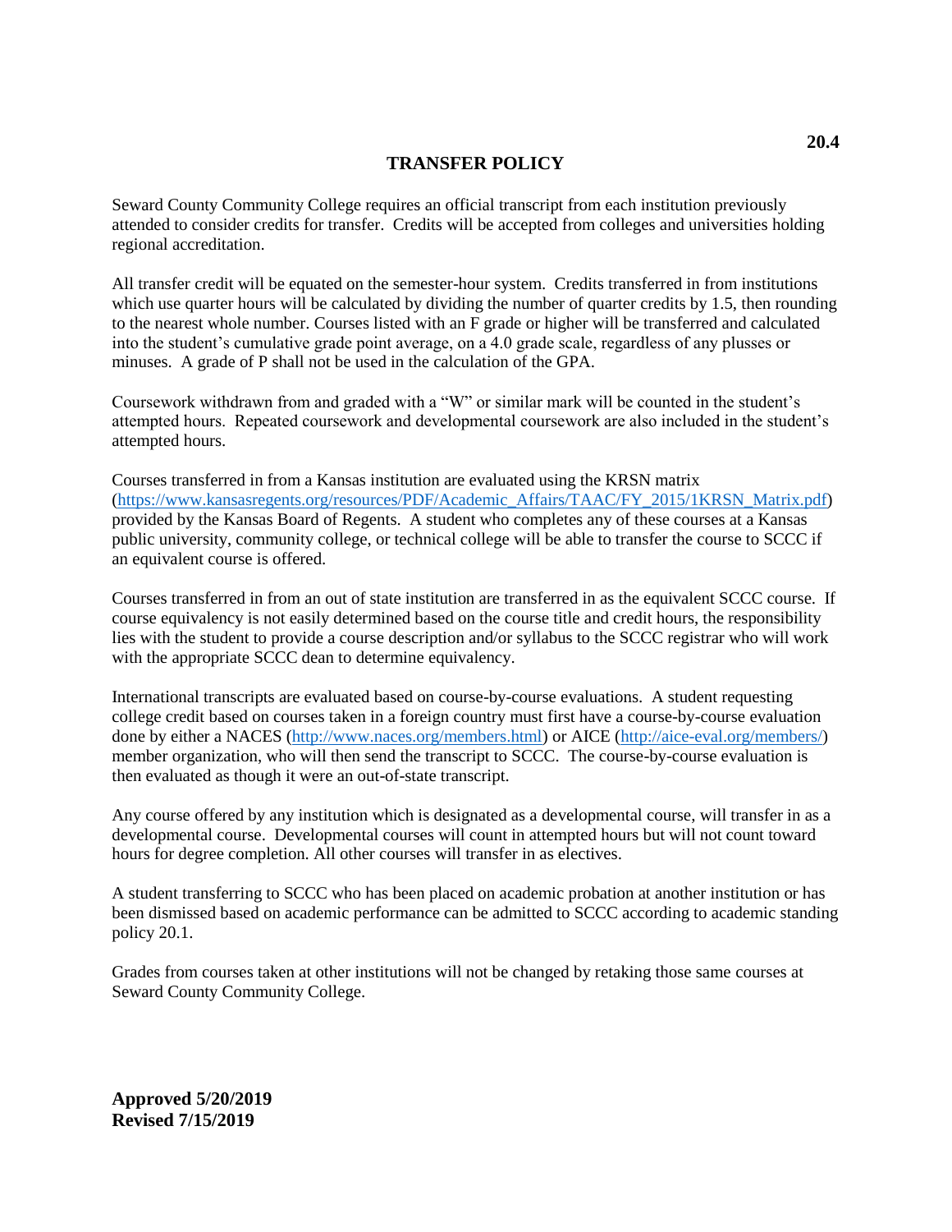**20.4**

# TRANSFER POLICY

Seward County Community College requires an official transcript from each institution previously attended to consider credits for transfer. Credits will be accepted from colleges and universities holding regional accreditation.

All transfer credit will be equated on the semester-hour system. Credits transferred in from institutions which use quarter hours will be calculated by dividing the number of quarter credits by 1.5, then rounding to the nearest whole number. Courses listed with an F grade or higher will be transferred and calculated into the student's cumulative grade point average, on a 4.0 grade scale, regardless of any plusses or minuses. A grade of P shall not be used in the calculation of the GPA.

Coursework withdrawn from and graded with a "W" or similar mark will be counted in the student's attempted hours. Repeated coursework and developmental coursework are also included in the student's attempted hours.

Courses transferred in from a Kansas institution are evaluated using the KRSN matrix (https://www.kansasregents.org/resources/PDF/Academic_Affairs/TAAC/FY_2015/1KRSN_Matrix.pdf) provided by the Kansas Board of Regents. A student who completes any of these courses at a Kansas public university, community college, or technical college will be able to transfer the course to SCCC if an equivalent course is offered.

Courses transferred in from an out of state institution are transferred in as the equivalent SCCC course. If course equivalency is not easily determined based on the course title and credit hours, the responsibility lies with the student to provide a course description and/or syllabus to the SCCC registrar who will work with the appropriate SCCC dean to determine equivalency.

International transcripts are evaluated based on course-by-course evaluations. A student requesting college credit based on courses taken in a foreign country must first have a course-by-course evaluation done by either a NACES (http://www.naces.org/members.html) or AICE (http://aice-eval.org/members/) member organization, who will then send the transcript to SCCC. The course-by-course evaluation is then evaluated as though it were an out-of-state transcript.

Any course offered by any institution which is designated as a developmental course, will transfer in as a developmental course. Developmental courses will count in attempted hours but will not count toward hours for degree completion. All other courses will transfer in as electives.

A student transferring to SCCC who has been placed on academic probation at another institution or has been dismissed based on academic performance can be admitted to SCCC according to academic standing policy 20.1.

Grades from courses taken at other institutions will not be changed by retaking those same courses at Seward County Community College.

**Approved 5/20/2019**
**Revised 7/15/2019**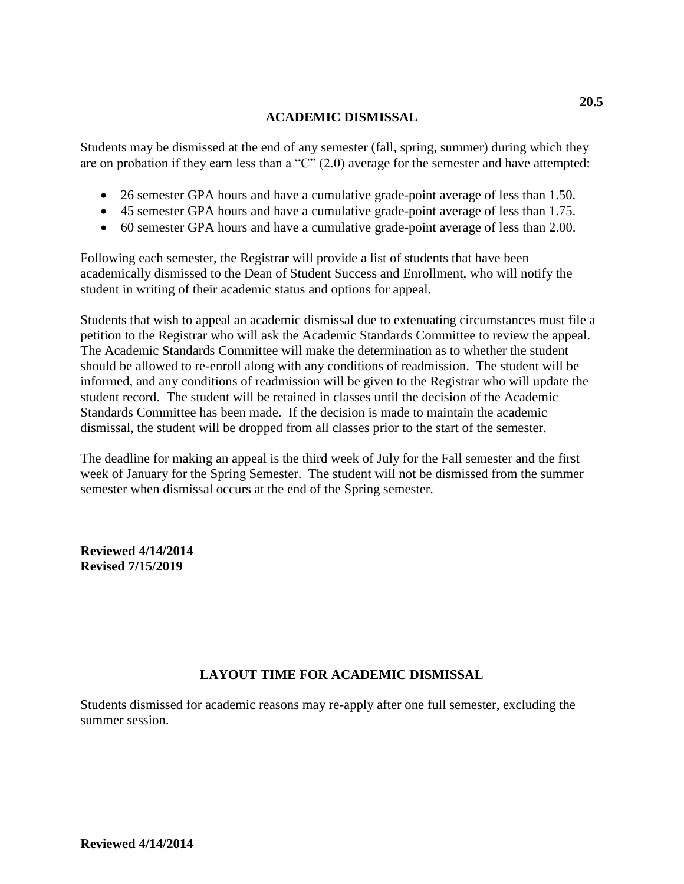## ACADEMIC DISMISSAL

Students may be dismissed at the end of any semester (fall, spring, summer) during which they are on probation if they earn less than a "C" (2.0) average for the semester and have attempted:

- 26 semester GPA hours and have a cumulative grade-point average of less than 1.50.
- 45 semester GPA hours and have a cumulative grade-point average of less than 1.75.
- 60 semester GPA hours and have a cumulative grade-point average of less than 2.00.

Following each semester, the Registrar will provide a list of students that have been academically dismissed to the Dean of Student Success and Enrollment, who will notify the student in writing of their academic status and options for appeal.

Students that wish to appeal an academic dismissal due to extenuating circumstances must file a petition to the Registrar who will ask the Academic Standards Committee to review the appeal. The Academic Standards Committee will make the determination as to whether the student should be allowed to re-enroll along with any conditions of readmission. The student will be informed, and any conditions of readmission will be given to the Registrar who will update the student record. The student will be retained in classes until the decision of the Academic Standards Committee has been made. If the decision is made to maintain the academic dismissal, the student will be dropped from all classes prior to the start of the semester.

The deadline for making an appeal is the third week of July for the Fall semester and the first week of January for the Spring Semester. The student will not be dismissed from the summer semester when dismissal occurs at the end of the Spring semester.

**Reviewed 4/14/2014**
**Revised 7/15/2019**

## LAYOUT TIME FOR ACADEMIC DISMISSAL

Students dismissed for academic reasons may re-apply after one full semester, excluding the summer session.

**Reviewed 4/14/2014**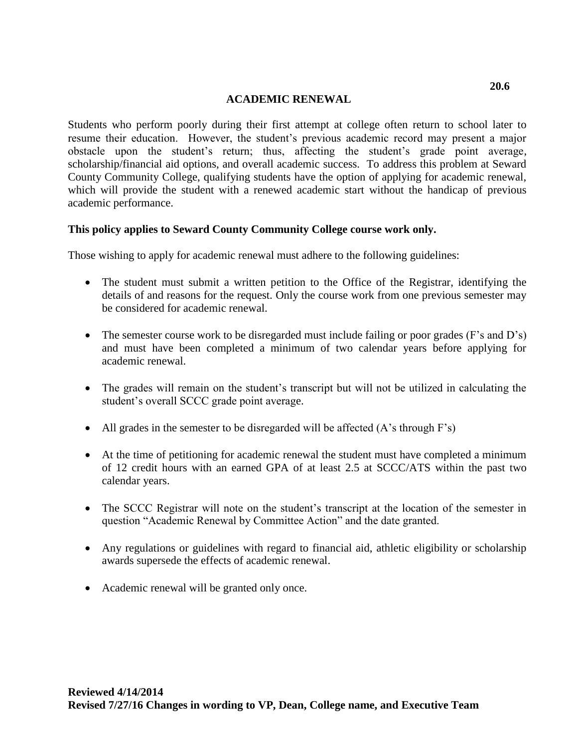20.6

# ACADEMIC RENEWAL

Students who perform poorly during their first attempt at college often return to school later to resume their education. However, the student's previous academic record may present a major obstacle upon the student's return; thus, affecting the student's grade point average, scholarship/financial aid options, and overall academic success. To address this problem at Seward County Community College, qualifying students have the option of applying for academic renewal, which will provide the student with a renewed academic start without the handicap of previous academic performance.

**This policy applies to Seward County Community College course work only.**

Those wishing to apply for academic renewal must adhere to the following guidelines:

- The student must submit a written petition to the Office of the Registrar, identifying the details of and reasons for the request. Only the course work from one previous semester may be considered for academic renewal.
- The semester course work to be disregarded must include failing or poor grades (F's and D's) and must have been completed a minimum of two calendar years before applying for academic renewal.
- The grades will remain on the student's transcript but will not be utilized in calculating the student's overall SCCC grade point average.
- All grades in the semester to be disregarded will be affected (A's through F's)
- At the time of petitioning for academic renewal the student must have completed a minimum of 12 credit hours with an earned GPA of at least 2.5 at SCCC/ATS within the past two calendar years.
- The SCCC Registrar will note on the student's transcript at the location of the semester in question "Academic Renewal by Committee Action" and the date granted.
- Any regulations or guidelines with regard to financial aid, athletic eligibility or scholarship awards supersede the effects of academic renewal.
- Academic renewal will be granted only once.

**Reviewed 4/14/2014**
**Revised 7/27/16 Changes in wording to VP, Dean, College name, and Executive Team**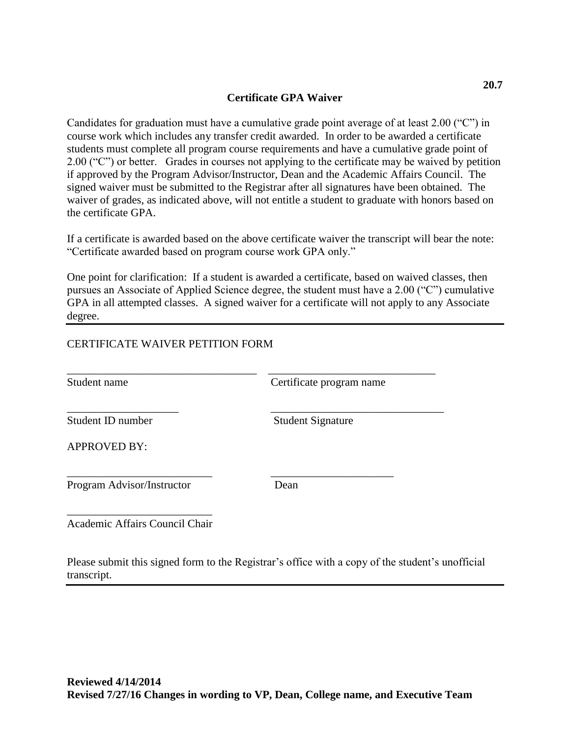**20.7**

## Certificate GPA Waiver

Candidates for graduation must have a cumulative grade point average of at least 2.00 ("C") in course work which includes any transfer credit awarded. In order to be awarded a certificate students must complete all program course requirements and have a cumulative grade point of 2.00 ("C") or better. Grades in courses not applying to the certificate may be waived by petition if approved by the Program Advisor/Instructor, Dean and the Academic Affairs Council. The signed waiver must be submitted to the Registrar after all signatures have been obtained. The waiver of grades, as indicated above, will not entitle a student to graduate with honors based on the certificate GPA.

If a certificate is awarded based on the above certificate waiver the transcript will bear the note: "Certificate awarded based on program course work GPA only."

One point for clarification: If a student is awarded a certificate, based on waived classes, then pursues an Associate of Applied Science degree, the student must have a 2.00 ("C") cumulative GPA in all attempted classes. A signed waiver for a certificate will not apply to any Associate degree.

---

CERTIFICATE WAIVER PETITION FORM

\_\_\_\_\_\_\_\_\_\_\_\_\_\_\_\_\_\_\_\_\_\_\_\_\_\_\_\_\_\_\_\_\_\_\_ \_\_\_\_\_\_\_\_\_\_\_\_\_\_\_\_\_\_\_\_\_\_\_\_\_\_\_\_\_\_
Student name Certificate program name

\_\_\_\_\_\_\_\_\_\_\_\_\_\_\_\_\_\_\_\_ \_\_\_\_\_\_\_\_\_\_\_\_\_\_\_\_\_\_\_\_\_\_\_\_\_\_\_\_\_\_\_
Student ID number Student Signature

APPROVED BY:

\_\_\_\_\_\_\_\_\_\_\_\_\_\_\_\_\_\_\_\_\_\_\_\_\_\_ \_\_\_\_\_\_\_\_\_\_\_\_\_\_\_\_\_\_\_\_\_\_
Program Advisor/Instructor Dean

\_\_\_\_\_\_\_\_\_\_\_\_\_\_\_\_\_\_\_\_\_\_\_\_\_\_
Academic Affairs Council Chair

Please submit this signed form to the Registrar's office with a copy of the student's unofficial transcript.

---

**Reviewed 4/14/2014**
**Revised 7/27/16 Changes in wording to VP, Dean, College name, and Executive Team**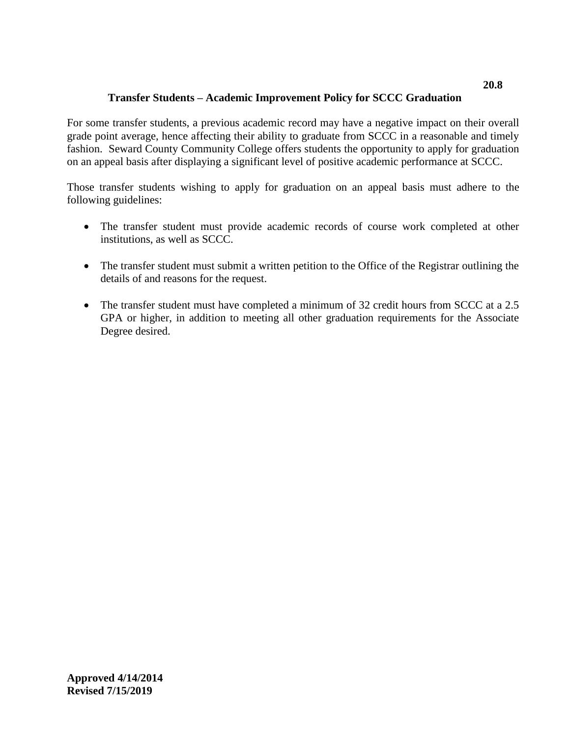**20.8**

## Transfer Students – Academic Improvement Policy for SCCC Graduation

For some transfer students, a previous academic record may have a negative impact on their overall grade point average, hence affecting their ability to graduate from SCCC in a reasonable and timely fashion. Seward County Community College offers students the opportunity to apply for graduation on an appeal basis after displaying a significant level of positive academic performance at SCCC.

Those transfer students wishing to apply for graduation on an appeal basis must adhere to the following guidelines:

- The transfer student must provide academic records of course work completed at other institutions, as well as SCCC.
- The transfer student must submit a written petition to the Office of the Registrar outlining the details of and reasons for the request.
- The transfer student must have completed a minimum of 32 credit hours from SCCC at a 2.5 GPA or higher, in addition to meeting all other graduation requirements for the Associate Degree desired.

**Approved 4/14/2014**
**Revised 7/15/2019**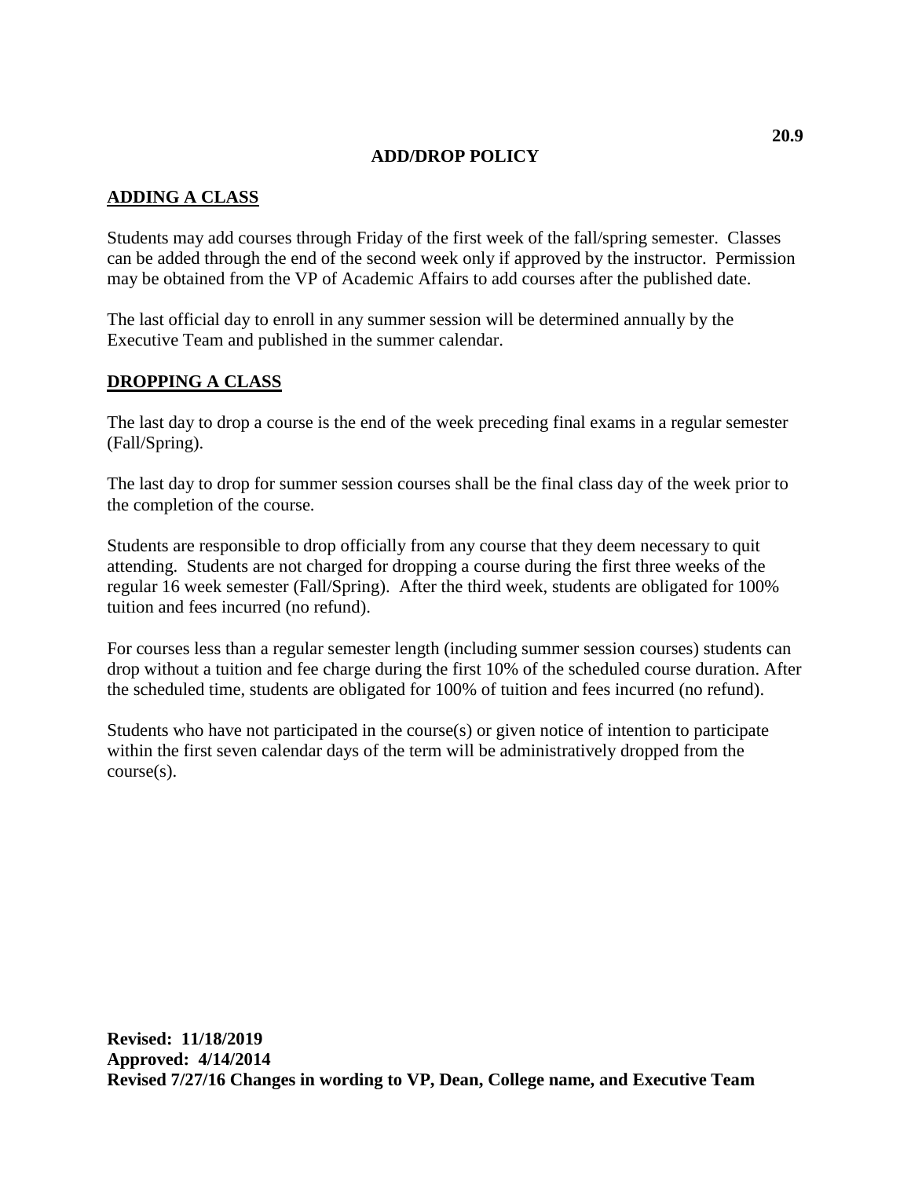20.9

# ADD/DROP POLICY

## ADDING A CLASS

Students may add courses through Friday of the first week of the fall/spring semester. Classes can be added through the end of the second week only if approved by the instructor. Permission may be obtained from the VP of Academic Affairs to add courses after the published date.

The last official day to enroll in any summer session will be determined annually by the Executive Team and published in the summer calendar.

## DROPPING A CLASS

The last day to drop a course is the end of the week preceding final exams in a regular semester (Fall/Spring).

The last day to drop for summer session courses shall be the final class day of the week prior to the completion of the course.

Students are responsible to drop officially from any course that they deem necessary to quit attending. Students are not charged for dropping a course during the first three weeks of the regular 16 week semester (Fall/Spring). After the third week, students are obligated for 100% tuition and fees incurred (no refund).

For courses less than a regular semester length (including summer session courses) students can drop without a tuition and fee charge during the first 10% of the scheduled course duration. After the scheduled time, students are obligated for 100% of tuition and fees incurred (no refund).

Students who have not participated in the course(s) or given notice of intention to participate within the first seven calendar days of the term will be administratively dropped from the course(s).

**Revised: 11/18/2019**
**Approved: 4/14/2014**
**Revised 7/27/16 Changes in wording to VP, Dean, College name, and Executive Team**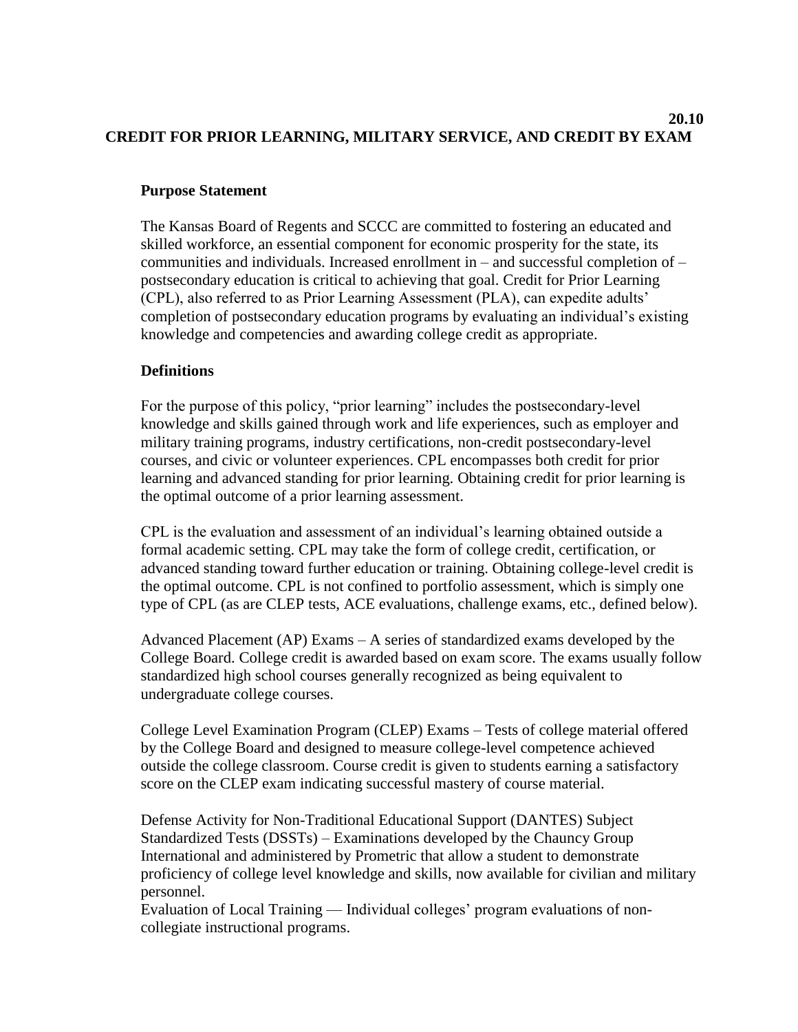**20.10**

# CREDIT FOR PRIOR LEARNING, MILITARY SERVICE, AND CREDIT BY EXAM

## Purpose Statement

The Kansas Board of Regents and SCCC are committed to fostering an educated and skilled workforce, an essential component for economic prosperity for the state, its communities and individuals. Increased enrollment in – and successful completion of – postsecondary education is critical to achieving that goal. Credit for Prior Learning (CPL), also referred to as Prior Learning Assessment (PLA), can expedite adults' completion of postsecondary education programs by evaluating an individual's existing knowledge and competencies and awarding college credit as appropriate.

## Definitions

For the purpose of this policy, "prior learning" includes the postsecondary-level knowledge and skills gained through work and life experiences, such as employer and military training programs, industry certifications, non-credit postsecondary-level courses, and civic or volunteer experiences. CPL encompasses both credit for prior learning and advanced standing for prior learning. Obtaining credit for prior learning is the optimal outcome of a prior learning assessment.

CPL is the evaluation and assessment of an individual's learning obtained outside a formal academic setting. CPL may take the form of college credit, certification, or advanced standing toward further education or training. Obtaining college-level credit is the optimal outcome. CPL is not confined to portfolio assessment, which is simply one type of CPL (as are CLEP tests, ACE evaluations, challenge exams, etc., defined below).

Advanced Placement (AP) Exams – A series of standardized exams developed by the College Board. College credit is awarded based on exam score. The exams usually follow standardized high school courses generally recognized as being equivalent to undergraduate college courses.

College Level Examination Program (CLEP) Exams – Tests of college material offered by the College Board and designed to measure college-level competence achieved outside the college classroom. Course credit is given to students earning a satisfactory score on the CLEP exam indicating successful mastery of course material.

Defense Activity for Non-Traditional Educational Support (DANTES) Subject Standardized Tests (DSSTs) – Examinations developed by the Chauncy Group International and administered by Prometric that allow a student to demonstrate proficiency of college level knowledge and skills, now available for civilian and military personnel.

Evaluation of Local Training — Individual colleges' program evaluations of non-collegiate instructional programs.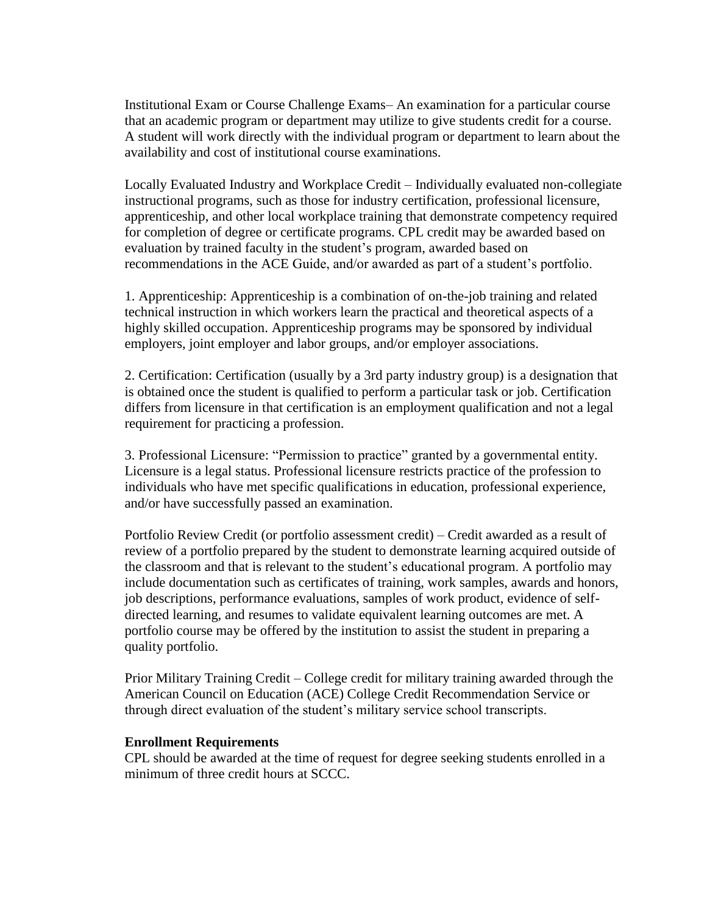Institutional Exam or Course Challenge Exams– An examination for a particular course that an academic program or department may utilize to give students credit for a course. A student will work directly with the individual program or department to learn about the availability and cost of institutional course examinations.

Locally Evaluated Industry and Workplace Credit – Individually evaluated non-collegiate instructional programs, such as those for industry certification, professional licensure, apprenticeship, and other local workplace training that demonstrate competency required for completion of degree or certificate programs. CPL credit may be awarded based on evaluation by trained faculty in the student's program, awarded based on recommendations in the ACE Guide, and/or awarded as part of a student's portfolio.

1. Apprenticeship: Apprenticeship is a combination of on-the-job training and related technical instruction in which workers learn the practical and theoretical aspects of a highly skilled occupation. Apprenticeship programs may be sponsored by individual employers, joint employer and labor groups, and/or employer associations.

2. Certification: Certification (usually by a 3rd party industry group) is a designation that is obtained once the student is qualified to perform a particular task or job. Certification differs from licensure in that certification is an employment qualification and not a legal requirement for practicing a profession.

3. Professional Licensure: "Permission to practice" granted by a governmental entity. Licensure is a legal status. Professional licensure restricts practice of the profession to individuals who have met specific qualifications in education, professional experience, and/or have successfully passed an examination.

Portfolio Review Credit (or portfolio assessment credit) – Credit awarded as a result of review of a portfolio prepared by the student to demonstrate learning acquired outside of the classroom and that is relevant to the student's educational program. A portfolio may include documentation such as certificates of training, work samples, awards and honors, job descriptions, performance evaluations, samples of work product, evidence of self-directed learning, and resumes to validate equivalent learning outcomes are met. A portfolio course may be offered by the institution to assist the student in preparing a quality portfolio.

Prior Military Training Credit – College credit for military training awarded through the American Council on Education (ACE) College Credit Recommendation Service or through direct evaluation of the student's military service school transcripts.

**Enrollment Requirements**

CPL should be awarded at the time of request for degree seeking students enrolled in a minimum of three credit hours at SCCC.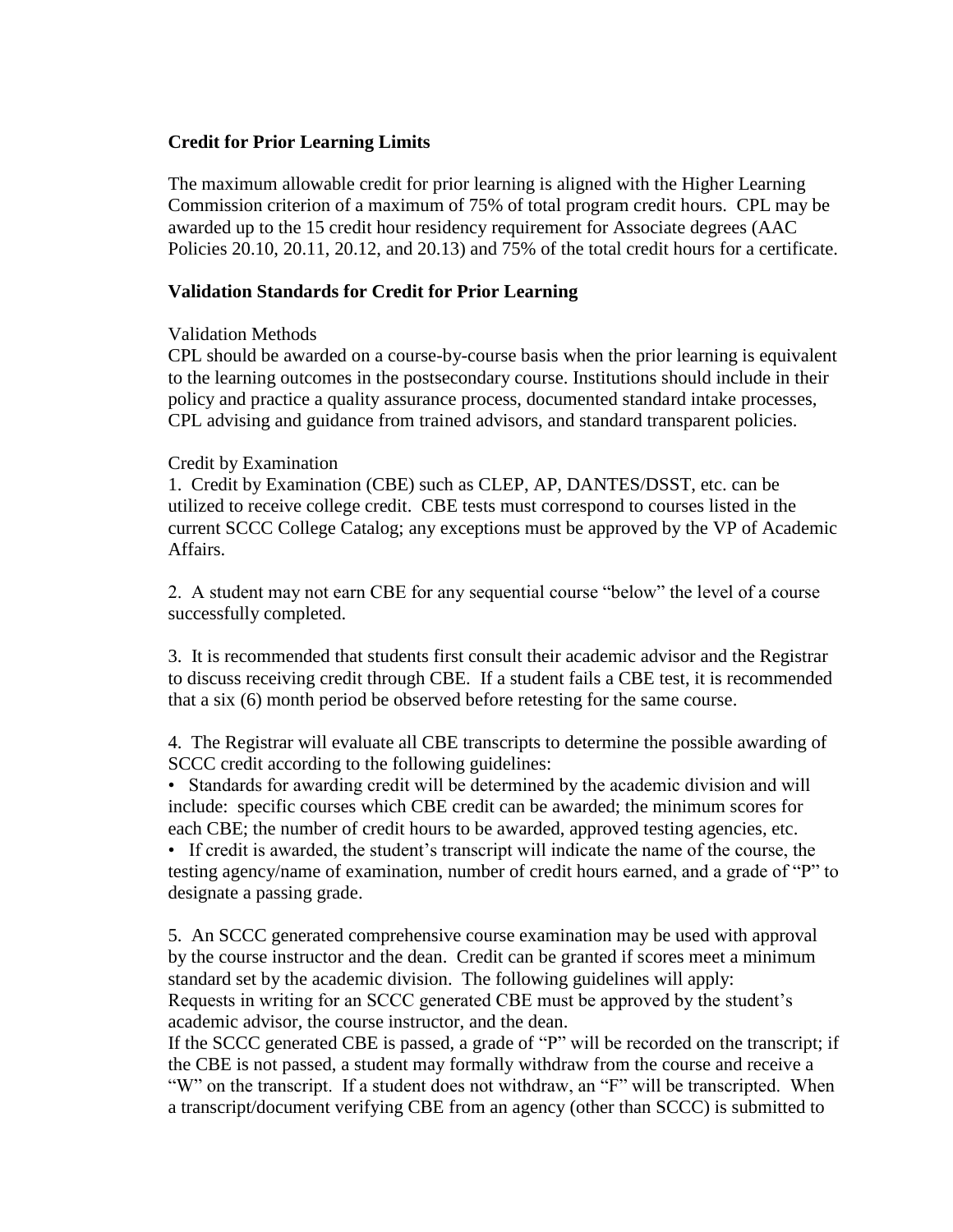**Credit for Prior Learning Limits**

The maximum allowable credit for prior learning is aligned with the Higher Learning Commission criterion of a maximum of 75% of total program credit hours. CPL may be awarded up to the 15 credit hour residency requirement for Associate degrees (AAC Policies 20.10, 20.11, 20.12, and 20.13) and 75% of the total credit hours for a certificate.

**Validation Standards for Credit for Prior Learning**

Validation Methods

CPL should be awarded on a course-by-course basis when the prior learning is equivalent to the learning outcomes in the postsecondary course. Institutions should include in their policy and practice a quality assurance process, documented standard intake processes, CPL advising and guidance from trained advisors, and standard transparent policies.

Credit by Examination

1. Credit by Examination (CBE) such as CLEP, AP, DANTES/DSST, etc. can be utilized to receive college credit. CBE tests must correspond to courses listed in the current SCCC College Catalog; any exceptions must be approved by the VP of Academic Affairs.

2. A student may not earn CBE for any sequential course "below" the level of a course successfully completed.

3. It is recommended that students first consult their academic advisor and the Registrar to discuss receiving credit through CBE. If a student fails a CBE test, it is recommended that a six (6) month period be observed before retesting for the same course.

4. The Registrar will evaluate all CBE transcripts to determine the possible awarding of SCCC credit according to the following guidelines:

- Standards for awarding credit will be determined by the academic division and will include: specific courses which CBE credit can be awarded; the minimum scores for each CBE; the number of credit hours to be awarded, approved testing agencies, etc.
- If credit is awarded, the student's transcript will indicate the name of the course, the testing agency/name of examination, number of credit hours earned, and a grade of "P" to designate a passing grade.

5. An SCCC generated comprehensive course examination may be used with approval by the course instructor and the dean. Credit can be granted if scores meet a minimum standard set by the academic division. The following guidelines will apply:
Requests in writing for an SCCC generated CBE must be approved by the student's academic advisor, the course instructor, and the dean.
If the SCCC generated CBE is passed, a grade of "P" will be recorded on the transcript; if the CBE is not passed, a student may formally withdraw from the course and receive a "W" on the transcript. If a student does not withdraw, an "F" will be transcripted. When a transcript/document verifying CBE from an agency (other than SCCC) is submitted to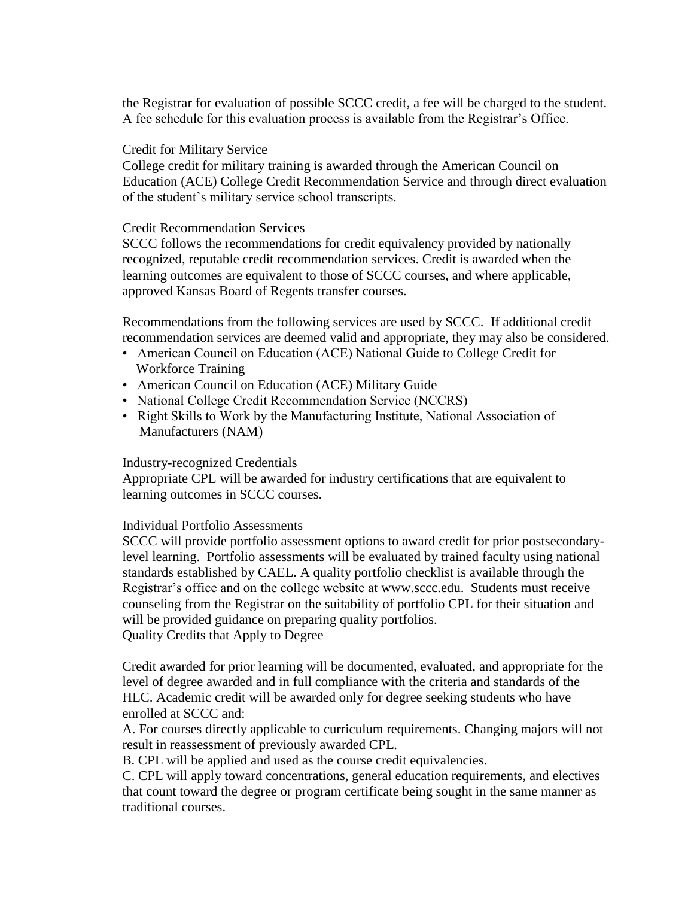the Registrar for evaluation of possible SCCC credit, a fee will be charged to the student. A fee schedule for this evaluation process is available from the Registrar's Office.

### Credit for Military Service

College credit for military training is awarded through the American Council on Education (ACE) College Credit Recommendation Service and through direct evaluation of the student's military service school transcripts.

### Credit Recommendation Services

SCCC follows the recommendations for credit equivalency provided by nationally recognized, reputable credit recommendation services. Credit is awarded when the learning outcomes are equivalent to those of SCCC courses, and where applicable, approved Kansas Board of Regents transfer courses.

Recommendations from the following services are used by SCCC. If additional credit recommendation services are deemed valid and appropriate, they may also be considered.

- American Council on Education (ACE) National Guide to College Credit for Workforce Training
- American Council on Education (ACE) Military Guide
- National College Credit Recommendation Service (NCCRS)
- Right Skills to Work by the Manufacturing Institute, National Association of Manufacturers (NAM)

### Industry-recognized Credentials

Appropriate CPL will be awarded for industry certifications that are equivalent to learning outcomes in SCCC courses.

### Individual Portfolio Assessments

SCCC will provide portfolio assessment options to award credit for prior postsecondary-level learning. Portfolio assessments will be evaluated by trained faculty using national standards established by CAEL. A quality portfolio checklist is available through the Registrar's office and on the college website at www.sccc.edu. Students must receive counseling from the Registrar on the suitability of portfolio CPL for their situation and will be provided guidance on preparing quality portfolios.

### Quality Credits that Apply to Degree

Credit awarded for prior learning will be documented, evaluated, and appropriate for the level of degree awarded and in full compliance with the criteria and standards of the HLC. Academic credit will be awarded only for degree seeking students who have enrolled at SCCC and:

A. For courses directly applicable to curriculum requirements. Changing majors will not result in reassessment of previously awarded CPL.

B. CPL will be applied and used as the course credit equivalencies.

C. CPL will apply toward concentrations, general education requirements, and electives that count toward the degree or program certificate being sought in the same manner as traditional courses.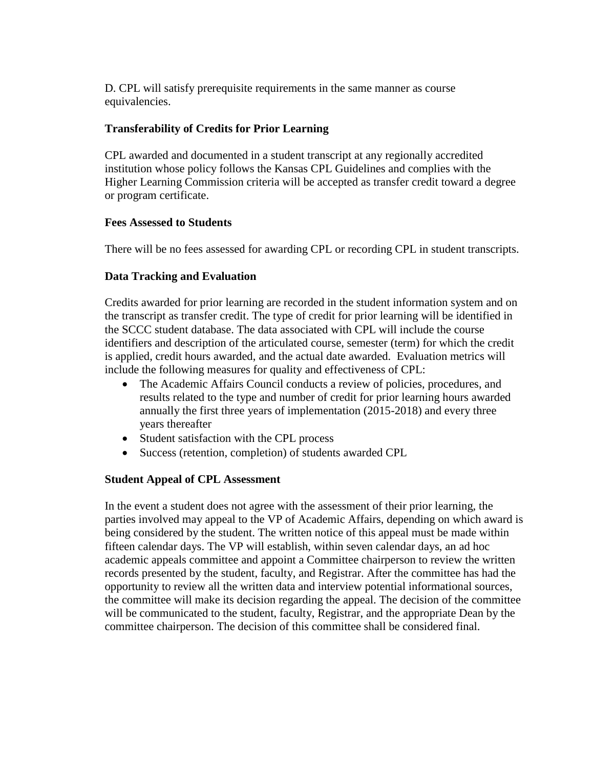D. CPL will satisfy prerequisite requirements in the same manner as course equivalencies.

### Transferability of Credits for Prior Learning

CPL awarded and documented in a student transcript at any regionally accredited institution whose policy follows the Kansas CPL Guidelines and complies with the Higher Learning Commission criteria will be accepted as transfer credit toward a degree or program certificate.

### Fees Assessed to Students

There will be no fees assessed for awarding CPL or recording CPL in student transcripts.

### Data Tracking and Evaluation

Credits awarded for prior learning are recorded in the student information system and on the transcript as transfer credit. The type of credit for prior learning will be identified in the SCCC student database. The data associated with CPL will include the course identifiers and description of the articulated course, semester (term) for which the credit is applied, credit hours awarded, and the actual date awarded. Evaluation metrics will include the following measures for quality and effectiveness of CPL:

- The Academic Affairs Council conducts a review of policies, procedures, and results related to the type and number of credit for prior learning hours awarded annually the first three years of implementation (2015-2018) and every three years thereafter
- Student satisfaction with the CPL process
- Success (retention, completion) of students awarded CPL

### Student Appeal of CPL Assessment

In the event a student does not agree with the assessment of their prior learning, the parties involved may appeal to the VP of Academic Affairs, depending on which award is being considered by the student. The written notice of this appeal must be made within fifteen calendar days. The VP will establish, within seven calendar days, an ad hoc academic appeals committee and appoint a Committee chairperson to review the written records presented by the student, faculty, and Registrar. After the committee has had the opportunity to review all the written data and interview potential informational sources, the committee will make its decision regarding the appeal. The decision of the committee will be communicated to the student, faculty, Registrar, and the appropriate Dean by the committee chairperson. The decision of this committee shall be considered final.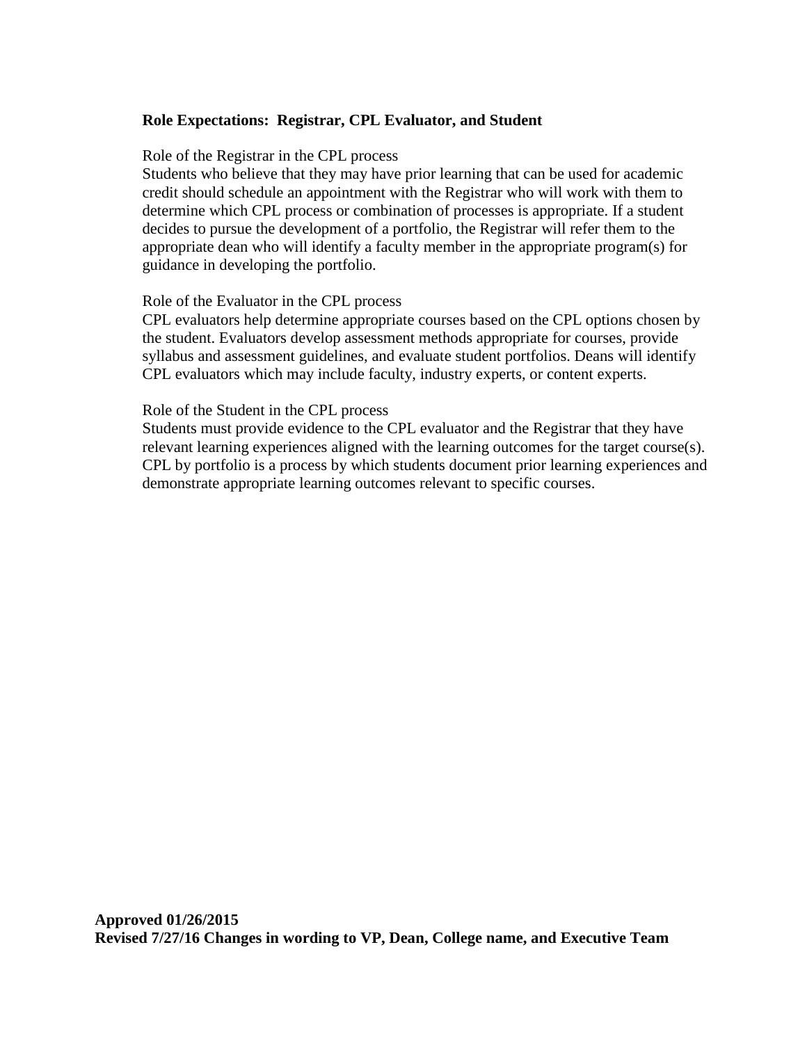**Role Expectations: Registrar, CPL Evaluator, and Student**

Role of the Registrar in the CPL process

Students who believe that they may have prior learning that can be used for academic credit should schedule an appointment with the Registrar who will work with them to determine which CPL process or combination of processes is appropriate. If a student decides to pursue the development of a portfolio, the Registrar will refer them to the appropriate dean who will identify a faculty member in the appropriate program(s) for guidance in developing the portfolio.

Role of the Evaluator in the CPL process

CPL evaluators help determine appropriate courses based on the CPL options chosen by the student. Evaluators develop assessment methods appropriate for courses, provide syllabus and assessment guidelines, and evaluate student portfolios. Deans will identify CPL evaluators which may include faculty, industry experts, or content experts.

Role of the Student in the CPL process

Students must provide evidence to the CPL evaluator and the Registrar that they have relevant learning experiences aligned with the learning outcomes for the target course(s). CPL by portfolio is a process by which students document prior learning experiences and demonstrate appropriate learning outcomes relevant to specific courses.

**Approved 01/26/2015**
**Revised 7/27/16 Changes in wording to VP, Dean, College name, and Executive Team**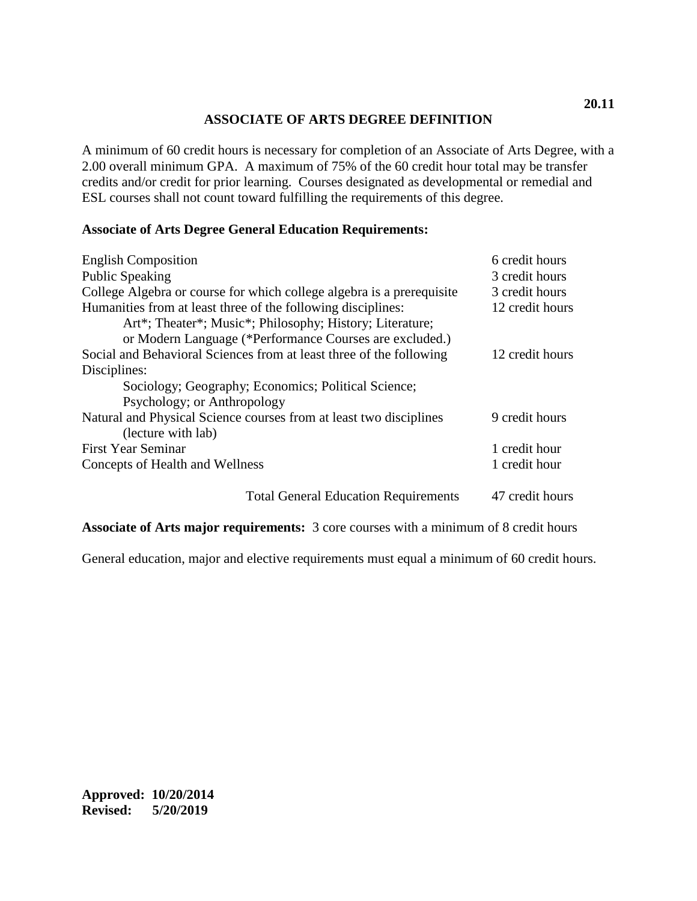20.11

# ASSOCIATE OF ARTS DEGREE DEFINITION

A minimum of 60 credit hours is necessary for completion of an Associate of Arts Degree, with a 2.00 overall minimum GPA. A maximum of 75% of the 60 credit hour total may be transfer credits and/or credit for prior learning. Courses designated as developmental or remedial and ESL courses shall not count toward fulfilling the requirements of this degree.

**Associate of Arts Degree General Education Requirements:**

| Requirement | Credit Hours |
|---|---|
| English Composition | 6 credit hours |
| Public Speaking | 3 credit hours |
| College Algebra or course for which college algebra is a prerequisite | 3 credit hours |
| Humanities from at least three of the following disciplines: Art*; Theater*; Music*; Philosophy; History; Literature; or Modern Language (*Performance Courses are excluded.) | 12 credit hours |
| Social and Behavioral Sciences from at least three of the following Disciplines: Sociology; Geography; Economics; Political Science; Psychology; or Anthropology | 12 credit hours |
| Natural and Physical Science courses from at least two disciplines (lecture with lab) | 9 credit hours |
| First Year Seminar | 1 credit hour |
| Concepts of Health and Wellness | 1 credit hour |
| Total General Education Requirements | 47 credit hours |

**Associate of Arts major requirements:** 3 core courses with a minimum of 8 credit hours

General education, major and elective requirements must equal a minimum of 60 credit hours.

**Approved: 10/20/2014**
**Revised: 5/20/2019**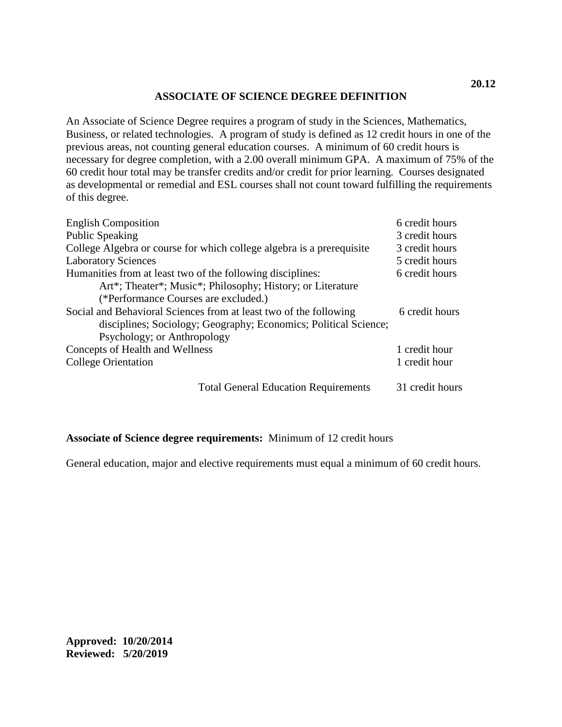**20.12**

# ASSOCIATE OF SCIENCE DEGREE DEFINITION

An Associate of Science Degree requires a program of study in the Sciences, Mathematics, Business, or related technologies. A program of study is defined as 12 credit hours in one of the previous areas, not counting general education courses. A minimum of 60 credit hours is necessary for degree completion, with a 2.00 overall minimum GPA. A maximum of 75% of the 60 credit hour total may be transfer credits and/or credit for prior learning. Courses designated as developmental or remedial and ESL courses shall not count toward fulfilling the requirements of this degree.

| Requirement | Credit Hours |
| --- | --- |
| English Composition | 6 credit hours |
| Public Speaking | 3 credit hours |
| College Algebra or course for which college algebra is a prerequisite | 3 credit hours |
| Laboratory Sciences | 5 credit hours |
| Humanities from at least two of the following disciplines: Art*; Theater*; Music*; Philosophy; History; or Literature (*Performance Courses are excluded.) | 6 credit hours |
| Social and Behavioral Sciences from at least two of the following disciplines; Sociology; Geography; Economics; Political Science; Psychology; or Anthropology | 6 credit hours |
| Concepts of Health and Wellness | 1 credit hour |
| College Orientation | 1 credit hour |
| Total General Education Requirements | 31 credit hours |

**Associate of Science degree requirements:** Minimum of 12 credit hours

General education, major and elective requirements must equal a minimum of 60 credit hours.

**Approved: 10/20/2014**
**Reviewed: 5/20/2019**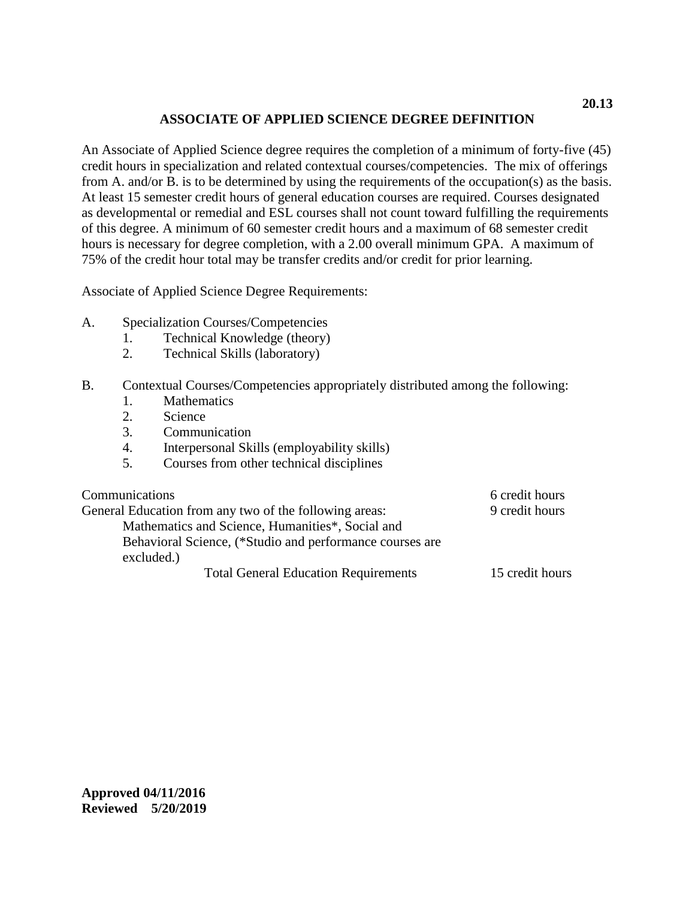**20.13**

# ASSOCIATE OF APPLIED SCIENCE DEGREE DEFINITION

An Associate of Applied Science degree requires the completion of a minimum of forty-five (45) credit hours in specialization and related contextual courses/competencies. The mix of offerings from A. and/or B. is to be determined by using the requirements of the occupation(s) as the basis. At least 15 semester credit hours of general education courses are required. Courses designated as developmental or remedial and ESL courses shall not count toward fulfilling the requirements of this degree. A minimum of 60 semester credit hours and a maximum of 68 semester credit hours is necessary for degree completion, with a 2.00 overall minimum GPA. A maximum of 75% of the credit hour total may be transfer credits and/or credit for prior learning.

Associate of Applied Science Degree Requirements:

A. Specialization Courses/Competencies
   1. Technical Knowledge (theory)
   2. Technical Skills (laboratory)

B. Contextual Courses/Competencies appropriately distributed among the following:
   1. Mathematics
   2. Science
   3. Communication
   4. Interpersonal Skills (employability skills)
   5. Courses from other technical disciplines

| | |
|---|---|
| Communications | 6 credit hours |
| General Education from any two of the following areas: Mathematics and Science, Humanities*, Social and Behavioral Science, (*Studio and performance courses are excluded.) | 9 credit hours |
| Total General Education Requirements | 15 credit hours |

**Approved 04/11/2016**
**Reviewed 5/20/2019**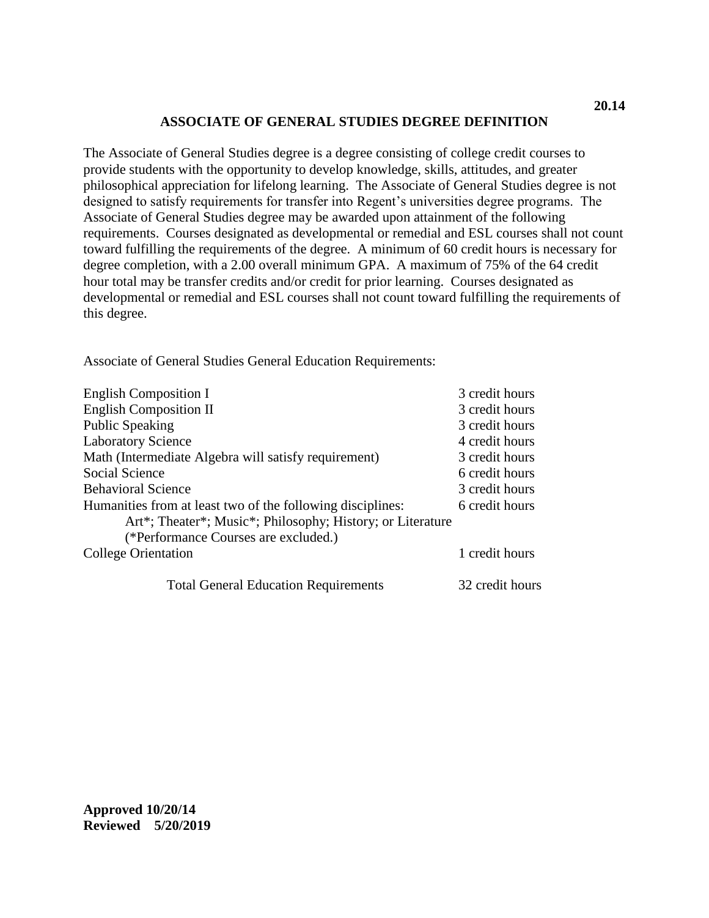**20.14**

# ASSOCIATE OF GENERAL STUDIES DEGREE DEFINITION

The Associate of General Studies degree is a degree consisting of college credit courses to provide students with the opportunity to develop knowledge, skills, attitudes, and greater philosophical appreciation for lifelong learning. The Associate of General Studies degree is not designed to satisfy requirements for transfer into Regent's universities degree programs. The Associate of General Studies degree may be awarded upon attainment of the following requirements. Courses designated as developmental or remedial and ESL courses shall not count toward fulfilling the requirements of the degree. A minimum of 60 credit hours is necessary for degree completion, with a 2.00 overall minimum GPA. A maximum of 75% of the 64 credit hour total may be transfer credits and/or credit for prior learning. Courses designated as developmental or remedial and ESL courses shall not count toward fulfilling the requirements of this degree.

Associate of General Studies General Education Requirements:

| Course | Credit Hours |
|---|---|
| English Composition I | 3 credit hours |
| English Composition II | 3 credit hours |
| Public Speaking | 3 credit hours |
| Laboratory Science | 4 credit hours |
| Math (Intermediate Algebra will satisfy requirement) | 3 credit hours |
| Social Science | 6 credit hours |
| Behavioral Science | 3 credit hours |
| Humanities from at least two of the following disciplines: Art*; Theater*; Music*; Philosophy; History; or Literature (*Performance Courses are excluded.) | 6 credit hours |
| College Orientation | 1 credit hours |
| Total General Education Requirements | 32 credit hours |

**Approved 10/20/14**
**Reviewed 5/20/2019**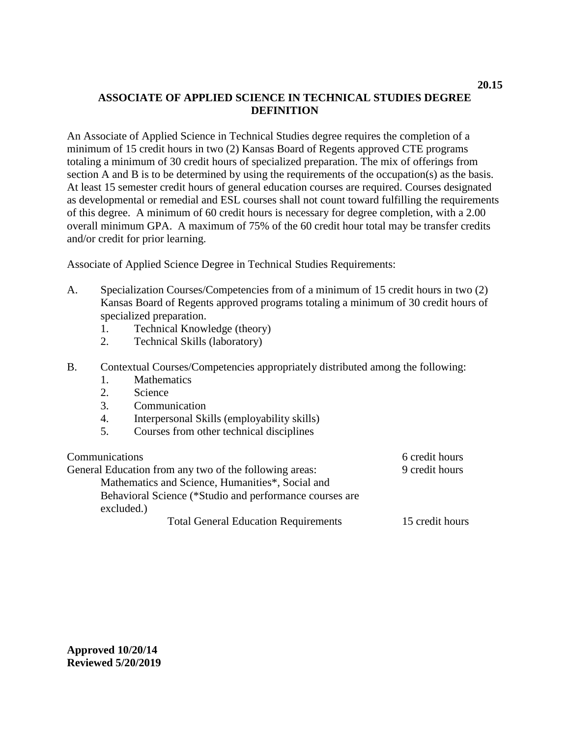**20.15**

# ASSOCIATE OF APPLIED SCIENCE IN TECHNICAL STUDIES DEGREE DEFINITION

An Associate of Applied Science in Technical Studies degree requires the completion of a minimum of 15 credit hours in two (2) Kansas Board of Regents approved CTE programs totaling a minimum of 30 credit hours of specialized preparation. The mix of offerings from section A and B is to be determined by using the requirements of the occupation(s) as the basis. At least 15 semester credit hours of general education courses are required. Courses designated as developmental or remedial and ESL courses shall not count toward fulfilling the requirements of this degree. A minimum of 60 credit hours is necessary for degree completion, with a 2.00 overall minimum GPA. A maximum of 75% of the 60 credit hour total may be transfer credits and/or credit for prior learning.

Associate of Applied Science Degree in Technical Studies Requirements:

A. Specialization Courses/Competencies from of a minimum of 15 credit hours in two (2) Kansas Board of Regents approved programs totaling a minimum of 30 credit hours of specialized preparation.
   1. Technical Knowledge (theory)
   2. Technical Skills (laboratory)

B. Contextual Courses/Competencies appropriately distributed among the following:
   1. Mathematics
   2. Science
   3. Communication
   4. Interpersonal Skills (employability skills)
   5. Courses from other technical disciplines

| | |
|---|---|
| Communications | 6 credit hours |
| General Education from any two of the following areas: Mathematics and Science, Humanities*, Social and Behavioral Science (*Studio and performance courses are excluded.) | 9 credit hours |
| Total General Education Requirements | 15 credit hours |

**Approved 10/20/14**
**Reviewed 5/20/2019**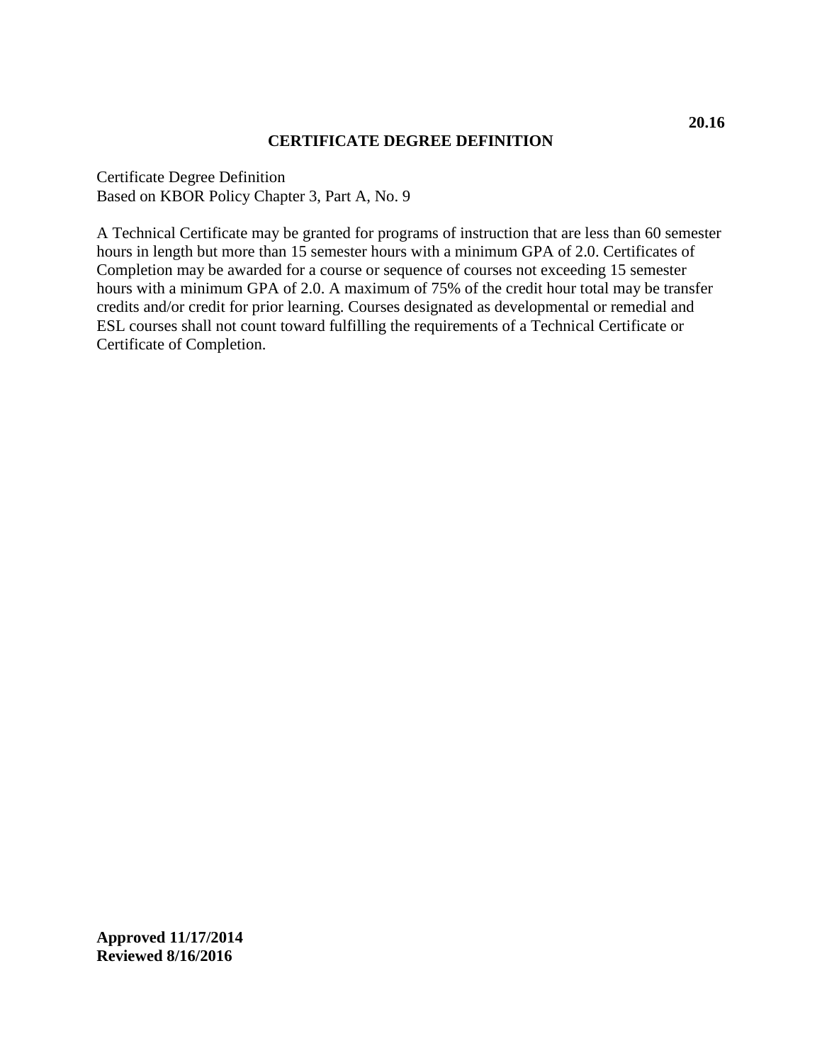**20.16**

# CERTIFICATE DEGREE DEFINITION

Certificate Degree Definition
Based on KBOR Policy Chapter 3, Part A, No. 9

A Technical Certificate may be granted for programs of instruction that are less than 60 semester hours in length but more than 15 semester hours with a minimum GPA of 2.0. Certificates of Completion may be awarded for a course or sequence of courses not exceeding 15 semester hours with a minimum GPA of 2.0. A maximum of 75% of the credit hour total may be transfer credits and/or credit for prior learning. Courses designated as developmental or remedial and ESL courses shall not count toward fulfilling the requirements of a Technical Certificate or Certificate of Completion.

**Approved 11/17/2014**
**Reviewed 8/16/2016**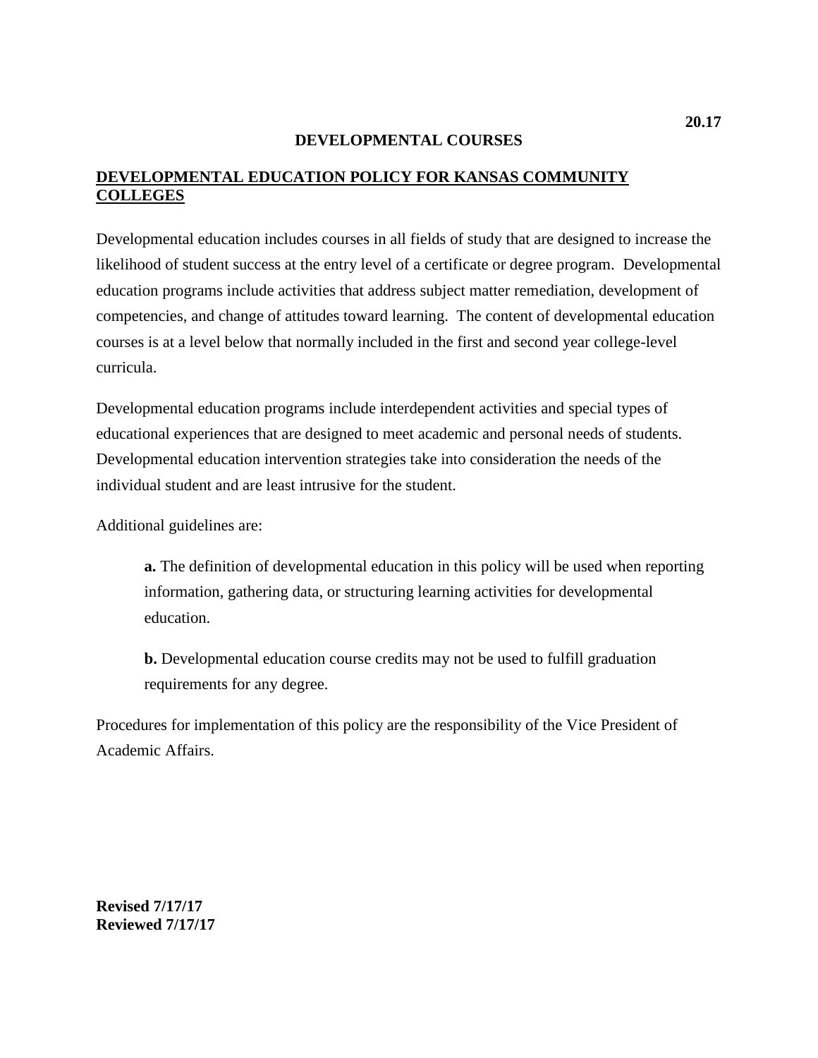20.17

# DEVELOPMENTAL COURSES

## DEVELOPMENTAL EDUCATION POLICY FOR KANSAS COMMUNITY COLLEGES

Developmental education includes courses in all fields of study that are designed to increase the likelihood of student success at the entry level of a certificate or degree program. Developmental education programs include activities that address subject matter remediation, development of competencies, and change of attitudes toward learning. The content of developmental education courses is at a level below that normally included in the first and second year college-level curricula.

Developmental education programs include interdependent activities and special types of educational experiences that are designed to meet academic and personal needs of students. Developmental education intervention strategies take into consideration the needs of the individual student and are least intrusive for the student.

Additional guidelines are:

> **a.** The definition of developmental education in this policy will be used when reporting information, gathering data, or structuring learning activities for developmental education.
>
> **b.** Developmental education course credits may not be used to fulfill graduation requirements for any degree.

Procedures for implementation of this policy are the responsibility of the Vice President of Academic Affairs.

**Revised 7/17/17**
**Reviewed 7/17/17**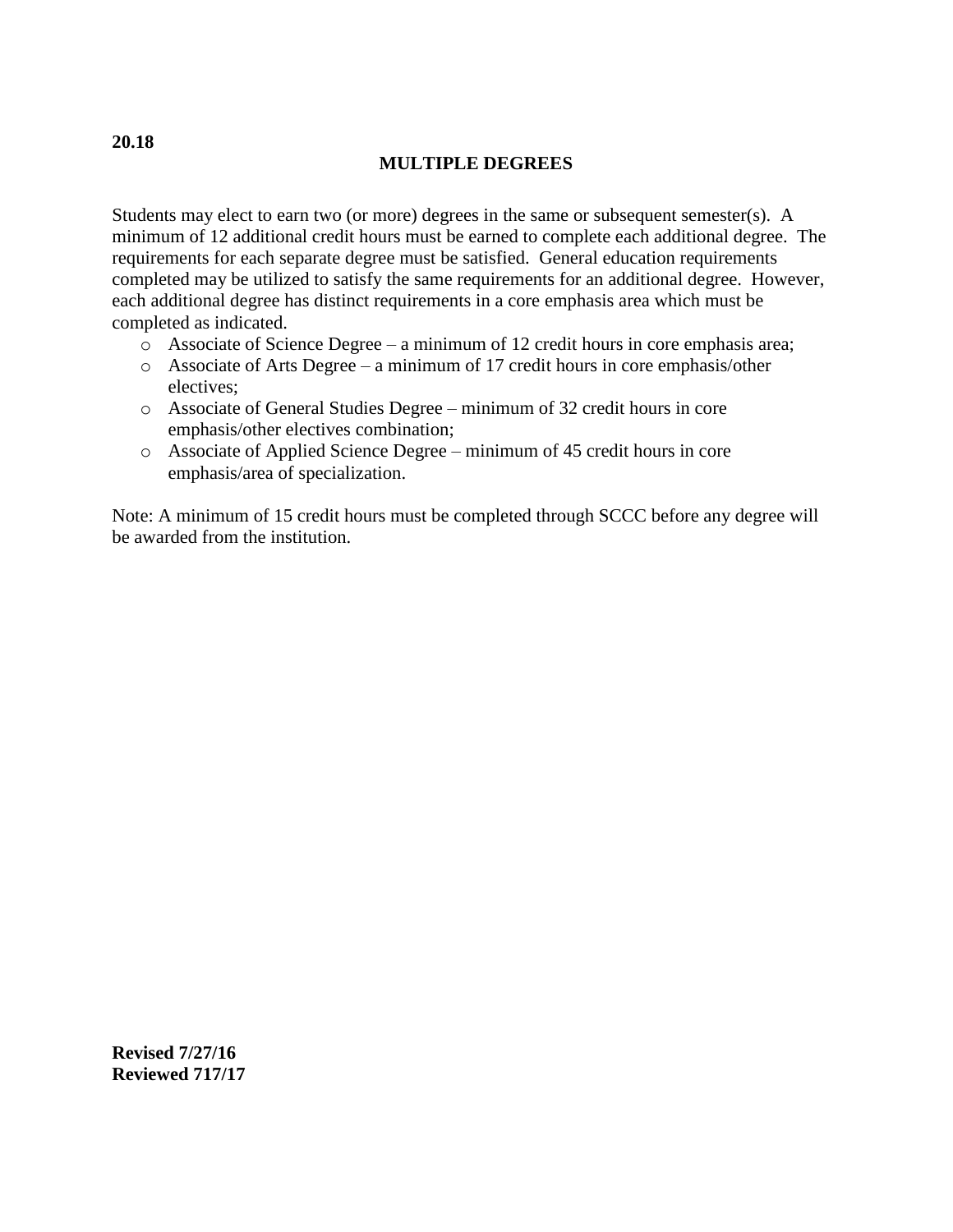**20.18**

## MULTIPLE DEGREES

Students may elect to earn two (or more) degrees in the same or subsequent semester(s). A minimum of 12 additional credit hours must be earned to complete each additional degree. The requirements for each separate degree must be satisfied. General education requirements completed may be utilized to satisfy the same requirements for an additional degree. However, each additional degree has distinct requirements in a core emphasis area which must be completed as indicated.

- Associate of Science Degree – a minimum of 12 credit hours in core emphasis area;
- Associate of Arts Degree – a minimum of 17 credit hours in core emphasis/other electives;
- Associate of General Studies Degree – minimum of 32 credit hours in core emphasis/other electives combination;
- Associate of Applied Science Degree – minimum of 45 credit hours in core emphasis/area of specialization.

Note: A minimum of 15 credit hours must be completed through SCCC before any degree will be awarded from the institution.

**Revised 7/27/16**
**Reviewed 717/17**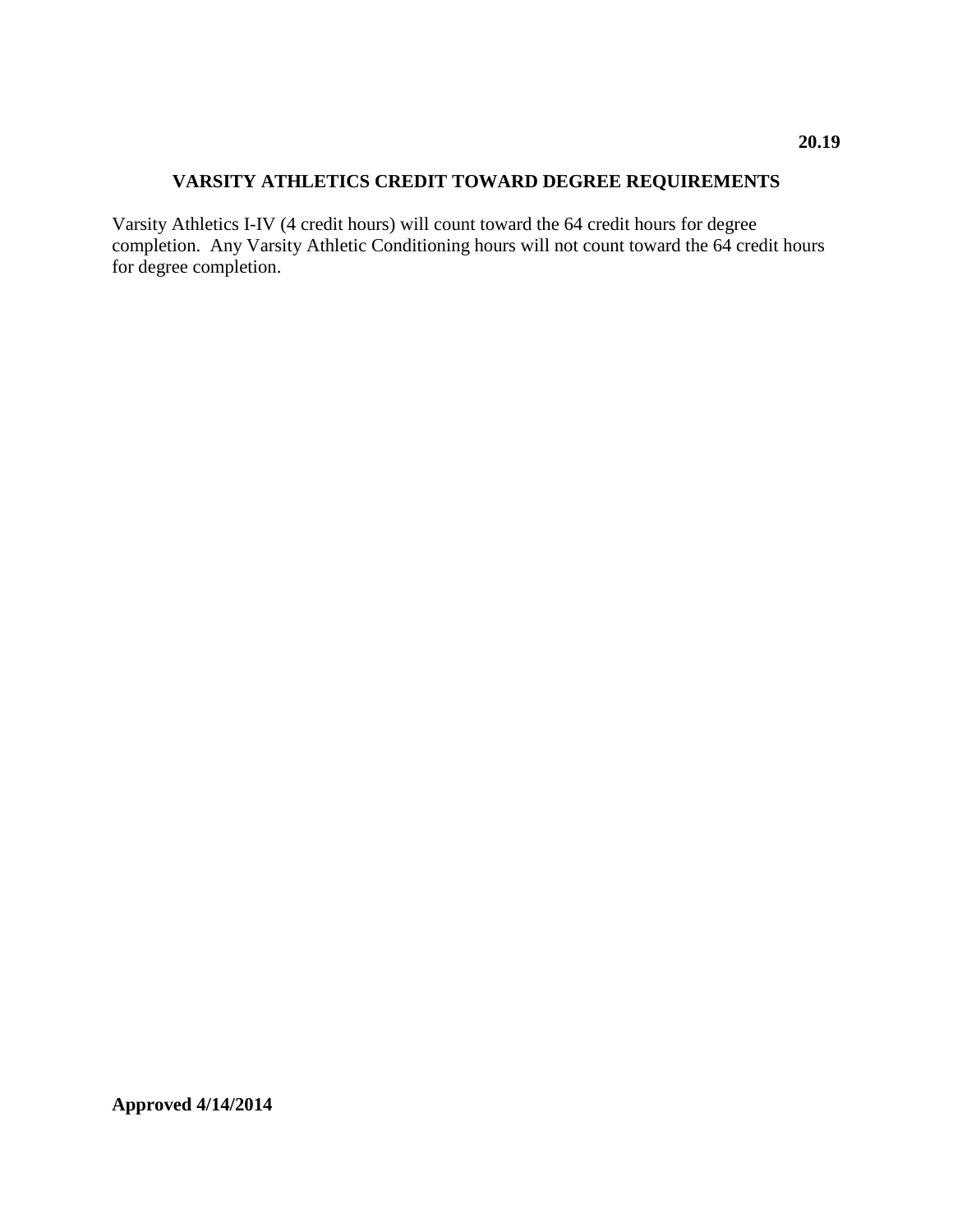**20.19**

# VARSITY ATHLETICS CREDIT TOWARD DEGREE REQUIREMENTS

Varsity Athletics I-IV (4 credit hours) will count toward the 64 credit hours for degree completion. Any Varsity Athletic Conditioning hours will not count toward the 64 credit hours for degree completion.

**Approved 4/14/2014**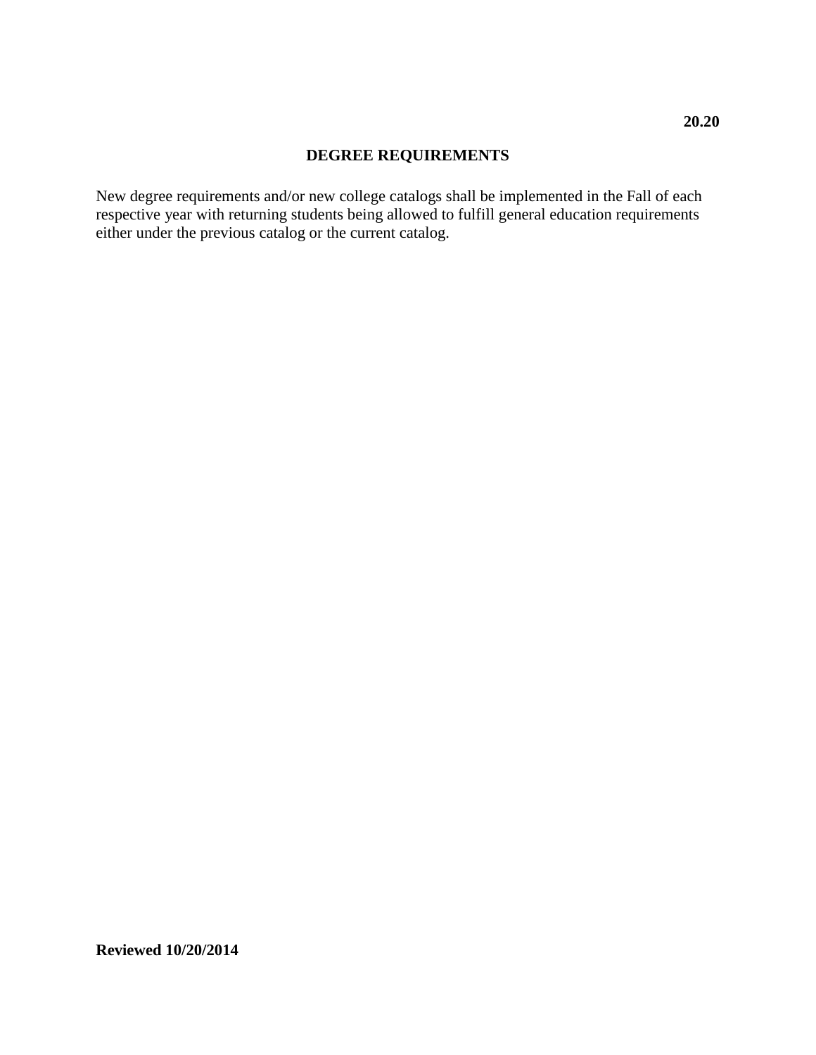**20.20**

## DEGREE REQUIREMENTS

New degree requirements and/or new college catalogs shall be implemented in the Fall of each respective year with returning students being allowed to fulfill general education requirements either under the previous catalog or the current catalog.

**Reviewed 10/20/2014**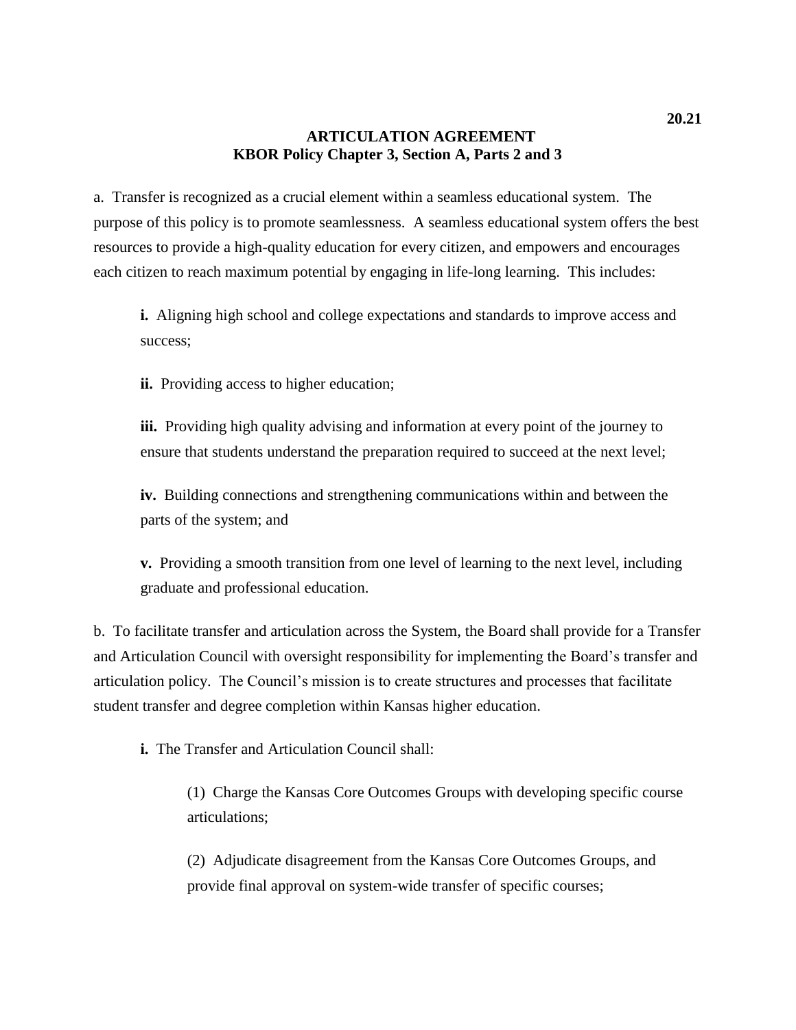**20.21**

## ARTICULATION AGREEMENT
### KBOR Policy Chapter 3, Section A, Parts 2 and 3

a. Transfer is recognized as a crucial element within a seamless educational system. The purpose of this policy is to promote seamlessness. A seamless educational system offers the best resources to provide a high-quality education for every citizen, and empowers and encourages each citizen to reach maximum potential by engaging in life-long learning. This includes:

> **i.** Aligning high school and college expectations and standards to improve access and success;
>
> **ii.** Providing access to higher education;
>
> **iii.** Providing high quality advising and information at every point of the journey to ensure that students understand the preparation required to succeed at the next level;
>
> **iv.** Building connections and strengthening communications within and between the parts of the system; and
>
> **v.** Providing a smooth transition from one level of learning to the next level, including graduate and professional education.

b. To facilitate transfer and articulation across the System, the Board shall provide for a Transfer and Articulation Council with oversight responsibility for implementing the Board's transfer and articulation policy. The Council's mission is to create structures and processes that facilitate student transfer and degree completion within Kansas higher education.

> **i.** The Transfer and Articulation Council shall:
>
> > (1) Charge the Kansas Core Outcomes Groups with developing specific course articulations;
> >
> > (2) Adjudicate disagreement from the Kansas Core Outcomes Groups, and provide final approval on system-wide transfer of specific courses;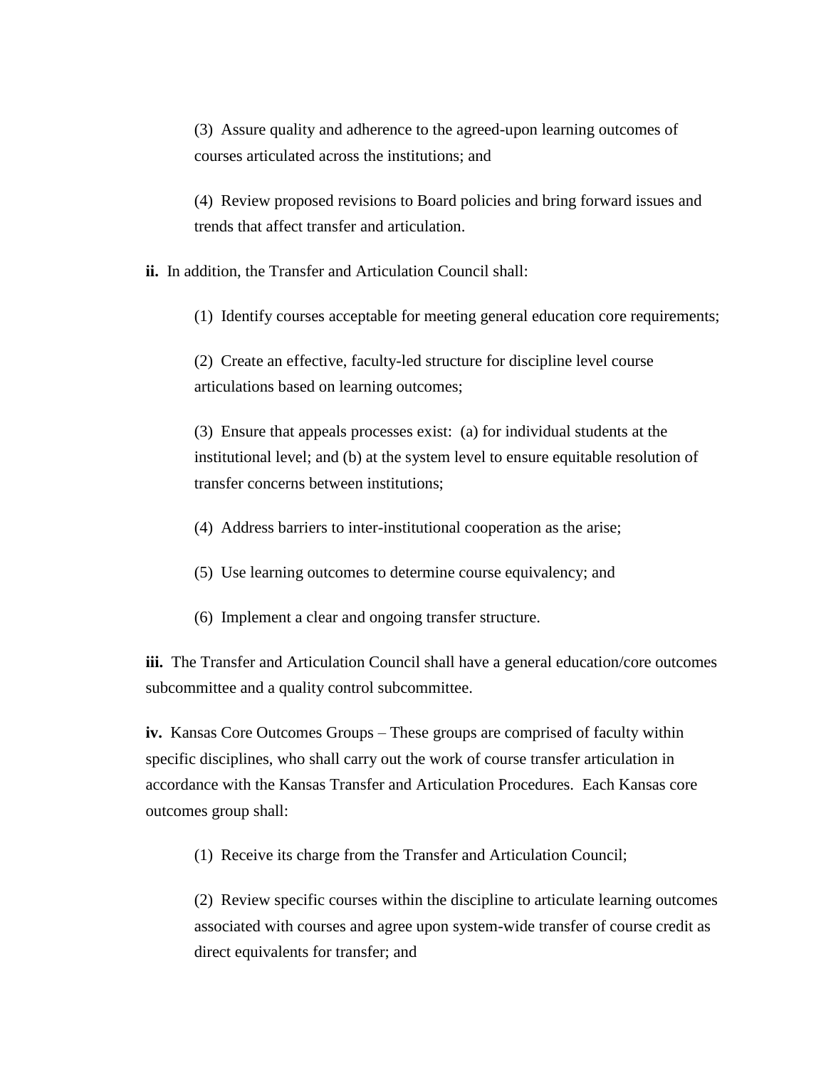(3) Assure quality and adherence to the agreed-upon learning outcomes of courses articulated across the institutions; and

(4) Review proposed revisions to Board policies and bring forward issues and trends that affect transfer and articulation.

**ii.** In addition, the Transfer and Articulation Council shall:

(1) Identify courses acceptable for meeting general education core requirements;

(2) Create an effective, faculty-led structure for discipline level course articulations based on learning outcomes;

(3) Ensure that appeals processes exist: (a) for individual students at the institutional level; and (b) at the system level to ensure equitable resolution of transfer concerns between institutions;

(4) Address barriers to inter-institutional cooperation as the arise;

(5) Use learning outcomes to determine course equivalency; and

(6) Implement a clear and ongoing transfer structure.

**iii.** The Transfer and Articulation Council shall have a general education/core outcomes subcommittee and a quality control subcommittee.

**iv.** Kansas Core Outcomes Groups – These groups are comprised of faculty within specific disciplines, who shall carry out the work of course transfer articulation in accordance with the Kansas Transfer and Articulation Procedures. Each Kansas core outcomes group shall:

(1) Receive its charge from the Transfer and Articulation Council;

(2) Review specific courses within the discipline to articulate learning outcomes associated with courses and agree upon system-wide transfer of course credit as direct equivalents for transfer; and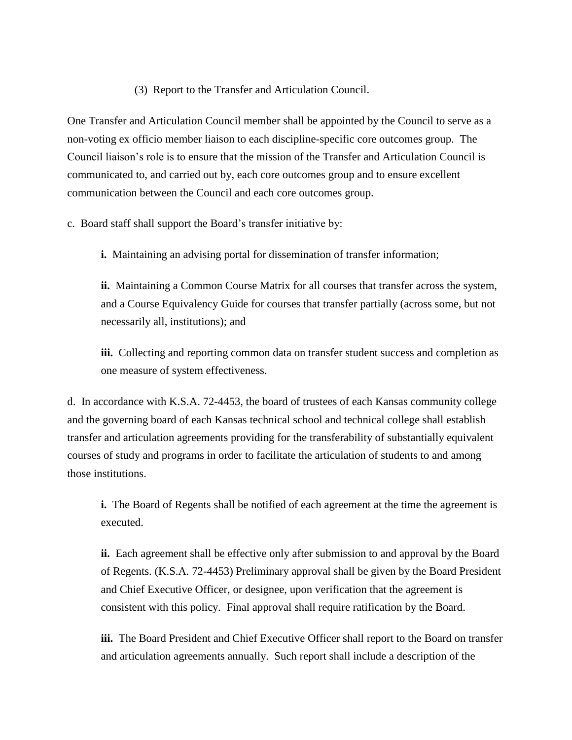(3) Report to the Transfer and Articulation Council.

One Transfer and Articulation Council member shall be appointed by the Council to serve as a non-voting ex officio member liaison to each discipline-specific core outcomes group. The Council liaison's role is to ensure that the mission of the Transfer and Articulation Council is communicated to, and carried out by, each core outcomes group and to ensure excellent communication between the Council and each core outcomes group.

c. Board staff shall support the Board's transfer initiative by:

**i.** Maintaining an advising portal for dissemination of transfer information;

**ii.** Maintaining a Common Course Matrix for all courses that transfer across the system, and a Course Equivalency Guide for courses that transfer partially (across some, but not necessarily all, institutions); and

**iii.** Collecting and reporting common data on transfer student success and completion as one measure of system effectiveness.

d. In accordance with K.S.A. 72-4453, the board of trustees of each Kansas community college and the governing board of each Kansas technical school and technical college shall establish transfer and articulation agreements providing for the transferability of substantially equivalent courses of study and programs in order to facilitate the articulation of students to and among those institutions.

**i.** The Board of Regents shall be notified of each agreement at the time the agreement is executed.

**ii.** Each agreement shall be effective only after submission to and approval by the Board of Regents. (K.S.A. 72-4453) Preliminary approval shall be given by the Board President and Chief Executive Officer, or designee, upon verification that the agreement is consistent with this policy. Final approval shall require ratification by the Board.

**iii.** The Board President and Chief Executive Officer shall report to the Board on transfer and articulation agreements annually. Such report shall include a description of the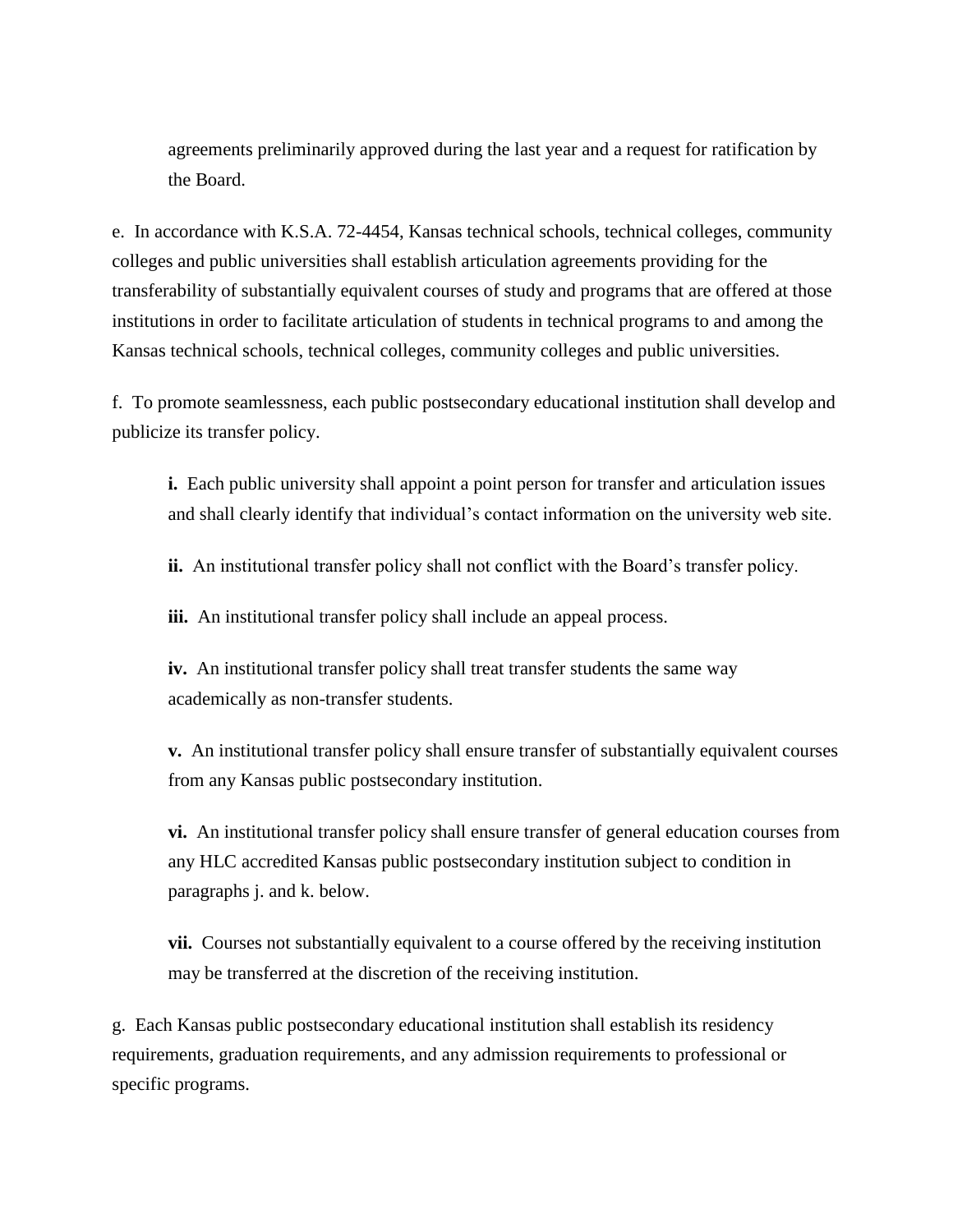agreements preliminarily approved during the last year and a request for ratification by the Board.

e. In accordance with K.S.A. 72-4454, Kansas technical schools, technical colleges, community colleges and public universities shall establish articulation agreements providing for the transferability of substantially equivalent courses of study and programs that are offered at those institutions in order to facilitate articulation of students in technical programs to and among the Kansas technical schools, technical colleges, community colleges and public universities.

f. To promote seamlessness, each public postsecondary educational institution shall develop and publicize its transfer policy.

**i.** Each public university shall appoint a point person for transfer and articulation issues and shall clearly identify that individual's contact information on the university web site.

**ii.** An institutional transfer policy shall not conflict with the Board's transfer policy.

**iii.** An institutional transfer policy shall include an appeal process.

**iv.** An institutional transfer policy shall treat transfer students the same way academically as non-transfer students.

**v.** An institutional transfer policy shall ensure transfer of substantially equivalent courses from any Kansas public postsecondary institution.

**vi.** An institutional transfer policy shall ensure transfer of general education courses from any HLC accredited Kansas public postsecondary institution subject to condition in paragraphs j. and k. below.

**vii.** Courses not substantially equivalent to a course offered by the receiving institution may be transferred at the discretion of the receiving institution.

g. Each Kansas public postsecondary educational institution shall establish its residency requirements, graduation requirements, and any admission requirements to professional or specific programs.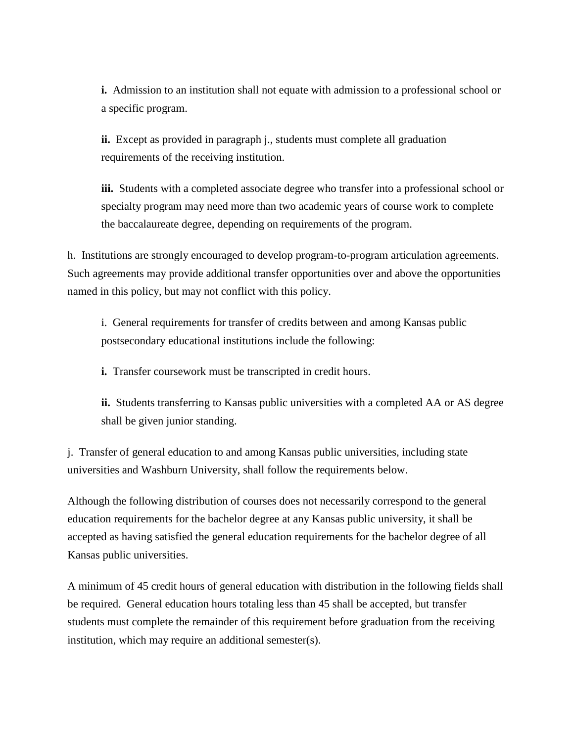**i.** Admission to an institution shall not equate with admission to a professional school or a specific program.

**ii.** Except as provided in paragraph j., students must complete all graduation requirements of the receiving institution.

**iii.** Students with a completed associate degree who transfer into a professional school or specialty program may need more than two academic years of course work to complete the baccalaureate degree, depending on requirements of the program.

h. Institutions are strongly encouraged to develop program-to-program articulation agreements. Such agreements may provide additional transfer opportunities over and above the opportunities named in this policy, but may not conflict with this policy.

i. General requirements for transfer of credits between and among Kansas public postsecondary educational institutions include the following:

**i.** Transfer coursework must be transcripted in credit hours.

**ii.** Students transferring to Kansas public universities with a completed AA or AS degree shall be given junior standing.

j. Transfer of general education to and among Kansas public universities, including state universities and Washburn University, shall follow the requirements below.

Although the following distribution of courses does not necessarily correspond to the general education requirements for the bachelor degree at any Kansas public university, it shall be accepted as having satisfied the general education requirements for the bachelor degree of all Kansas public universities.

A minimum of 45 credit hours of general education with distribution in the following fields shall be required. General education hours totaling less than 45 shall be accepted, but transfer students must complete the remainder of this requirement before graduation from the receiving institution, which may require an additional semester(s).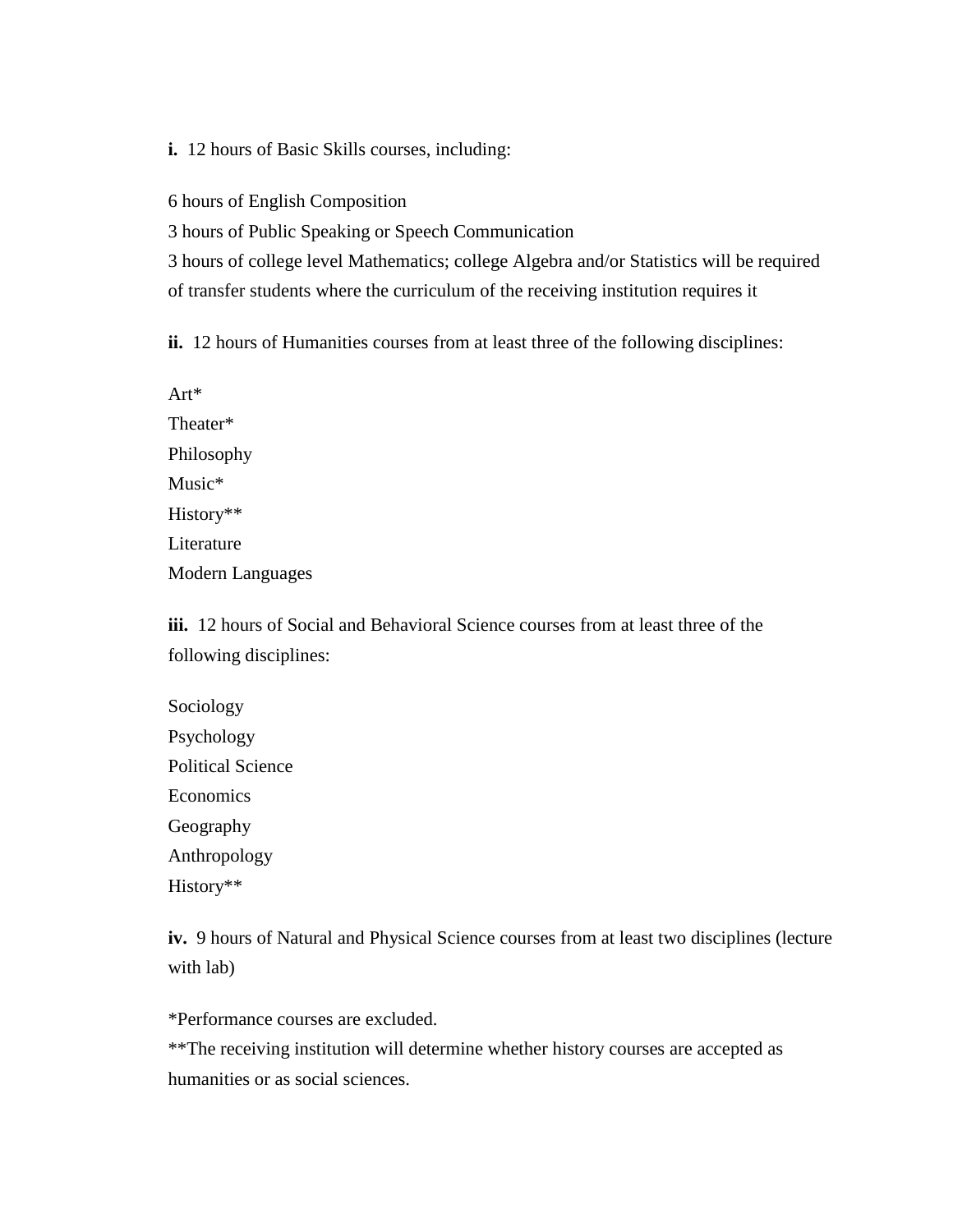**i.** 12 hours of Basic Skills courses, including:

6 hours of English Composition
3 hours of Public Speaking or Speech Communication
3 hours of college level Mathematics; college Algebra and/or Statistics will be required of transfer students where the curriculum of the receiving institution requires it

**ii.** 12 hours of Humanities courses from at least three of the following disciplines:

Art*
Theater*
Philosophy
Music*
History**
Literature
Modern Languages

**iii.** 12 hours of Social and Behavioral Science courses from at least three of the following disciplines:

Sociology
Psychology
Political Science
Economics
Geography
Anthropology
History**

**iv.** 9 hours of Natural and Physical Science courses from at least two disciplines (lecture with lab)

*Performance courses are excluded.
**The receiving institution will determine whether history courses are accepted as humanities or as social sciences.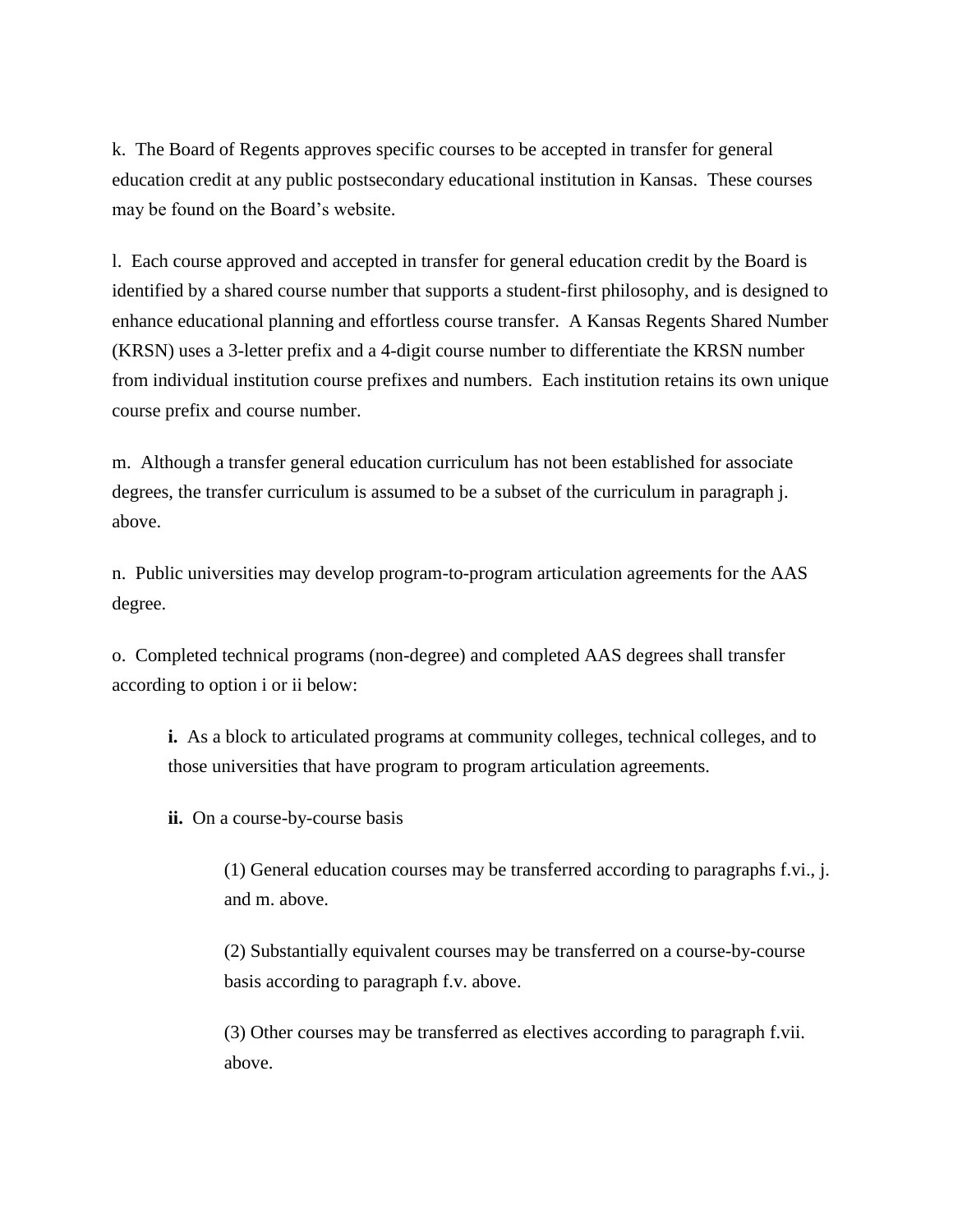k. The Board of Regents approves specific courses to be accepted in transfer for general education credit at any public postsecondary educational institution in Kansas. These courses may be found on the Board's website.

l. Each course approved and accepted in transfer for general education credit by the Board is identified by a shared course number that supports a student-first philosophy, and is designed to enhance educational planning and effortless course transfer. A Kansas Regents Shared Number (KRSN) uses a 3-letter prefix and a 4-digit course number to differentiate the KRSN number from individual institution course prefixes and numbers. Each institution retains its own unique course prefix and course number.

m. Although a transfer general education curriculum has not been established for associate degrees, the transfer curriculum is assumed to be a subset of the curriculum in paragraph j. above.

n. Public universities may develop program-to-program articulation agreements for the AAS degree.

o. Completed technical programs (non-degree) and completed AAS degrees shall transfer according to option i or ii below:

> **i.** As a block to articulated programs at community colleges, technical colleges, and to those universities that have program to program articulation agreements.
>
> **ii.** On a course-by-course basis
>
> > (1) General education courses may be transferred according to paragraphs f.vi., j. and m. above.
> >
> > (2) Substantially equivalent courses may be transferred on a course-by-course basis according to paragraph f.v. above.
> >
> > (3) Other courses may be transferred as electives according to paragraph f.vii. above.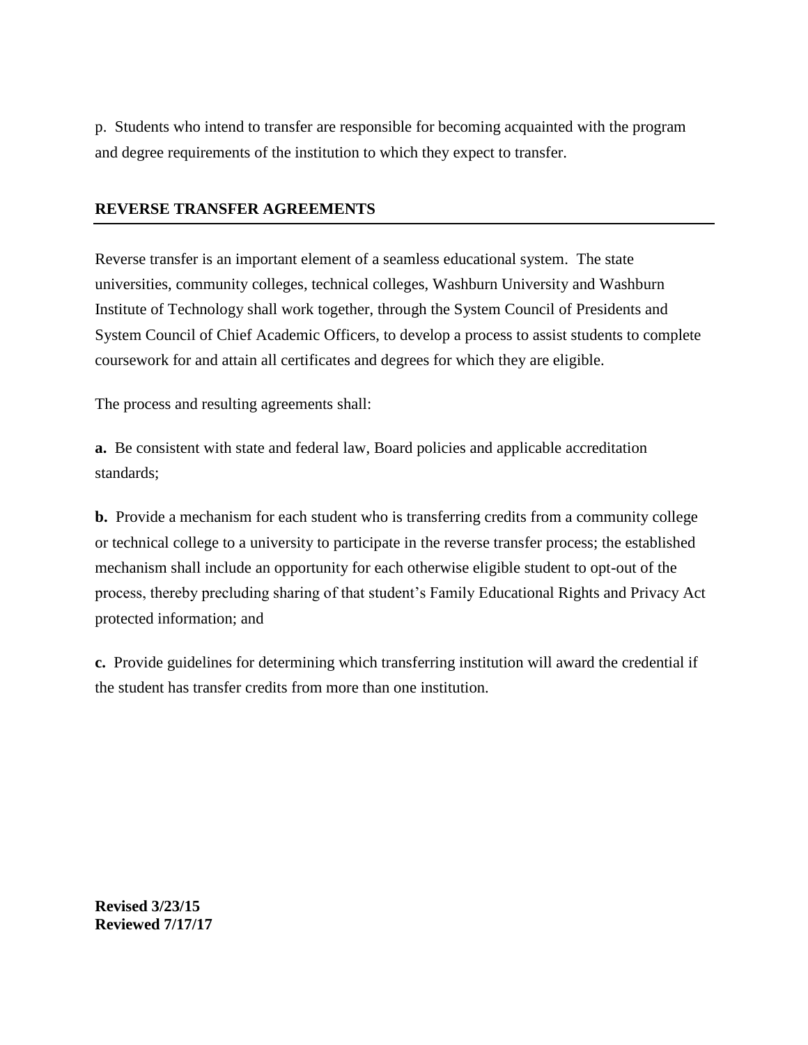p. Students who intend to transfer are responsible for becoming acquainted with the program and degree requirements of the institution to which they expect to transfer.

## REVERSE TRANSFER AGREEMENTS

Reverse transfer is an important element of a seamless educational system. The state universities, community colleges, technical colleges, Washburn University and Washburn Institute of Technology shall work together, through the System Council of Presidents and System Council of Chief Academic Officers, to develop a process to assist students to complete coursework for and attain all certificates and degrees for which they are eligible.

The process and resulting agreements shall:

**a.** Be consistent with state and federal law, Board policies and applicable accreditation standards;

**b.** Provide a mechanism for each student who is transferring credits from a community college or technical college to a university to participate in the reverse transfer process; the established mechanism shall include an opportunity for each otherwise eligible student to opt-out of the process, thereby precluding sharing of that student's Family Educational Rights and Privacy Act protected information; and

**c.** Provide guidelines for determining which transferring institution will award the credential if the student has transfer credits from more than one institution.

**Revised 3/23/15**
**Reviewed 7/17/17**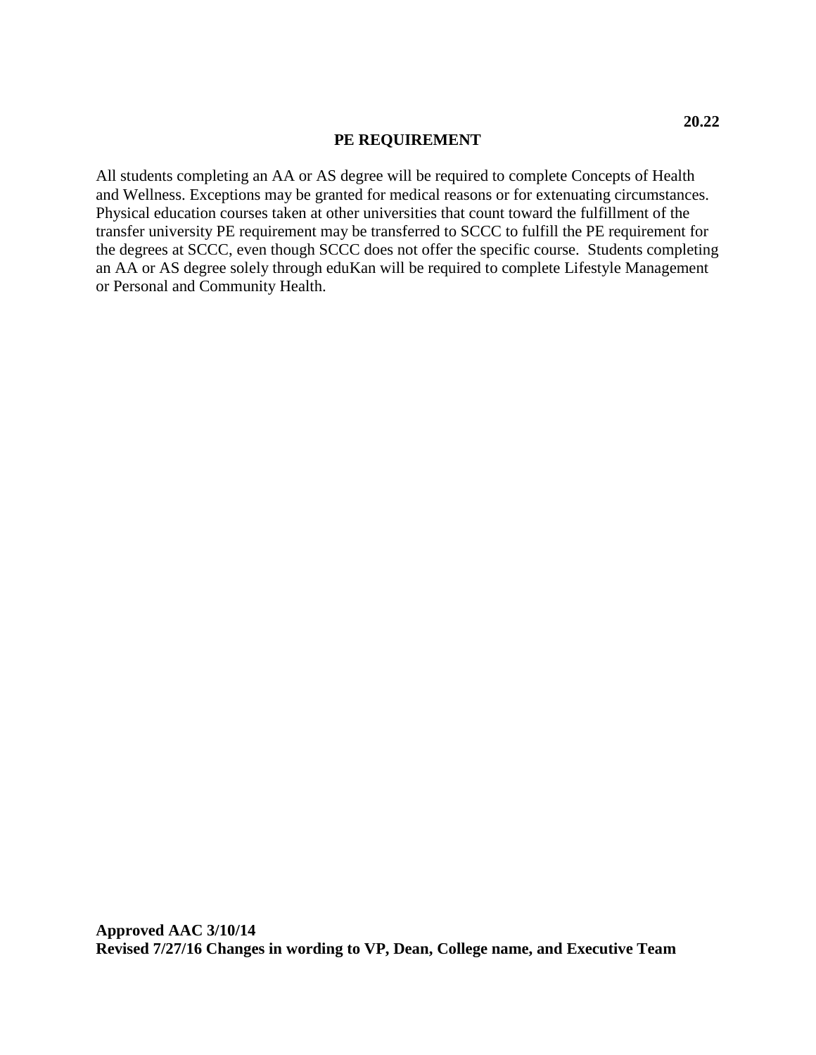**20.22**

# PE REQUIREMENT

All students completing an AA or AS degree will be required to complete Concepts of Health and Wellness. Exceptions may be granted for medical reasons or for extenuating circumstances. Physical education courses taken at other universities that count toward the fulfillment of the transfer university PE requirement may be transferred to SCCC to fulfill the PE requirement for the degrees at SCCC, even though SCCC does not offer the specific course. Students completing an AA or AS degree solely through eduKan will be required to complete Lifestyle Management or Personal and Community Health.

**Approved AAC 3/10/14**
**Revised 7/27/16 Changes in wording to VP, Dean, College name, and Executive Team**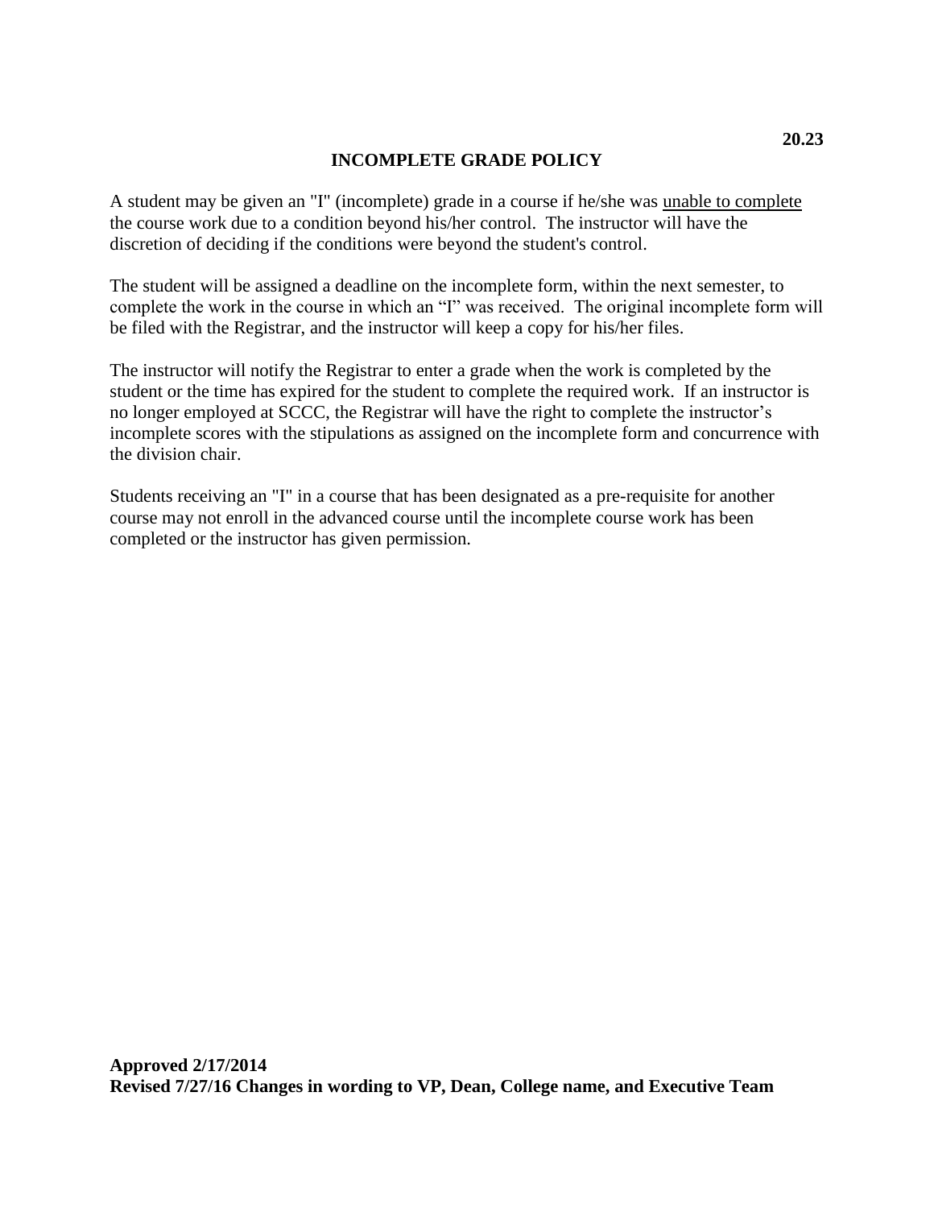**20.23**

# INCOMPLETE GRADE POLICY

A student may be given an "I" (incomplete) grade in a course if he/she was unable to complete the course work due to a condition beyond his/her control. The instructor will have the discretion of deciding if the conditions were beyond the student's control.

The student will be assigned a deadline on the incomplete form, within the next semester, to complete the work in the course in which an "I" was received. The original incomplete form will be filed with the Registrar, and the instructor will keep a copy for his/her files.

The instructor will notify the Registrar to enter a grade when the work is completed by the student or the time has expired for the student to complete the required work. If an instructor is no longer employed at SCCC, the Registrar will have the right to complete the instructor's incomplete scores with the stipulations as assigned on the incomplete form and concurrence with the division chair.

Students receiving an "I" in a course that has been designated as a pre-requisite for another course may not enroll in the advanced course until the incomplete course work has been completed or the instructor has given permission.

**Approved 2/17/2014**
**Revised 7/27/16 Changes in wording to VP, Dean, College name, and Executive Team**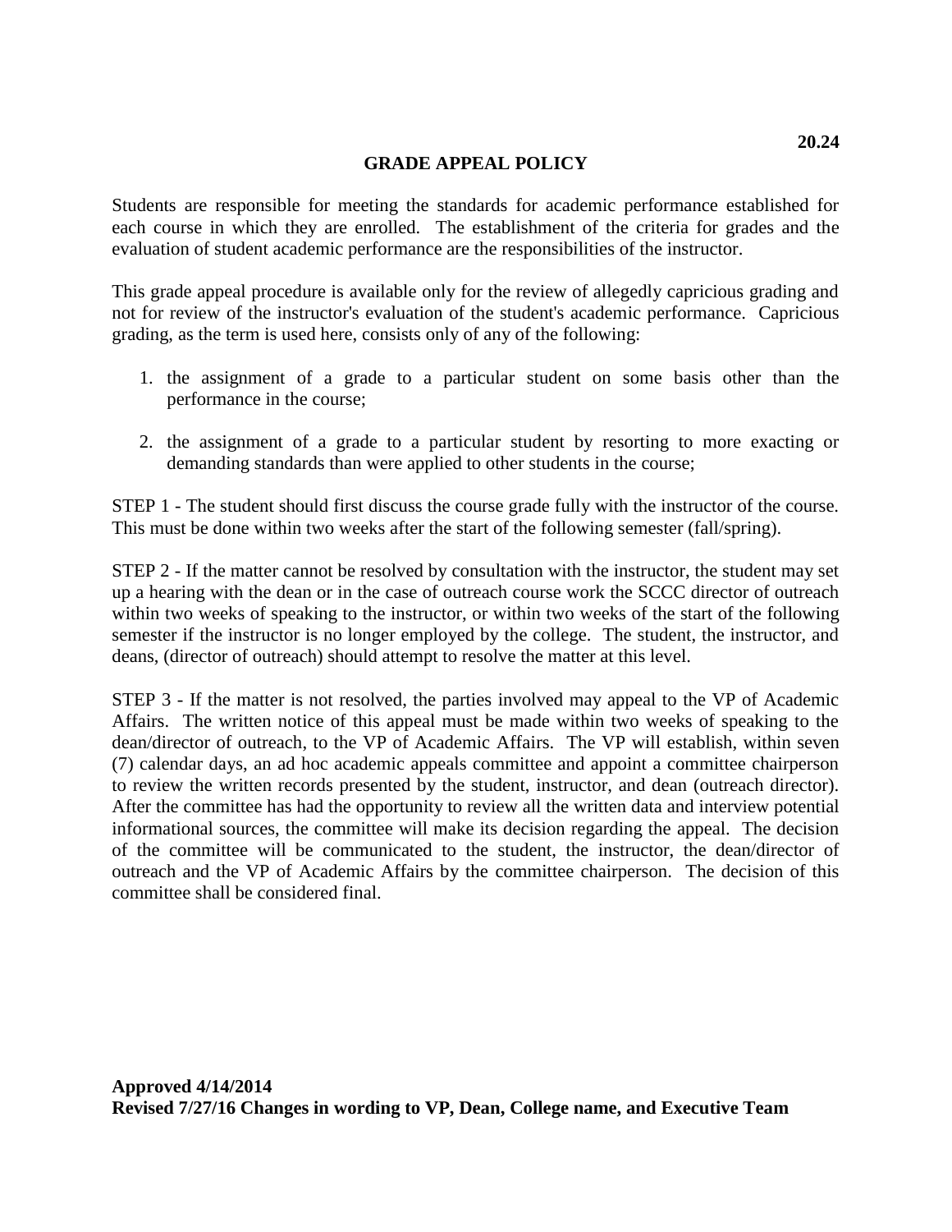**20.24**

# GRADE APPEAL POLICY

Students are responsible for meeting the standards for academic performance established for each course in which they are enrolled. The establishment of the criteria for grades and the evaluation of student academic performance are the responsibilities of the instructor.

This grade appeal procedure is available only for the review of allegedly capricious grading and not for review of the instructor's evaluation of the student's academic performance. Capricious grading, as the term is used here, consists only of any of the following:

1. the assignment of a grade to a particular student on some basis other than the performance in the course;

2. the assignment of a grade to a particular student by resorting to more exacting or demanding standards than were applied to other students in the course;

STEP 1 - The student should first discuss the course grade fully with the instructor of the course. This must be done within two weeks after the start of the following semester (fall/spring).

STEP 2 - If the matter cannot be resolved by consultation with the instructor, the student may set up a hearing with the dean or in the case of outreach course work the SCCC director of outreach within two weeks of speaking to the instructor, or within two weeks of the start of the following semester if the instructor is no longer employed by the college. The student, the instructor, and deans, (director of outreach) should attempt to resolve the matter at this level.

STEP 3 - If the matter is not resolved, the parties involved may appeal to the VP of Academic Affairs. The written notice of this appeal must be made within two weeks of speaking to the dean/director of outreach, to the VP of Academic Affairs. The VP will establish, within seven (7) calendar days, an ad hoc academic appeals committee and appoint a committee chairperson to review the written records presented by the student, instructor, and dean (outreach director). After the committee has had the opportunity to review all the written data and interview potential informational sources, the committee will make its decision regarding the appeal. The decision of the committee will be communicated to the student, the instructor, the dean/director of outreach and the VP of Academic Affairs by the committee chairperson. The decision of this committee shall be considered final.

**Approved 4/14/2014**
**Revised 7/27/16 Changes in wording to VP, Dean, College name, and Executive Team**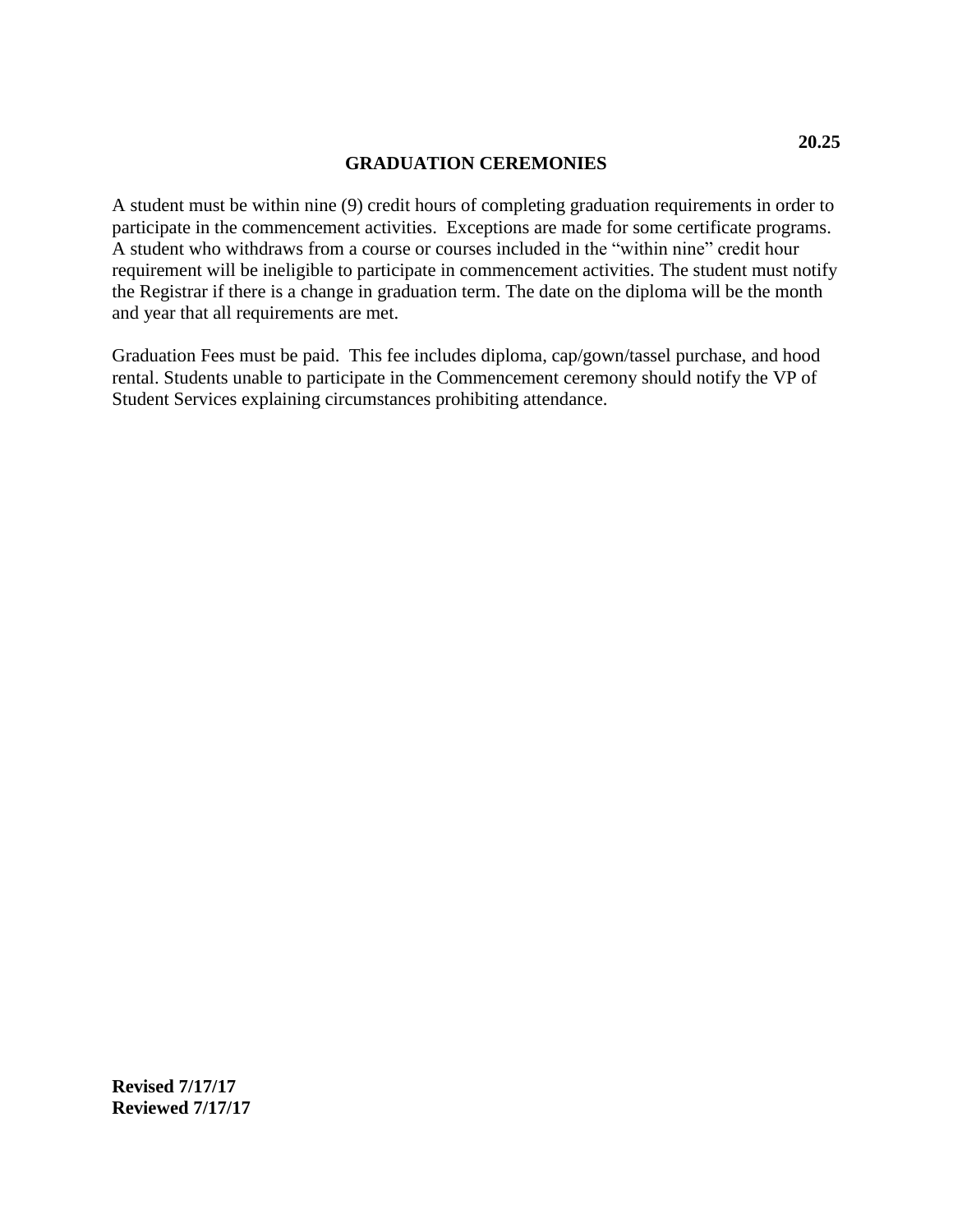**20.25**

# GRADUATION CEREMONIES

A student must be within nine (9) credit hours of completing graduation requirements in order to participate in the commencement activities. Exceptions are made for some certificate programs. A student who withdraws from a course or courses included in the "within nine" credit hour requirement will be ineligible to participate in commencement activities. The student must notify the Registrar if there is a change in graduation term. The date on the diploma will be the month and year that all requirements are met.

Graduation Fees must be paid. This fee includes diploma, cap/gown/tassel purchase, and hood rental. Students unable to participate in the Commencement ceremony should notify the VP of Student Services explaining circumstances prohibiting attendance.

**Revised 7/17/17**
**Reviewed 7/17/17**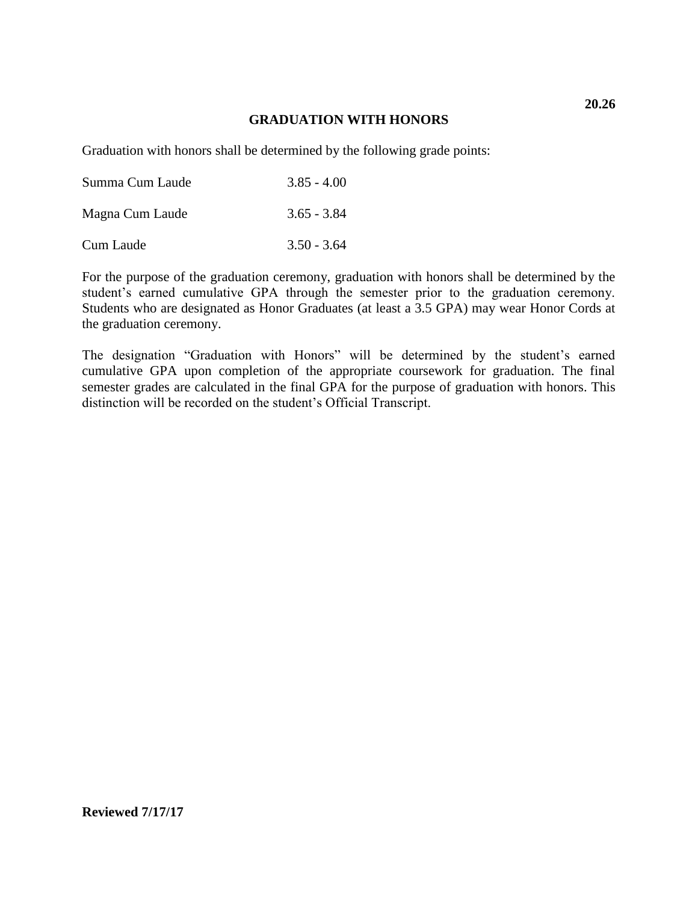**20.26**

# GRADUATION WITH HONORS

Graduation with honors shall be determined by the following grade points:

| | |
|---|---|
| Summa Cum Laude | 3.85 - 4.00 |
| Magna Cum Laude | 3.65 - 3.84 |
| Cum Laude | 3.50 - 3.64 |

For the purpose of the graduation ceremony, graduation with honors shall be determined by the student's earned cumulative GPA through the semester prior to the graduation ceremony. Students who are designated as Honor Graduates (at least a 3.5 GPA) may wear Honor Cords at the graduation ceremony.

The designation "Graduation with Honors" will be determined by the student's earned cumulative GPA upon completion of the appropriate coursework for graduation. The final semester grades are calculated in the final GPA for the purpose of graduation with honors. This distinction will be recorded on the student's Official Transcript.

**Reviewed 7/17/17**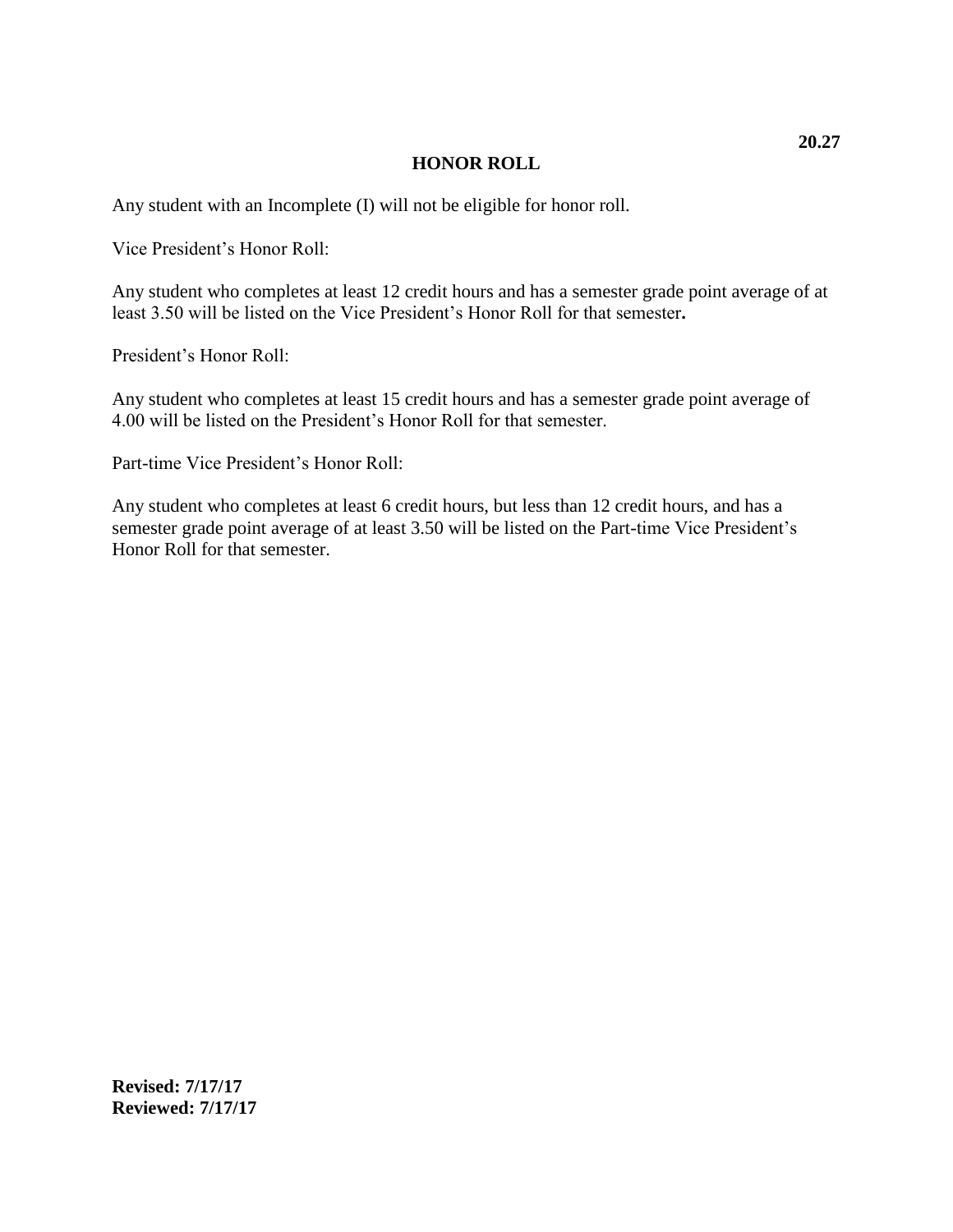**20.27**

# HONOR ROLL

Any student with an Incomplete (I) will not be eligible for honor roll.

Vice President's Honor Roll:

Any student who completes at least 12 credit hours and has a semester grade point average of at least 3.50 will be listed on the Vice President's Honor Roll for that semester**.**

President's Honor Roll:

Any student who completes at least 15 credit hours and has a semester grade point average of 4.00 will be listed on the President's Honor Roll for that semester.

Part-time Vice President's Honor Roll:

Any student who completes at least 6 credit hours, but less than 12 credit hours, and has a semester grade point average of at least 3.50 will be listed on the Part-time Vice President's Honor Roll for that semester.

**Revised: 7/17/17**
**Reviewed: 7/17/17**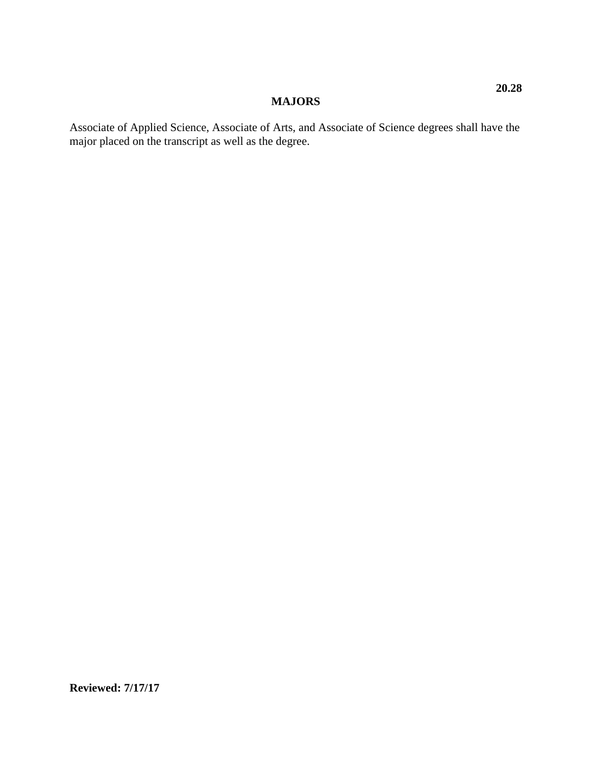**20.28**

# MAJORS

Associate of Applied Science, Associate of Arts, and Associate of Science degrees shall have the major placed on the transcript as well as the degree.

**Reviewed: 7/17/17**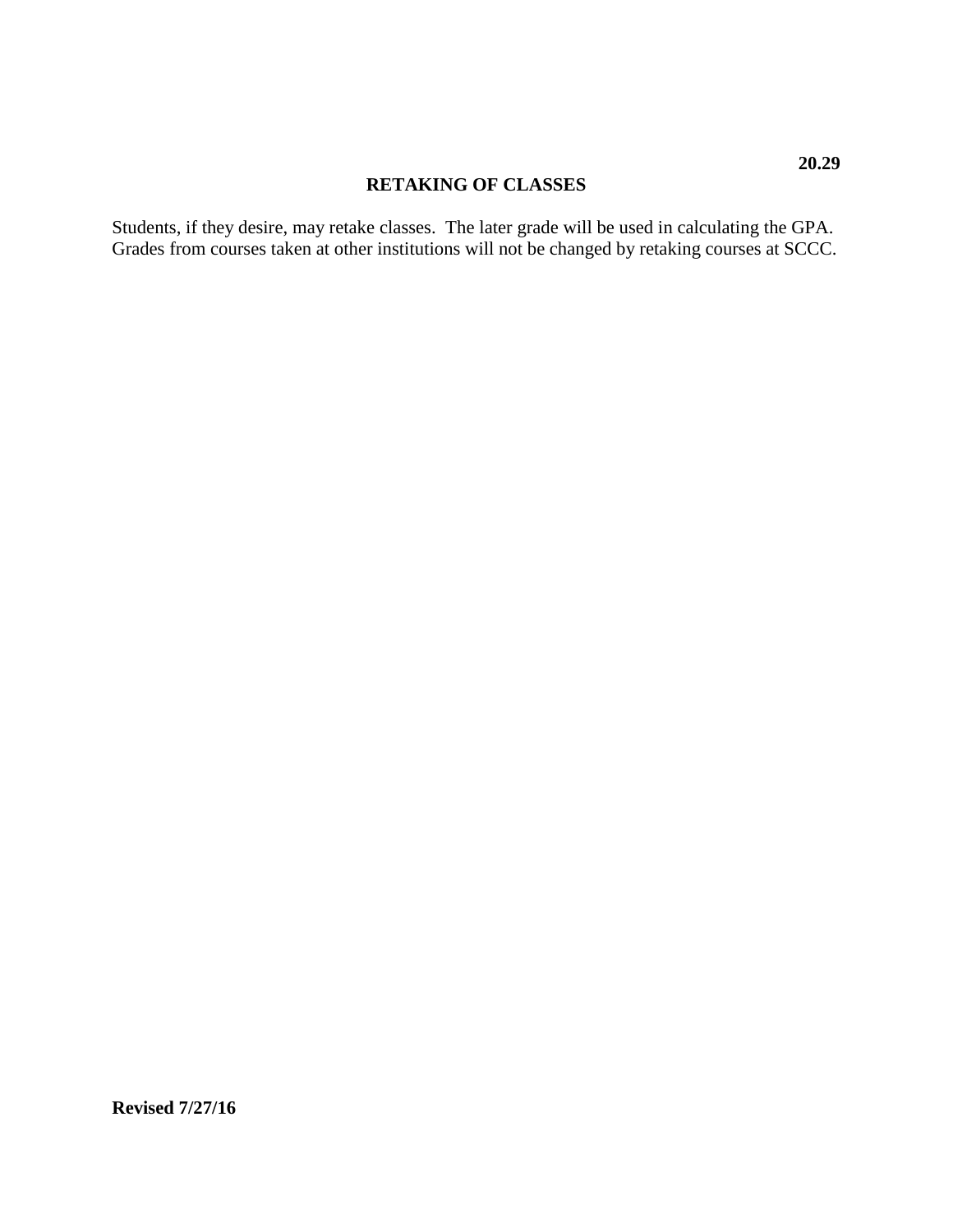**20.29**

# RETAKING OF CLASSES

Students, if they desire, may retake classes. The later grade will be used in calculating the GPA. Grades from courses taken at other institutions will not be changed by retaking courses at SCCC.

**Revised 7/27/16**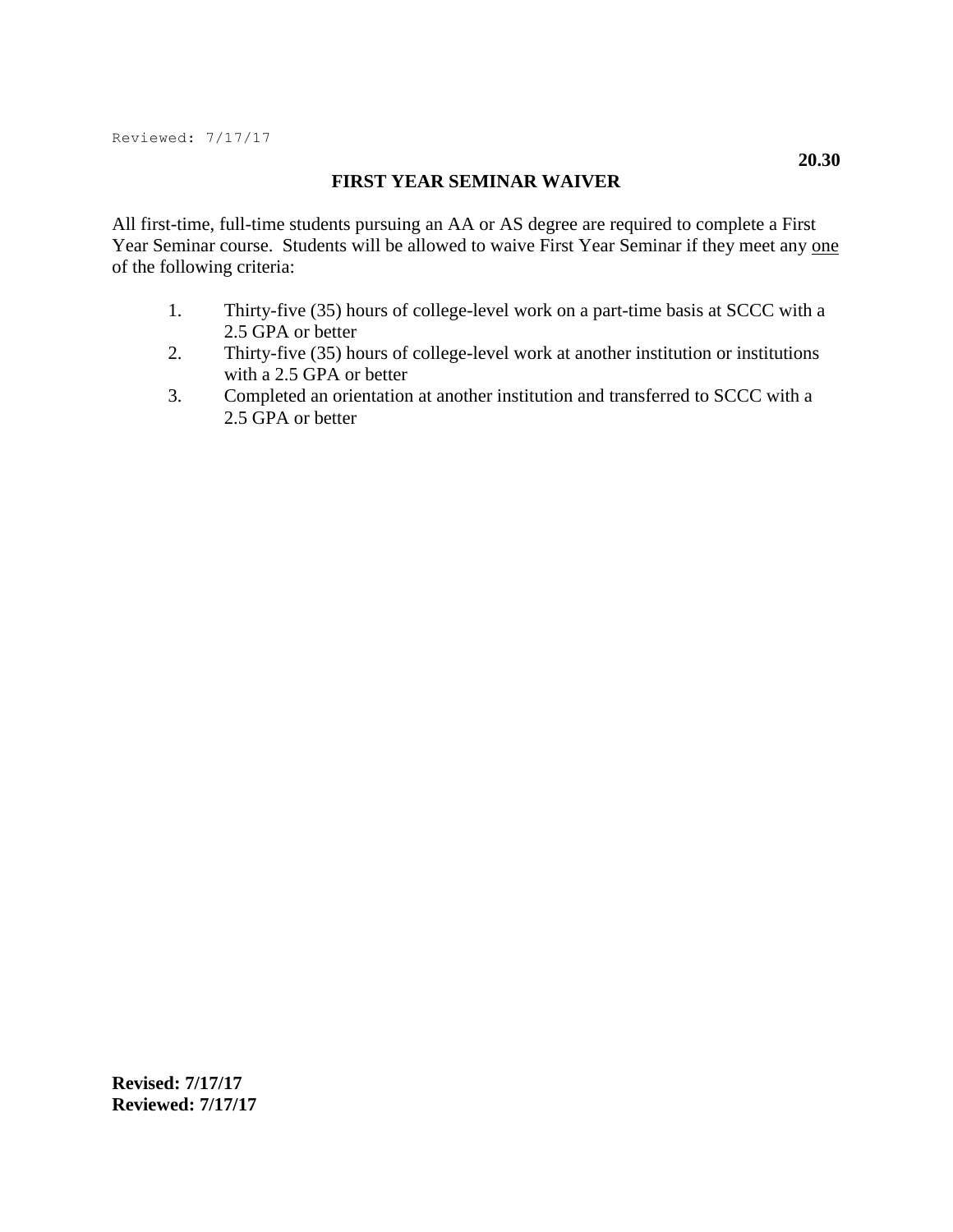Reviewed: 7/17/17

**20.30**

# FIRST YEAR SEMINAR WAIVER

All first-time, full-time students pursuing an AA or AS degree are required to complete a First Year Seminar course. Students will be allowed to waive First Year Seminar if they meet any <u>one</u> of the following criteria:

1. Thirty-five (35) hours of college-level work on a part-time basis at SCCC with a 2.5 GPA or better
2. Thirty-five (35) hours of college-level work at another institution or institutions with a 2.5 GPA or better
3. Completed an orientation at another institution and transferred to SCCC with a 2.5 GPA or better

**Revised: 7/17/17**
**Reviewed: 7/17/17**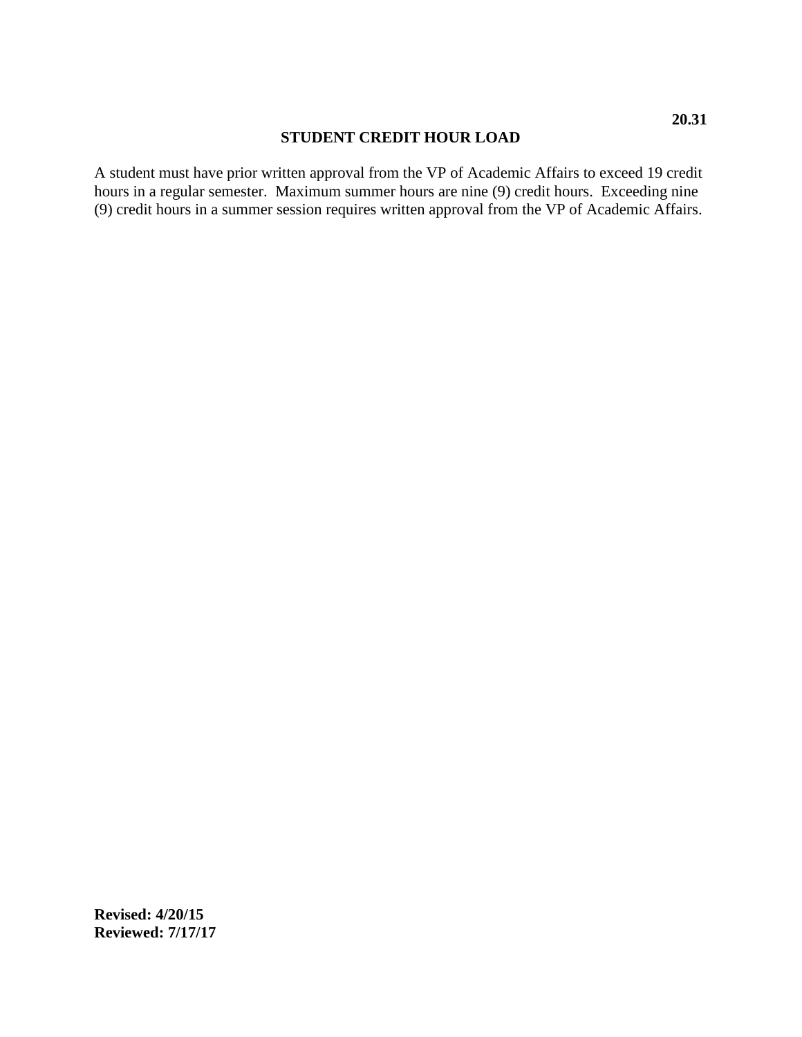**20.31**

## STUDENT CREDIT HOUR LOAD

A student must have prior written approval from the VP of Academic Affairs to exceed 19 credit hours in a regular semester. Maximum summer hours are nine (9) credit hours. Exceeding nine (9) credit hours in a summer session requires written approval from the VP of Academic Affairs.

**Revised: 4/20/15**
**Reviewed: 7/17/17**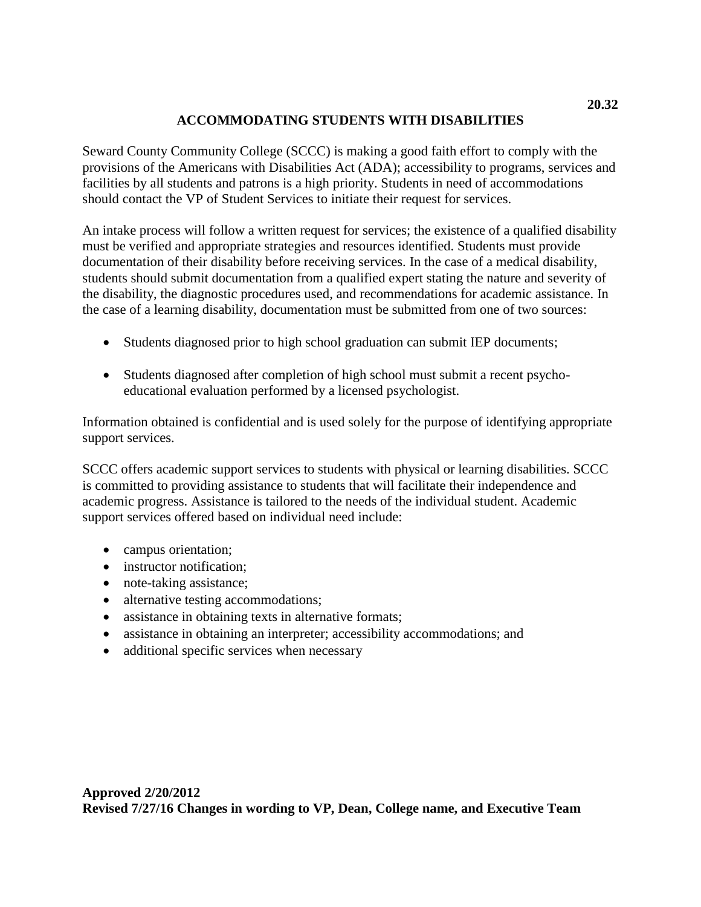**20.32**

## ACCOMMODATING STUDENTS WITH DISABILITIES

Seward County Community College (SCCC) is making a good faith effort to comply with the provisions of the Americans with Disabilities Act (ADA); accessibility to programs, services and facilities by all students and patrons is a high priority. Students in need of accommodations should contact the VP of Student Services to initiate their request for services.

An intake process will follow a written request for services; the existence of a qualified disability must be verified and appropriate strategies and resources identified. Students must provide documentation of their disability before receiving services. In the case of a medical disability, students should submit documentation from a qualified expert stating the nature and severity of the disability, the diagnostic procedures used, and recommendations for academic assistance. In the case of a learning disability, documentation must be submitted from one of two sources:

- Students diagnosed prior to high school graduation can submit IEP documents;
- Students diagnosed after completion of high school must submit a recent psycho-educational evaluation performed by a licensed psychologist.

Information obtained is confidential and is used solely for the purpose of identifying appropriate support services.

SCCC offers academic support services to students with physical or learning disabilities. SCCC is committed to providing assistance to students that will facilitate their independence and academic progress. Assistance is tailored to the needs of the individual student. Academic support services offered based on individual need include:

- campus orientation;
- instructor notification;
- note-taking assistance;
- alternative testing accommodations;
- assistance in obtaining texts in alternative formats;
- assistance in obtaining an interpreter; accessibility accommodations; and
- additional specific services when necessary

**Approved 2/20/2012**
**Revised 7/27/16 Changes in wording to VP, Dean, College name, and Executive Team**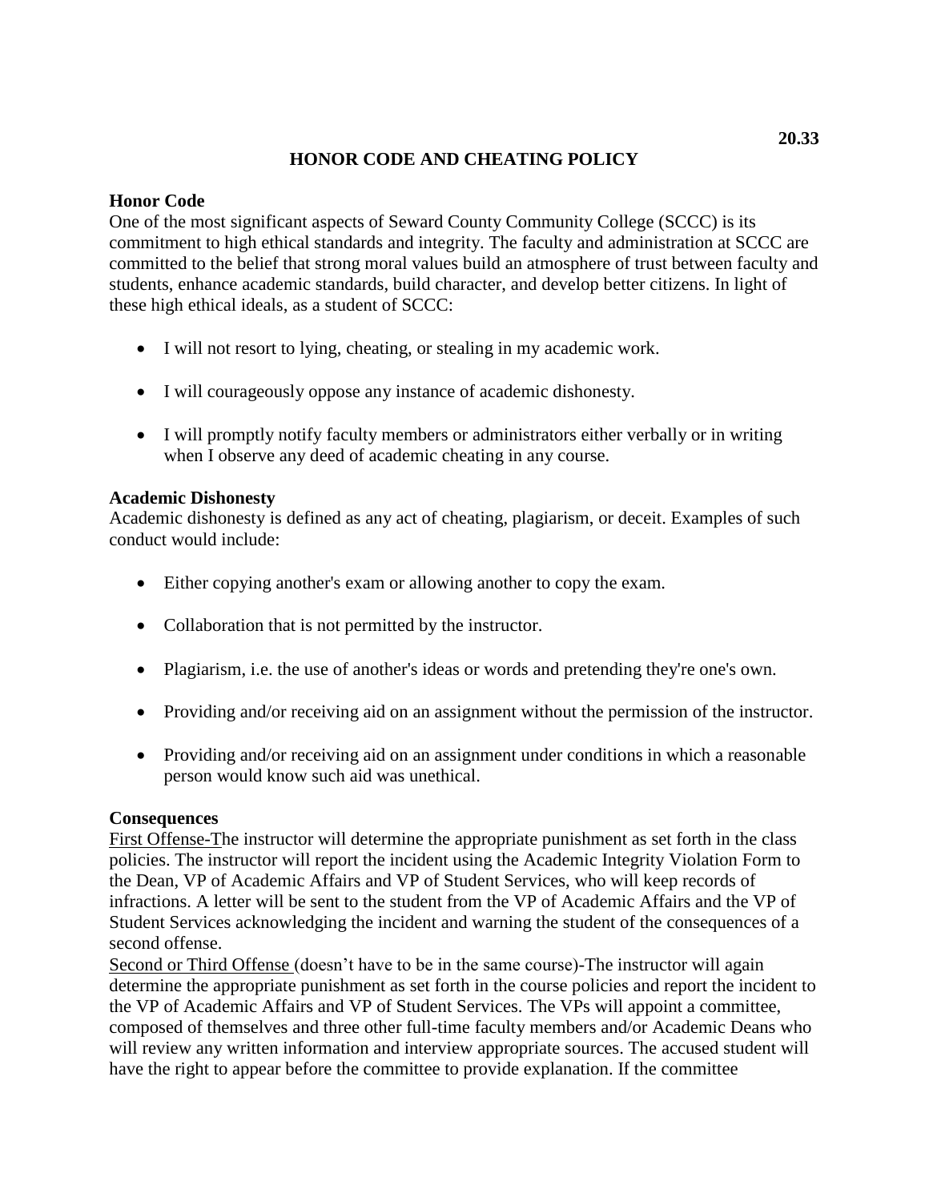20.33

# HONOR CODE AND CHEATING POLICY

**Honor Code**

One of the most significant aspects of Seward County Community College (SCCC) is its commitment to high ethical standards and integrity. The faculty and administration at SCCC are committed to the belief that strong moral values build an atmosphere of trust between faculty and students, enhance academic standards, build character, and develop better citizens. In light of these high ethical ideals, as a student of SCCC:

- I will not resort to lying, cheating, or stealing in my academic work.
- I will courageously oppose any instance of academic dishonesty.
- I will promptly notify faculty members or administrators either verbally or in writing when I observe any deed of academic cheating in any course.

**Academic Dishonesty**

Academic dishonesty is defined as any act of cheating, plagiarism, or deceit. Examples of such conduct would include:

- Either copying another's exam or allowing another to copy the exam.
- Collaboration that is not permitted by the instructor.
- Plagiarism, i.e. the use of another's ideas or words and pretending they're one's own.
- Providing and/or receiving aid on an assignment without the permission of the instructor.
- Providing and/or receiving aid on an assignment under conditions in which a reasonable person would know such aid was unethical.

**Consequences**

First Offense-The instructor will determine the appropriate punishment as set forth in the class policies. The instructor will report the incident using the Academic Integrity Violation Form to the Dean, VP of Academic Affairs and VP of Student Services, who will keep records of infractions. A letter will be sent to the student from the VP of Academic Affairs and the VP of Student Services acknowledging the incident and warning the student of the consequences of a second offense.

Second or Third Offense (doesn't have to be in the same course)-The instructor will again determine the appropriate punishment as set forth in the course policies and report the incident to the VP of Academic Affairs and VP of Student Services. The VPs will appoint a committee, composed of themselves and three other full-time faculty members and/or Academic Deans who will review any written information and interview appropriate sources. The accused student will have the right to appear before the committee to provide explanation. If the committee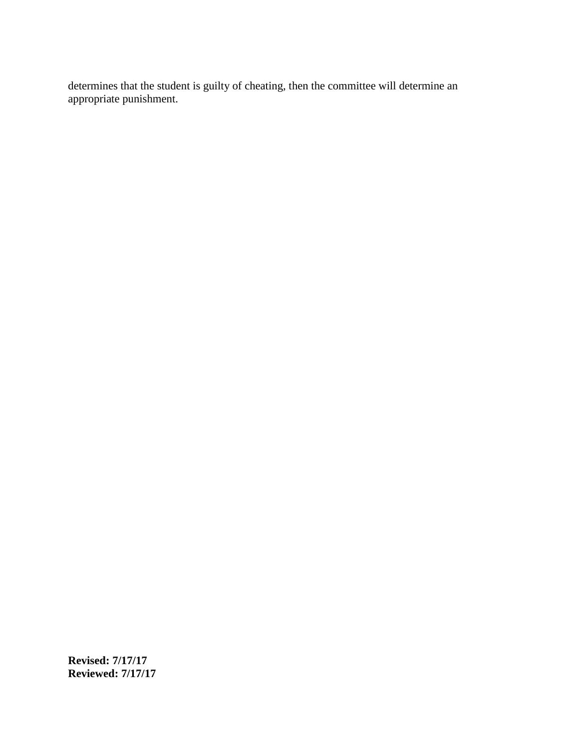determines that the student is guilty of cheating, then the committee will determine an appropriate punishment.

**Revised: 7/17/17**
**Reviewed: 7/17/17**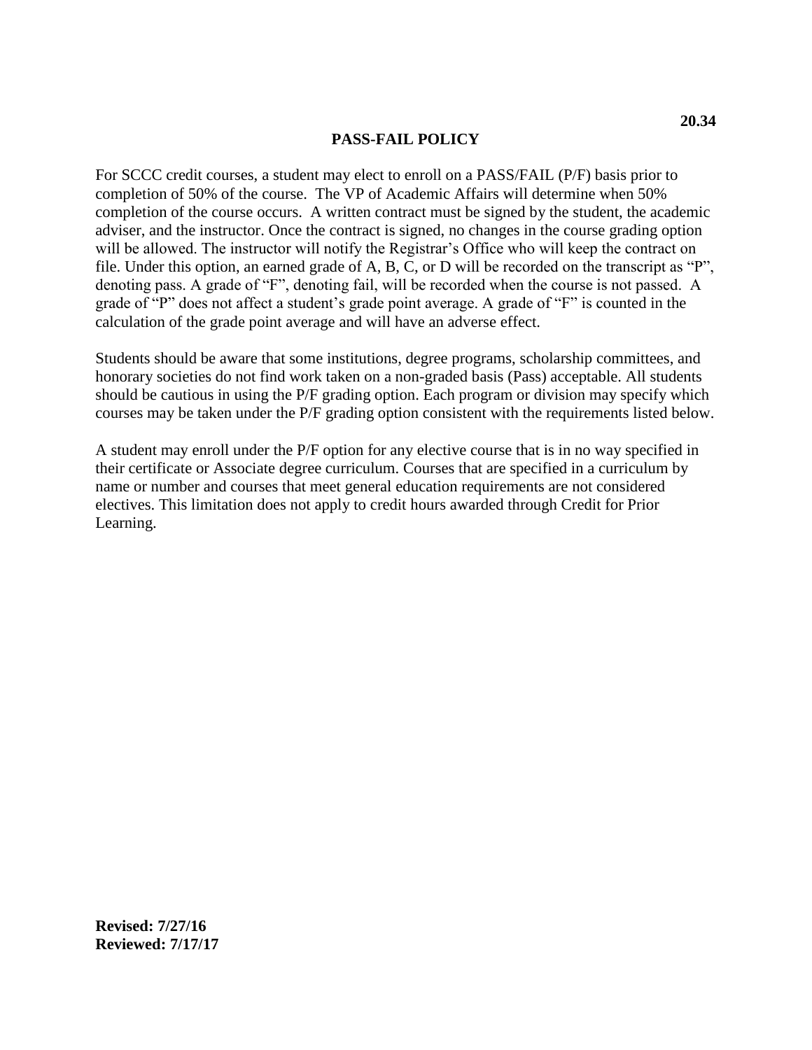20.34

# PASS-FAIL POLICY

For SCCC credit courses, a student may elect to enroll on a PASS/FAIL (P/F) basis prior to completion of 50% of the course. The VP of Academic Affairs will determine when 50% completion of the course occurs. A written contract must be signed by the student, the academic adviser, and the instructor. Once the contract is signed, no changes in the course grading option will be allowed. The instructor will notify the Registrar's Office who will keep the contract on file. Under this option, an earned grade of A, B, C, or D will be recorded on the transcript as "P", denoting pass. A grade of "F", denoting fail, will be recorded when the course is not passed. A grade of "P" does not affect a student's grade point average. A grade of "F" is counted in the calculation of the grade point average and will have an adverse effect.

Students should be aware that some institutions, degree programs, scholarship committees, and honorary societies do not find work taken on a non-graded basis (Pass) acceptable. All students should be cautious in using the P/F grading option. Each program or division may specify which courses may be taken under the P/F grading option consistent with the requirements listed below.

A student may enroll under the P/F option for any elective course that is in no way specified in their certificate or Associate degree curriculum. Courses that are specified in a curriculum by name or number and courses that meet general education requirements are not considered electives. This limitation does not apply to credit hours awarded through Credit for Prior Learning.

**Revised: 7/27/16**
**Reviewed: 7/17/17**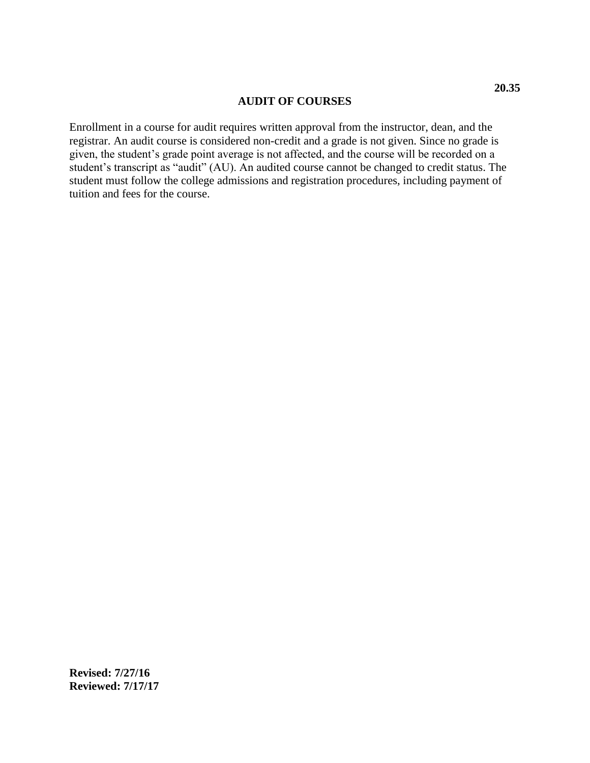**20.35**

# AUDIT OF COURSES

Enrollment in a course for audit requires written approval from the instructor, dean, and the registrar. An audit course is considered non-credit and a grade is not given. Since no grade is given, the student's grade point average is not affected, and the course will be recorded on a student's transcript as "audit" (AU). An audited course cannot be changed to credit status. The student must follow the college admissions and registration procedures, including payment of tuition and fees for the course.

**Revised: 7/27/16**
**Reviewed: 7/17/17**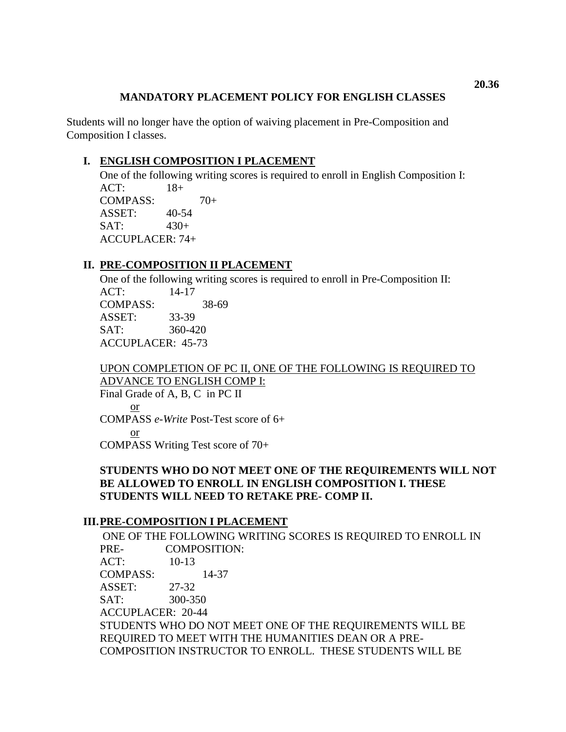20.36

# MANDATORY PLACEMENT POLICY FOR ENGLISH CLASSES

Students will no longer have the option of waiving placement in Pre-Composition and Composition I classes.

## I. ENGLISH COMPOSITION I PLACEMENT

One of the following writing scores is required to enroll in English Composition I:

ACT: 18+
COMPASS: 70+
ASSET: 40-54
SAT: 430+
ACCUPLACER: 74+

## II. PRE-COMPOSITION II PLACEMENT

One of the following writing scores is required to enroll in Pre-Composition II:

ACT: 14-17
COMPASS: 38-69
ASSET: 33-39
SAT: 360-420
ACCUPLACER: 45-73

UPON COMPLETION OF PC II, ONE OF THE FOLLOWING IS REQUIRED TO ADVANCE TO ENGLISH COMP I:

Final Grade of A, B, C in PC II

or

COMPASS *e-Write* Post-Test score of 6+

or

COMPASS Writing Test score of 70+

**STUDENTS WHO DO NOT MEET ONE OF THE REQUIREMENTS WILL NOT BE ALLOWED TO ENROLL IN ENGLISH COMPOSITION I. THESE STUDENTS WILL NEED TO RETAKE PRE- COMP II.**

## III. PRE-COMPOSITION I PLACEMENT

ONE OF THE FOLLOWING WRITING SCORES IS REQUIRED TO ENROLL IN PRE- COMPOSITION:

ACT: 10-13
COMPASS: 14-37
ASSET: 27-32
SAT: 300-350
ACCUPLACER: 20-44

STUDENTS WHO DO NOT MEET ONE OF THE REQUIREMENTS WILL BE REQUIRED TO MEET WITH THE HUMANITIES DEAN OR A PRE-COMPOSITION INSTRUCTOR TO ENROLL. THESE STUDENTS WILL BE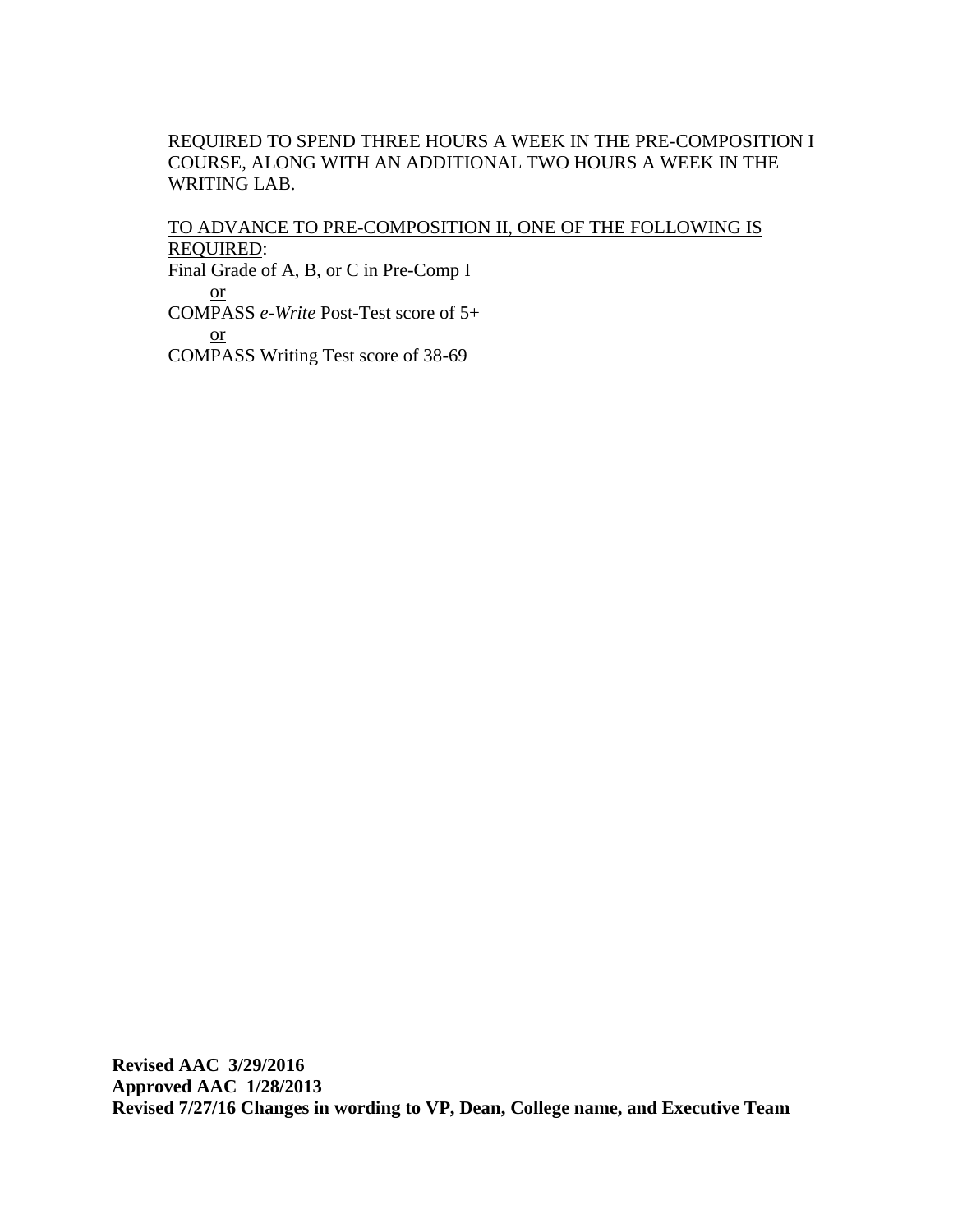REQUIRED TO SPEND THREE HOURS A WEEK IN THE PRE-COMPOSITION I COURSE, ALONG WITH AN ADDITIONAL TWO HOURS A WEEK IN THE WRITING LAB.

<u>TO ADVANCE TO PRE-COMPOSITION II, ONE OF THE FOLLOWING IS REQUIRED</u>:

Final Grade of A, B, or C in Pre-Comp I

<u>or</u>

COMPASS *e-Write* Post-Test score of 5+

<u>or</u>

COMPASS Writing Test score of 38-69

**Revised AAC 3/29/2016**

**Approved AAC 1/28/2013**

**Revised 7/27/16 Changes in wording to VP, Dean, College name, and Executive Team**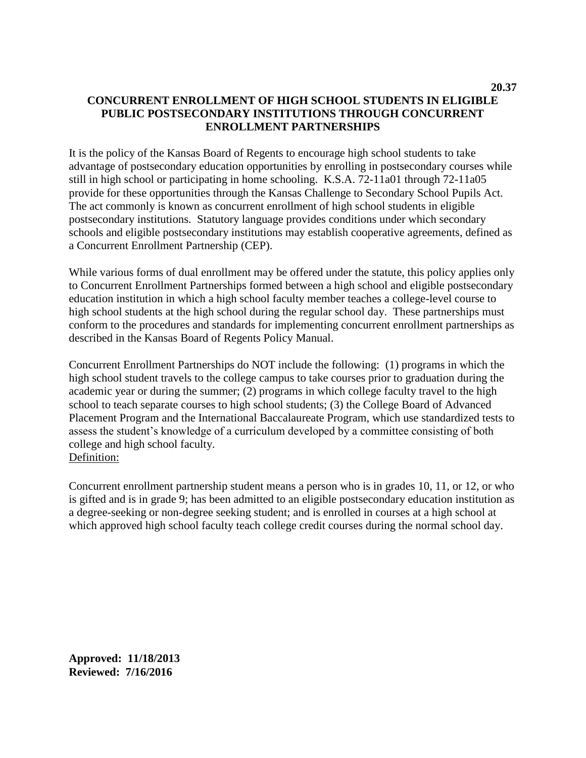**20.37**

# CONCURRENT ENROLLMENT OF HIGH SCHOOL STUDENTS IN ELIGIBLE PUBLIC POSTSECONDARY INSTITUTIONS THROUGH CONCURRENT ENROLLMENT PARTNERSHIPS

It is the policy of the Kansas Board of Regents to encourage high school students to take advantage of postsecondary education opportunities by enrolling in postsecondary courses while still in high school or participating in home schooling. K.S.A. 72-11a01 through 72-11a05 provide for these opportunities through the Kansas Challenge to Secondary School Pupils Act. The act commonly is known as concurrent enrollment of high school students in eligible postsecondary institutions. Statutory language provides conditions under which secondary schools and eligible postsecondary institutions may establish cooperative agreements, defined as a Concurrent Enrollment Partnership (CEP).

While various forms of dual enrollment may be offered under the statute, this policy applies only to Concurrent Enrollment Partnerships formed between a high school and eligible postsecondary education institution in which a high school faculty member teaches a college-level course to high school students at the high school during the regular school day. These partnerships must conform to the procedures and standards for implementing concurrent enrollment partnerships as described in the Kansas Board of Regents Policy Manual.

Concurrent Enrollment Partnerships do NOT include the following: (1) programs in which the high school student travels to the college campus to take courses prior to graduation during the academic year or during the summer; (2) programs in which college faculty travel to the high school to teach separate courses to high school students; (3) the College Board of Advanced Placement Program and the International Baccalaureate Program, which use standardized tests to assess the student's knowledge of a curriculum developed by a committee consisting of both college and high school faculty.

Definition:

Concurrent enrollment partnership student means a person who is in grades 10, 11, or 12, or who is gifted and is in grade 9; has been admitted to an eligible postsecondary education institution as a degree-seeking or non-degree seeking student; and is enrolled in courses at a high school at which approved high school faculty teach college credit courses during the normal school day.

**Approved: 11/18/2013**
**Reviewed: 7/16/2016**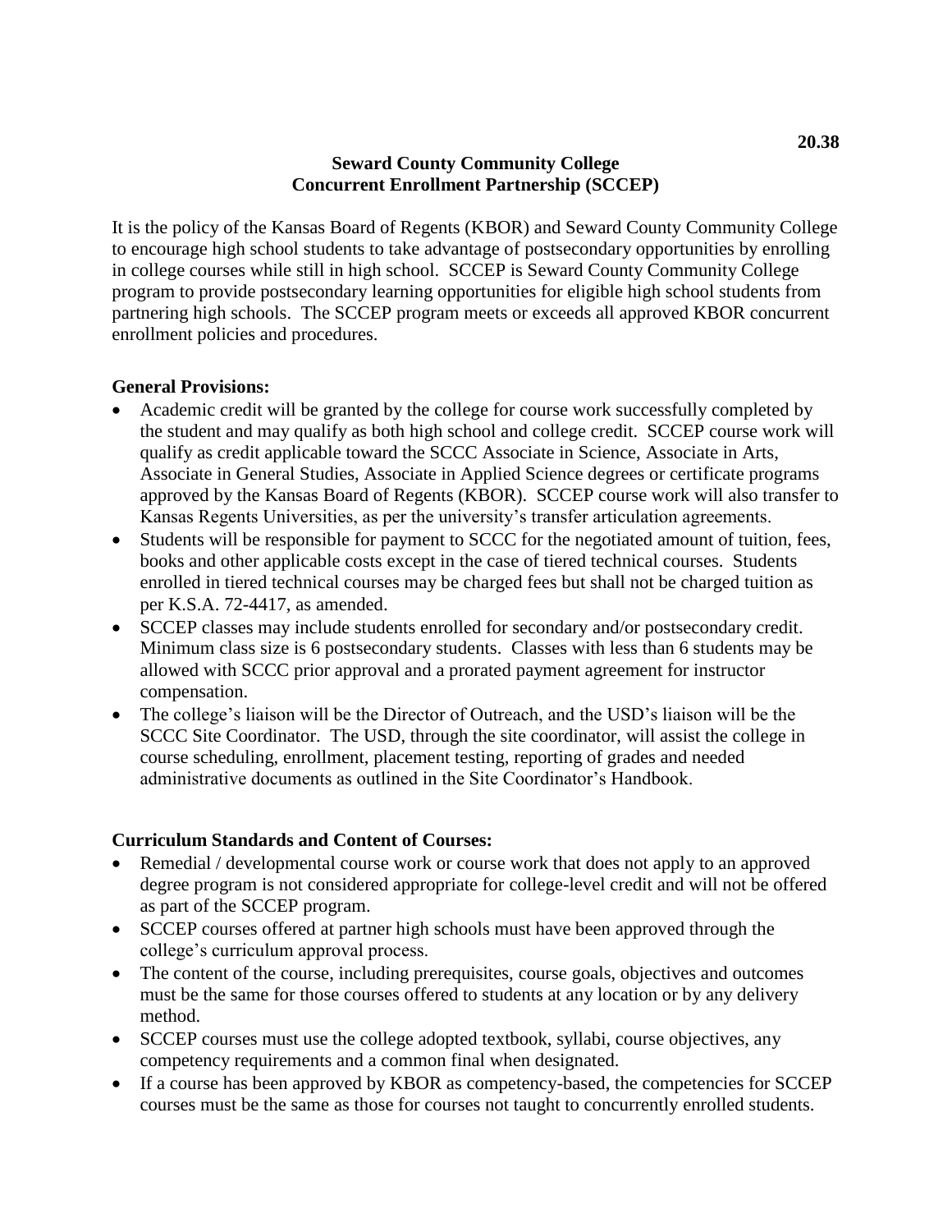20.38

**Seward County Community College**
**Concurrent Enrollment Partnership (SCCEP)**

It is the policy of the Kansas Board of Regents (KBOR) and Seward County Community College to encourage high school students to take advantage of postsecondary opportunities by enrolling in college courses while still in high school. SCCEP is Seward County Community College program to provide postsecondary learning opportunities for eligible high school students from partnering high schools. The SCCEP program meets or exceeds all approved KBOR concurrent enrollment policies and procedures.

**General Provisions:**

- Academic credit will be granted by the college for course work successfully completed by the student and may qualify as both high school and college credit. SCCEP course work will qualify as credit applicable toward the SCCC Associate in Science, Associate in Arts, Associate in General Studies, Associate in Applied Science degrees or certificate programs approved by the Kansas Board of Regents (KBOR). SCCEP course work will also transfer to Kansas Regents Universities, as per the university's transfer articulation agreements.
- Students will be responsible for payment to SCCC for the negotiated amount of tuition, fees, books and other applicable costs except in the case of tiered technical courses. Students enrolled in tiered technical courses may be charged fees but shall not be charged tuition as per K.S.A. 72-4417, as amended.
- SCCEP classes may include students enrolled for secondary and/or postsecondary credit. Minimum class size is 6 postsecondary students. Classes with less than 6 students may be allowed with SCCC prior approval and a prorated payment agreement for instructor compensation.
- The college's liaison will be the Director of Outreach, and the USD's liaison will be the SCCC Site Coordinator. The USD, through the site coordinator, will assist the college in course scheduling, enrollment, placement testing, reporting of grades and needed administrative documents as outlined in the Site Coordinator's Handbook.

**Curriculum Standards and Content of Courses:**

- Remedial / developmental course work or course work that does not apply to an approved degree program is not considered appropriate for college-level credit and will not be offered as part of the SCCEP program.
- SCCEP courses offered at partner high schools must have been approved through the college's curriculum approval process.
- The content of the course, including prerequisites, course goals, objectives and outcomes must be the same for those courses offered to students at any location or by any delivery method.
- SCCEP courses must use the college adopted textbook, syllabi, course objectives, any competency requirements and a common final when designated.
- If a course has been approved by KBOR as competency-based, the competencies for SCCEP courses must be the same as those for courses not taught to concurrently enrolled students.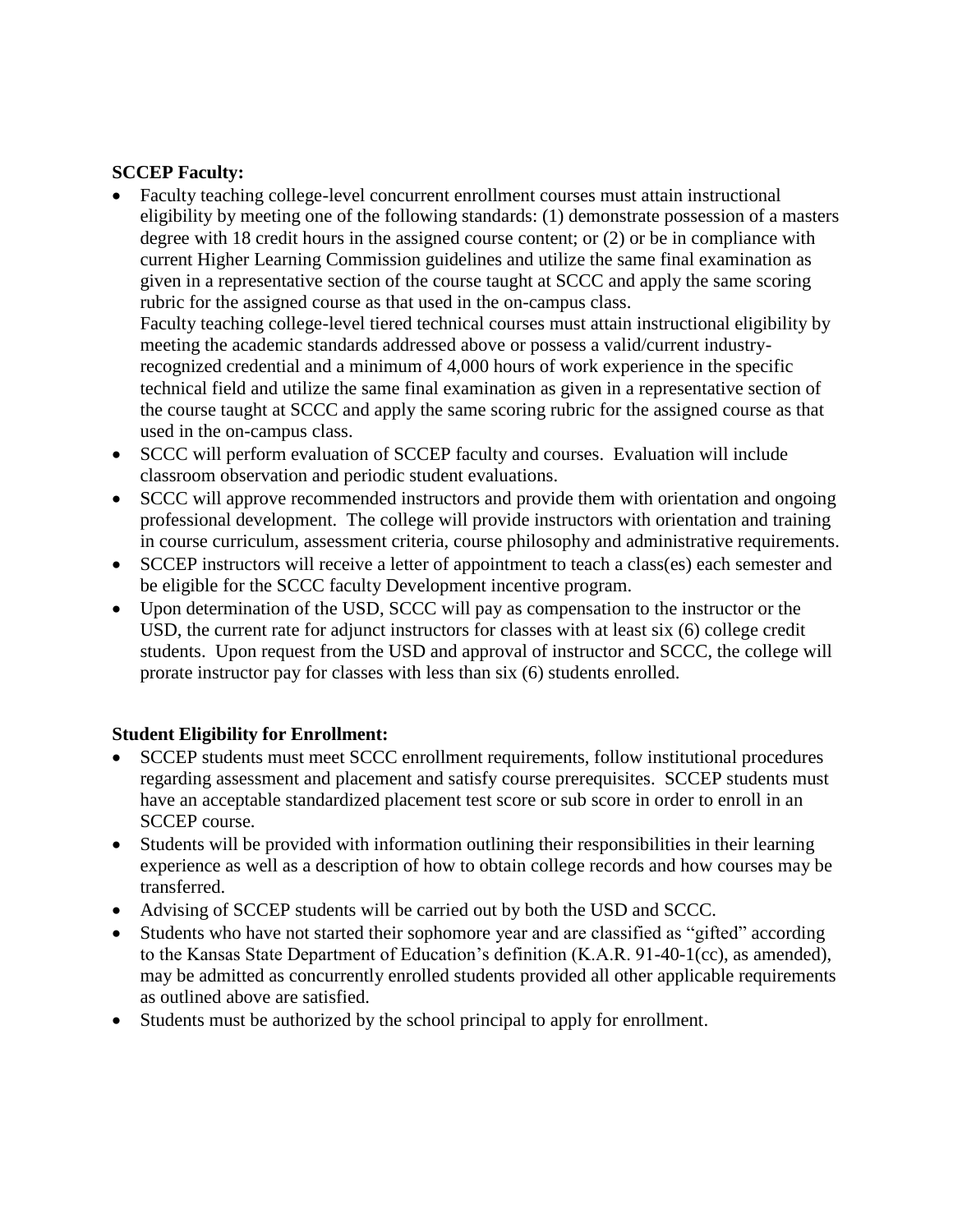**SCCEP Faculty:**

- Faculty teaching college-level concurrent enrollment courses must attain instructional eligibility by meeting one of the following standards: (1) demonstrate possession of a masters degree with 18 credit hours in the assigned course content; or (2) or be in compliance with current Higher Learning Commission guidelines and utilize the same final examination as given in a representative section of the course taught at SCCC and apply the same scoring rubric for the assigned course as that used in the on-campus class.
  Faculty teaching college-level tiered technical courses must attain instructional eligibility by meeting the academic standards addressed above or possess a valid/current industry-recognized credential and a minimum of 4,000 hours of work experience in the specific technical field and utilize the same final examination as given in a representative section of the course taught at SCCC and apply the same scoring rubric for the assigned course as that used in the on-campus class.
- SCCC will perform evaluation of SCCEP faculty and courses. Evaluation will include classroom observation and periodic student evaluations.
- SCCC will approve recommended instructors and provide them with orientation and ongoing professional development. The college will provide instructors with orientation and training in course curriculum, assessment criteria, course philosophy and administrative requirements.
- SCCEP instructors will receive a letter of appointment to teach a class(es) each semester and be eligible for the SCCC faculty Development incentive program.
- Upon determination of the USD, SCCC will pay as compensation to the instructor or the USD, the current rate for adjunct instructors for classes with at least six (6) college credit students. Upon request from the USD and approval of instructor and SCCC, the college will prorate instructor pay for classes with less than six (6) students enrolled.

**Student Eligibility for Enrollment:**

- SCCEP students must meet SCCC enrollment requirements, follow institutional procedures regarding assessment and placement and satisfy course prerequisites. SCCEP students must have an acceptable standardized placement test score or sub score in order to enroll in an SCCEP course.
- Students will be provided with information outlining their responsibilities in their learning experience as well as a description of how to obtain college records and how courses may be transferred.
- Advising of SCCEP students will be carried out by both the USD and SCCC.
- Students who have not started their sophomore year and are classified as "gifted" according to the Kansas State Department of Education's definition (K.A.R. 91-40-1(cc), as amended), may be admitted as concurrently enrolled students provided all other applicable requirements as outlined above are satisfied.
- Students must be authorized by the school principal to apply for enrollment.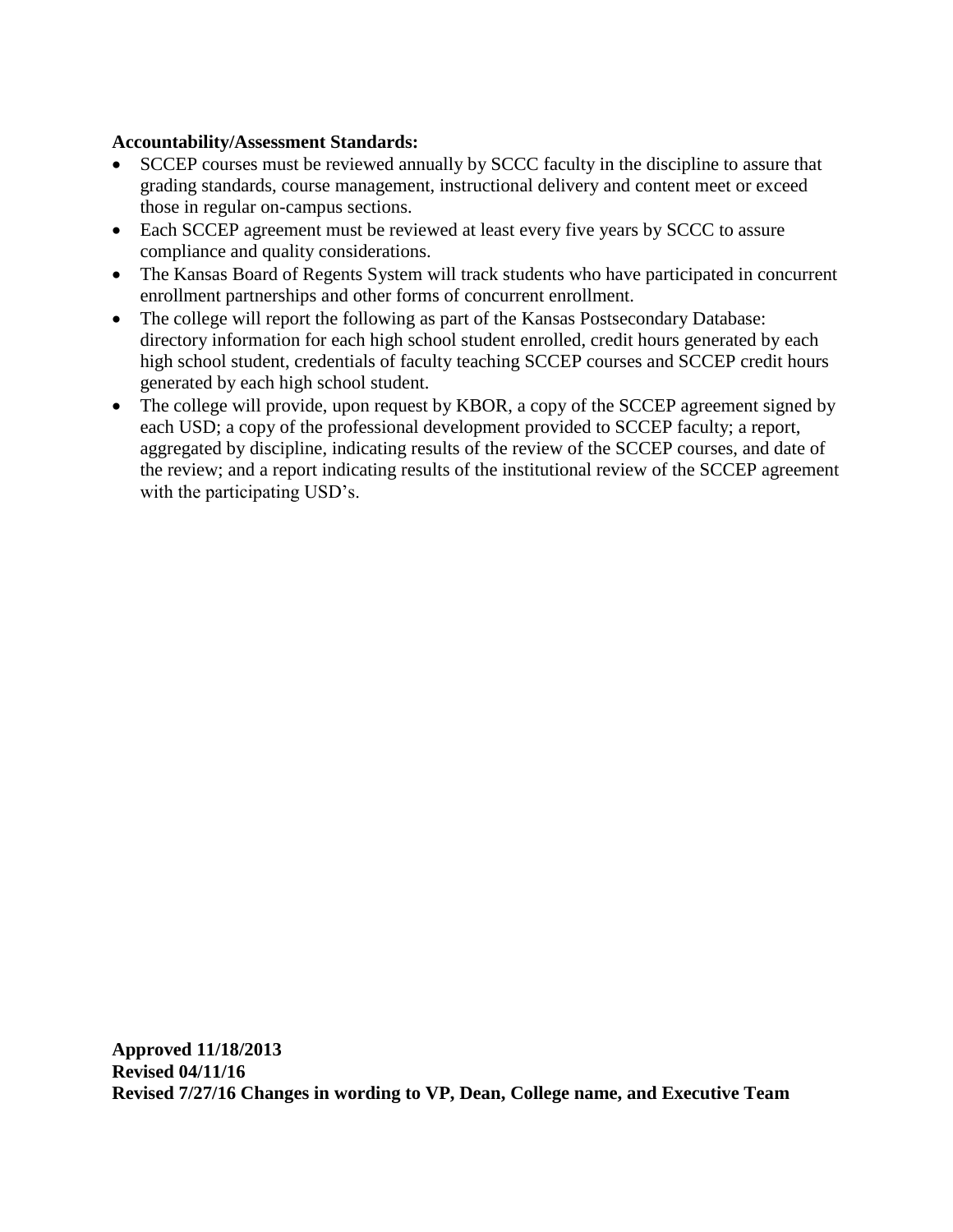**Accountability/Assessment Standards:**

- SCCEP courses must be reviewed annually by SCCC faculty in the discipline to assure that grading standards, course management, instructional delivery and content meet or exceed those in regular on-campus sections.
- Each SCCEP agreement must be reviewed at least every five years by SCCC to assure compliance and quality considerations.
- The Kansas Board of Regents System will track students who have participated in concurrent enrollment partnerships and other forms of concurrent enrollment.
- The college will report the following as part of the Kansas Postsecondary Database: directory information for each high school student enrolled, credit hours generated by each high school student, credentials of faculty teaching SCCEP courses and SCCEP credit hours generated by each high school student.
- The college will provide, upon request by KBOR, a copy of the SCCEP agreement signed by each USD; a copy of the professional development provided to SCCEP faculty; a report, aggregated by discipline, indicating results of the review of the SCCEP courses, and date of the review; and a report indicating results of the institutional review of the SCCEP agreement with the participating USD's.

**Approved 11/18/2013**
**Revised 04/11/16**
**Revised 7/27/16 Changes in wording to VP, Dean, College name, and Executive Team**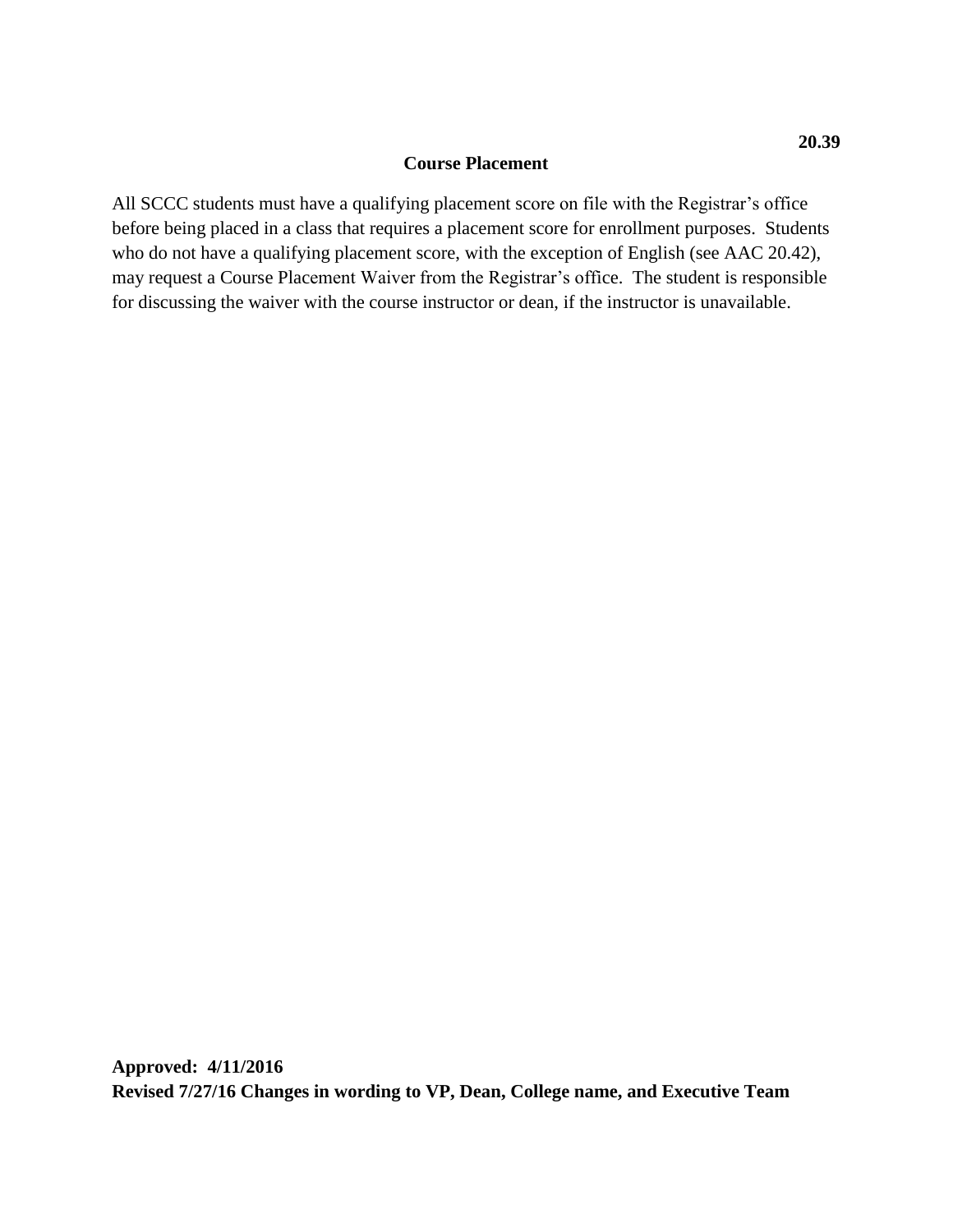**20.39**

# Course Placement

All SCCC students must have a qualifying placement score on file with the Registrar's office before being placed in a class that requires a placement score for enrollment purposes. Students who do not have a qualifying placement score, with the exception of English (see AAC 20.42), may request a Course Placement Waiver from the Registrar's office. The student is responsible for discussing the waiver with the course instructor or dean, if the instructor is unavailable.

**Approved: 4/11/2016**
**Revised 7/27/16 Changes in wording to VP, Dean, College name, and Executive Team**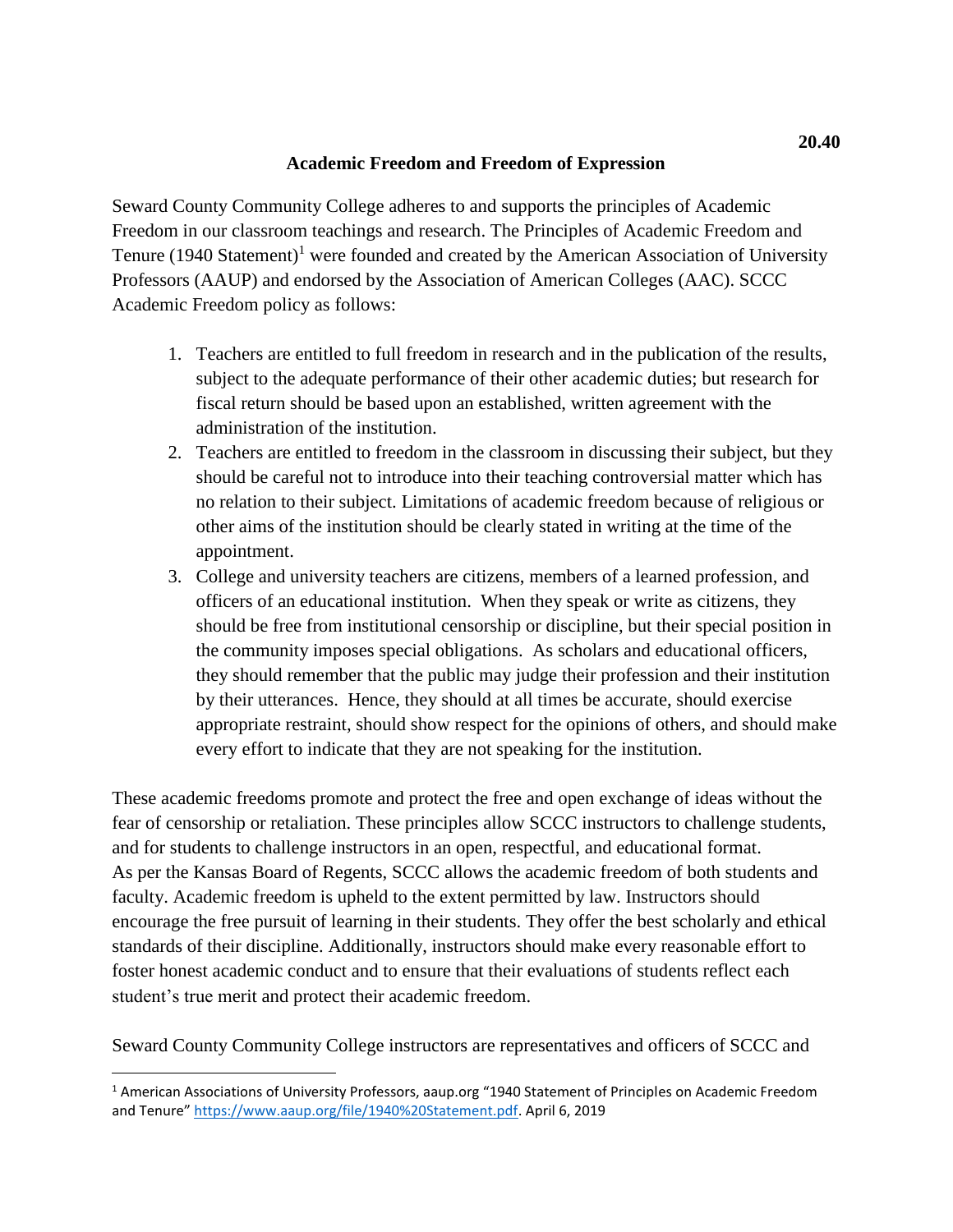**20.40**

## Academic Freedom and Freedom of Expression

Seward County Community College adheres to and supports the principles of Academic Freedom in our classroom teachings and research. The Principles of Academic Freedom and Tenure (1940 Statement)[1] were founded and created by the American Association of University Professors (AAUP) and endorsed by the Association of American Colleges (AAC). SCCC Academic Freedom policy as follows:

1. Teachers are entitled to full freedom in research and in the publication of the results, subject to the adequate performance of their other academic duties; but research for fiscal return should be based upon an established, written agreement with the administration of the institution.
2. Teachers are entitled to freedom in the classroom in discussing their subject, but they should be careful not to introduce into their teaching controversial matter which has no relation to their subject. Limitations of academic freedom because of religious or other aims of the institution should be clearly stated in writing at the time of the appointment.
3. College and university teachers are citizens, members of a learned profession, and officers of an educational institution. When they speak or write as citizens, they should be free from institutional censorship or discipline, but their special position in the community imposes special obligations. As scholars and educational officers, they should remember that the public may judge their profession and their institution by their utterances. Hence, they should at all times be accurate, should exercise appropriate restraint, should show respect for the opinions of others, and should make every effort to indicate that they are not speaking for the institution.

These academic freedoms promote and protect the free and open exchange of ideas without the fear of censorship or retaliation. These principles allow SCCC instructors to challenge students, and for students to challenge instructors in an open, respectful, and educational format. As per the Kansas Board of Regents, SCCC allows the academic freedom of both students and faculty. Academic freedom is upheld to the extent permitted by law. Instructors should encourage the free pursuit of learning in their students. They offer the best scholarly and ethical standards of their discipline. Additionally, instructors should make every reasonable effort to foster honest academic conduct and to ensure that their evaluations of students reflect each student's true merit and protect their academic freedom.

Seward County Community College instructors are representatives and officers of SCCC and

---

[1] American Associations of University Professors, aaup.org "1940 Statement of Principles on Academic Freedom and Tenure" https://www.aaup.org/file/1940%20Statement.pdf. April 6, 2019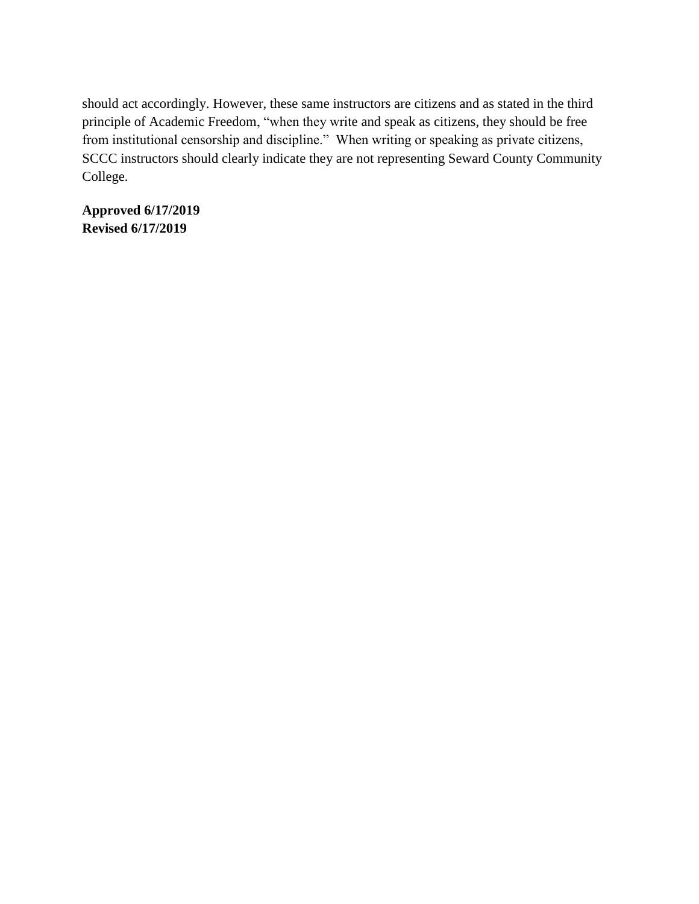should act accordingly. However, these same instructors are citizens and as stated in the third principle of Academic Freedom, "when they write and speak as citizens, they should be free from institutional censorship and discipline." When writing or speaking as private citizens, SCCC instructors should clearly indicate they are not representing Seward County Community College.

**Approved 6/17/2019**
**Revised 6/17/2019**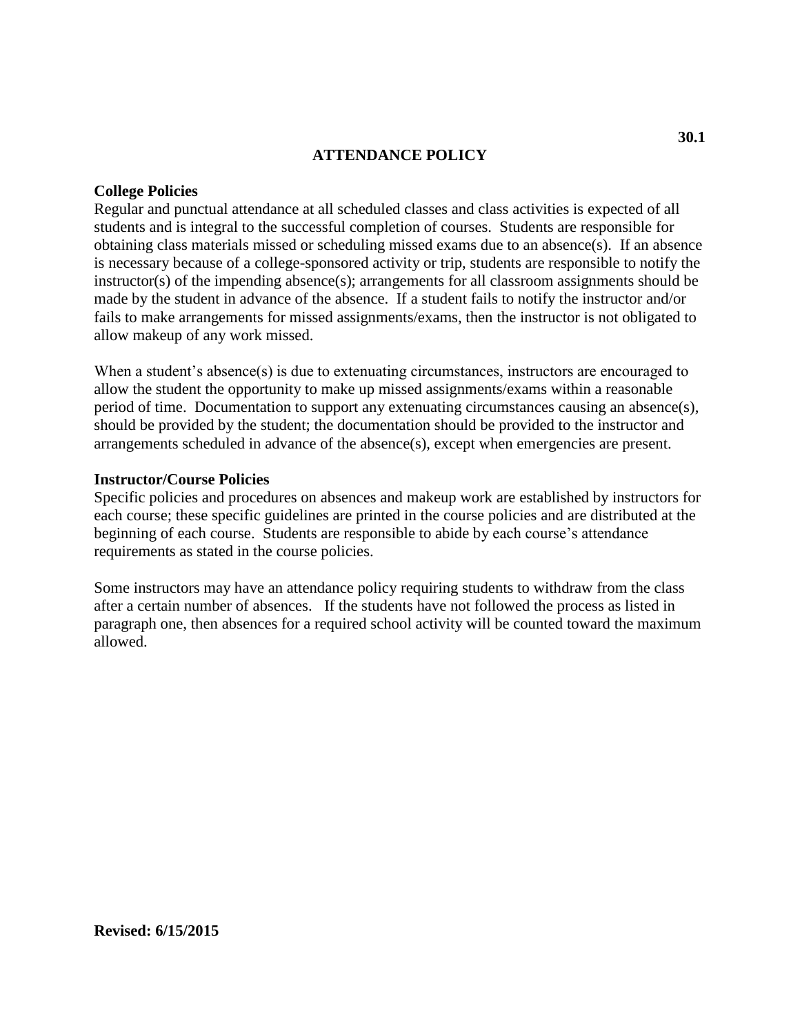# ATTENDANCE POLICY

## College Policies

Regular and punctual attendance at all scheduled classes and class activities is expected of all students and is integral to the successful completion of courses. Students are responsible for obtaining class materials missed or scheduling missed exams due to an absence(s). If an absence is necessary because of a college-sponsored activity or trip, students are responsible to notify the instructor(s) of the impending absence(s); arrangements for all classroom assignments should be made by the student in advance of the absence. If a student fails to notify the instructor and/or fails to make arrangements for missed assignments/exams, then the instructor is not obligated to allow makeup of any work missed.

When a student's absence(s) is due to extenuating circumstances, instructors are encouraged to allow the student the opportunity to make up missed assignments/exams within a reasonable period of time. Documentation to support any extenuating circumstances causing an absence(s), should be provided by the student; the documentation should be provided to the instructor and arrangements scheduled in advance of the absence(s), except when emergencies are present.

## Instructor/Course Policies

Specific policies and procedures on absences and makeup work are established by instructors for each course; these specific guidelines are printed in the course policies and are distributed at the beginning of each course. Students are responsible to abide by each course's attendance requirements as stated in the course policies.

Some instructors may have an attendance policy requiring students to withdraw from the class after a certain number of absences. If the students have not followed the process as listed in paragraph one, then absences for a required school activity will be counted toward the maximum allowed.

**Revised: 6/15/2015**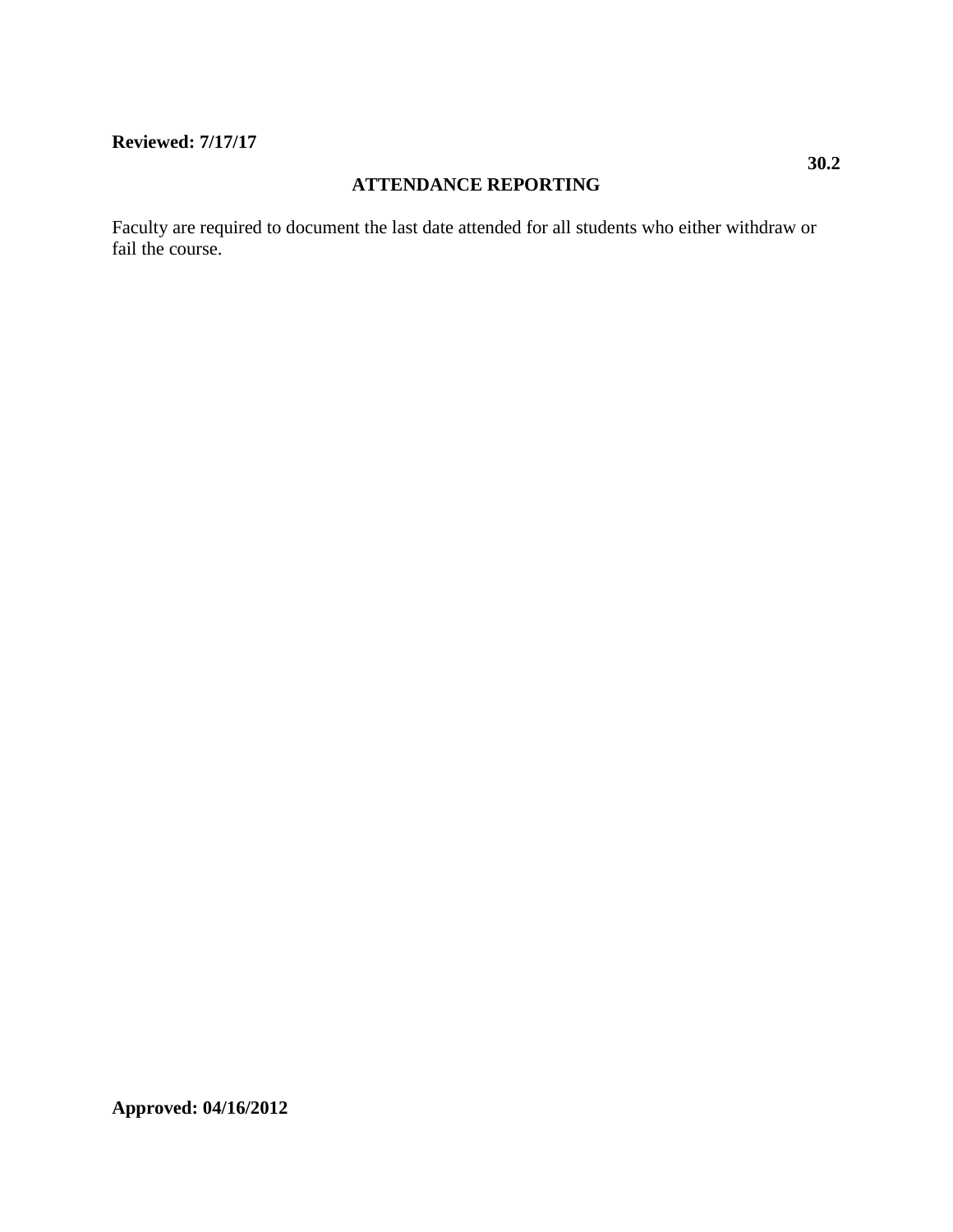**Reviewed: 7/17/17**

**30.2**

## ATTENDANCE REPORTING

Faculty are required to document the last date attended for all students who either withdraw or fail the course.

**Approved: 04/16/2012**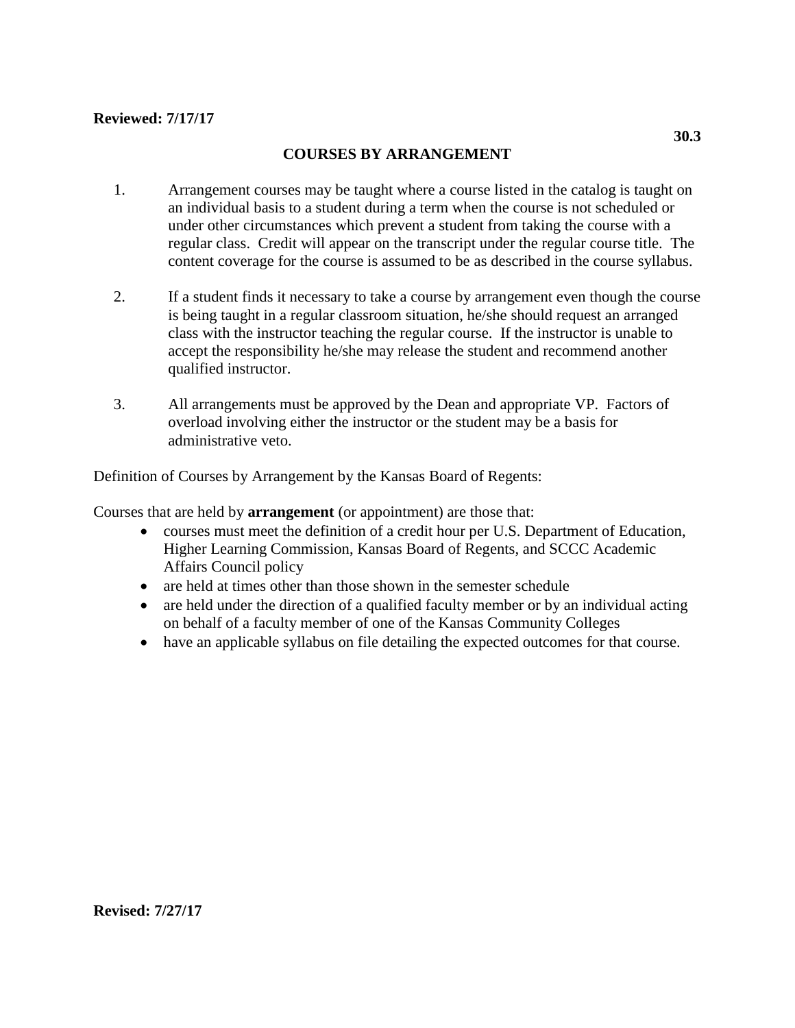**Reviewed: 7/17/17**

**30.3**

# COURSES BY ARRANGEMENT

1. Arrangement courses may be taught where a course listed in the catalog is taught on an individual basis to a student during a term when the course is not scheduled or under other circumstances which prevent a student from taking the course with a regular class. Credit will appear on the transcript under the regular course title. The content coverage for the course is assumed to be as described in the course syllabus.

2. If a student finds it necessary to take a course by arrangement even though the course is being taught in a regular classroom situation, he/she should request an arranged class with the instructor teaching the regular course. If the instructor is unable to accept the responsibility he/she may release the student and recommend another qualified instructor.

3. All arrangements must be approved by the Dean and appropriate VP. Factors of overload involving either the instructor or the student may be a basis for administrative veto.

Definition of Courses by Arrangement by the Kansas Board of Regents:

Courses that are held by **arrangement** (or appointment) are those that:

- courses must meet the definition of a credit hour per U.S. Department of Education, Higher Learning Commission, Kansas Board of Regents, and SCCC Academic Affairs Council policy
- are held at times other than those shown in the semester schedule
- are held under the direction of a qualified faculty member or by an individual acting on behalf of a faculty member of one of the Kansas Community Colleges
- have an applicable syllabus on file detailing the expected outcomes for that course.

**Revised: 7/27/17**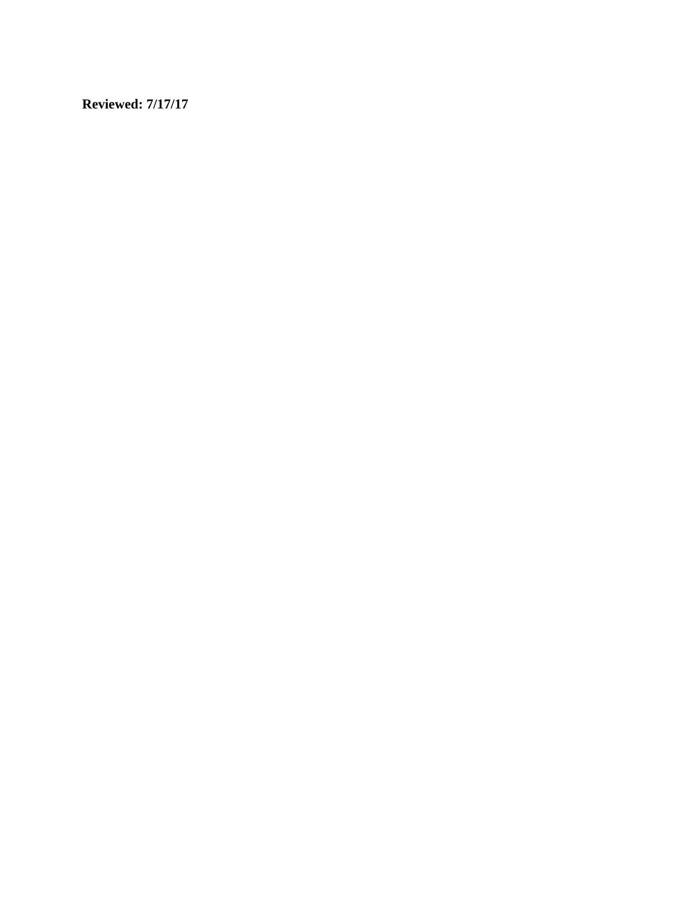**Reviewed: 7/17/17**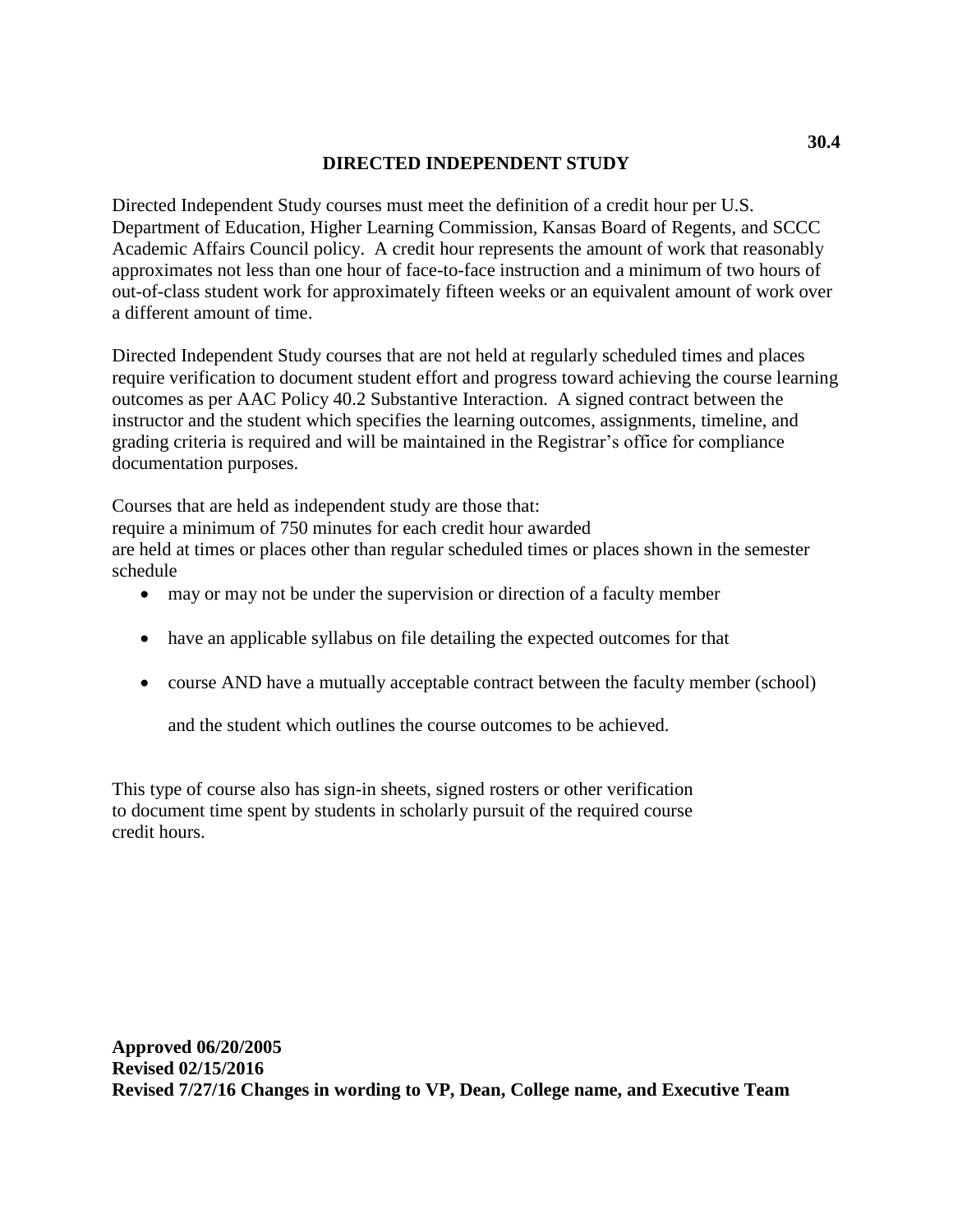**30.4**

# DIRECTED INDEPENDENT STUDY

Directed Independent Study courses must meet the definition of a credit hour per U.S. Department of Education, Higher Learning Commission, Kansas Board of Regents, and SCCC Academic Affairs Council policy. A credit hour represents the amount of work that reasonably approximates not less than one hour of face-to-face instruction and a minimum of two hours of out-of-class student work for approximately fifteen weeks or an equivalent amount of work over a different amount of time.

Directed Independent Study courses that are not held at regularly scheduled times and places require verification to document student effort and progress toward achieving the course learning outcomes as per AAC Policy 40.2 Substantive Interaction. A signed contract between the instructor and the student which specifies the learning outcomes, assignments, timeline, and grading criteria is required and will be maintained in the Registrar's office for compliance documentation purposes.

Courses that are held as independent study are those that:
require a minimum of 750 minutes for each credit hour awarded
are held at times or places other than regular scheduled times or places shown in the semester schedule

- may or may not be under the supervision or direction of a faculty member
- have an applicable syllabus on file detailing the expected outcomes for that
- course AND have a mutually acceptable contract between the faculty member (school)

  and the student which outlines the course outcomes to be achieved.

This type of course also has sign-in sheets, signed rosters or other verification to document time spent by students in scholarly pursuit of the required course credit hours.

**Approved 06/20/2005**
**Revised 02/15/2016**
**Revised 7/27/16 Changes in wording to VP, Dean, College name, and Executive Team**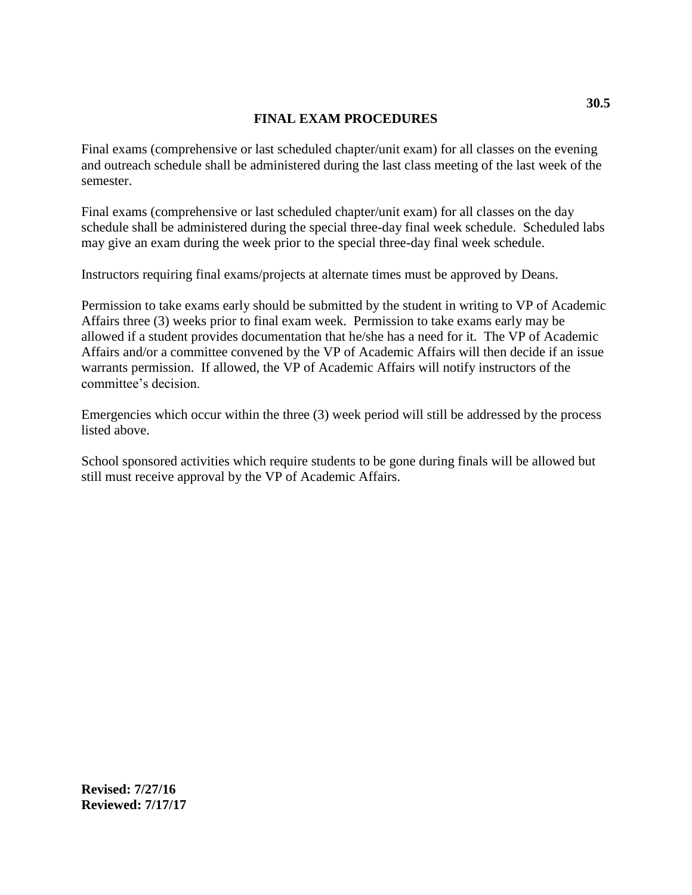# FINAL EXAM PROCEDURES

Final exams (comprehensive or last scheduled chapter/unit exam) for all classes on the evening and outreach schedule shall be administered during the last class meeting of the last week of the semester.

Final exams (comprehensive or last scheduled chapter/unit exam) for all classes on the day schedule shall be administered during the special three-day final week schedule. Scheduled labs may give an exam during the week prior to the special three-day final week schedule.

Instructors requiring final exams/projects at alternate times must be approved by Deans.

Permission to take exams early should be submitted by the student in writing to VP of Academic Affairs three (3) weeks prior to final exam week. Permission to take exams early may be allowed if a student provides documentation that he/she has a need for it. The VP of Academic Affairs and/or a committee convened by the VP of Academic Affairs will then decide if an issue warrants permission. If allowed, the VP of Academic Affairs will notify instructors of the committee's decision.

Emergencies which occur within the three (3) week period will still be addressed by the process listed above.

School sponsored activities which require students to be gone during finals will be allowed but still must receive approval by the VP of Academic Affairs.

**Revised: 7/27/16**
**Reviewed: 7/17/17**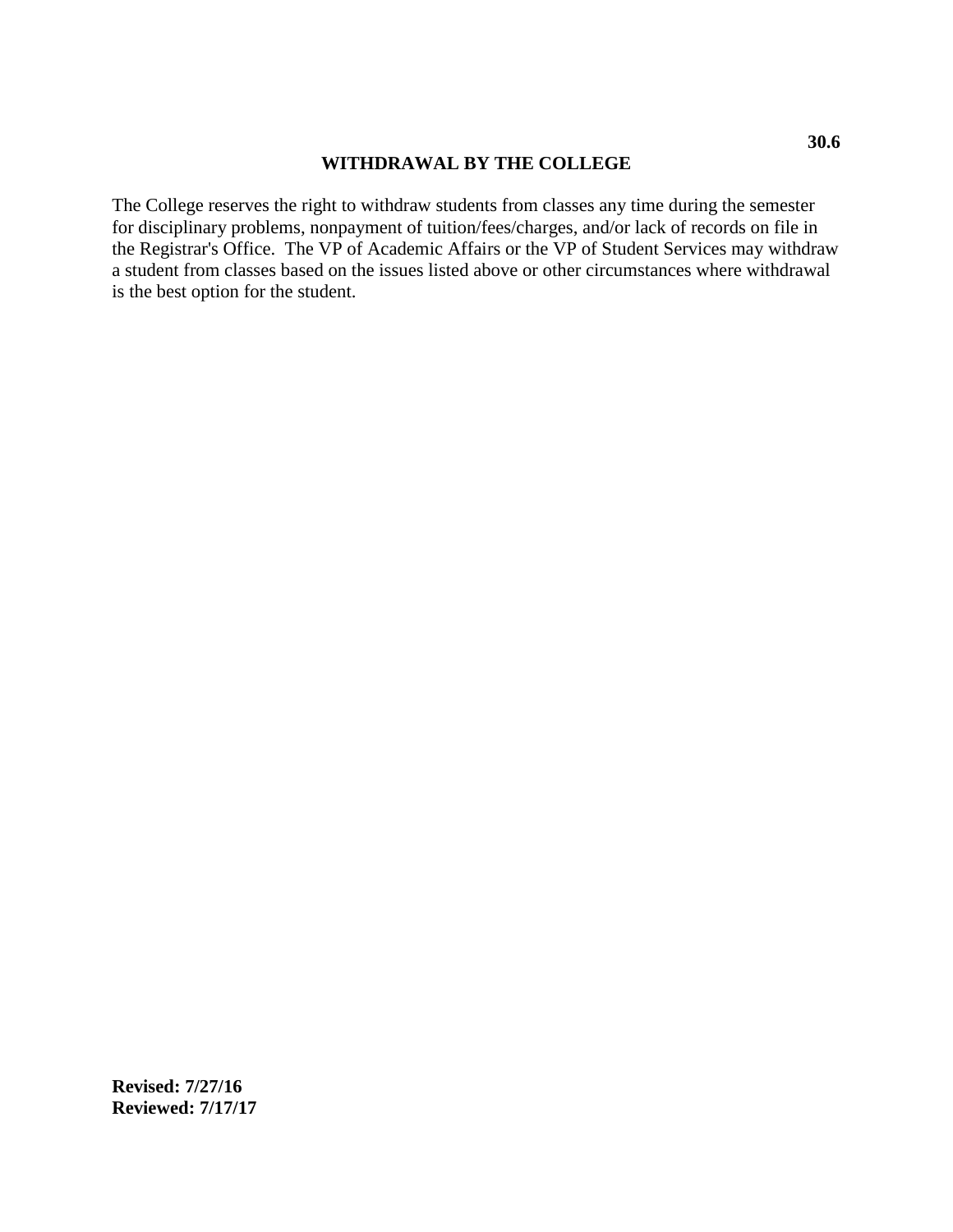**30.6**

# WITHDRAWAL BY THE COLLEGE

The College reserves the right to withdraw students from classes any time during the semester for disciplinary problems, nonpayment of tuition/fees/charges, and/or lack of records on file in the Registrar's Office. The VP of Academic Affairs or the VP of Student Services may withdraw a student from classes based on the issues listed above or other circumstances where withdrawal is the best option for the student.

**Revised: 7/27/16**
**Reviewed: 7/17/17**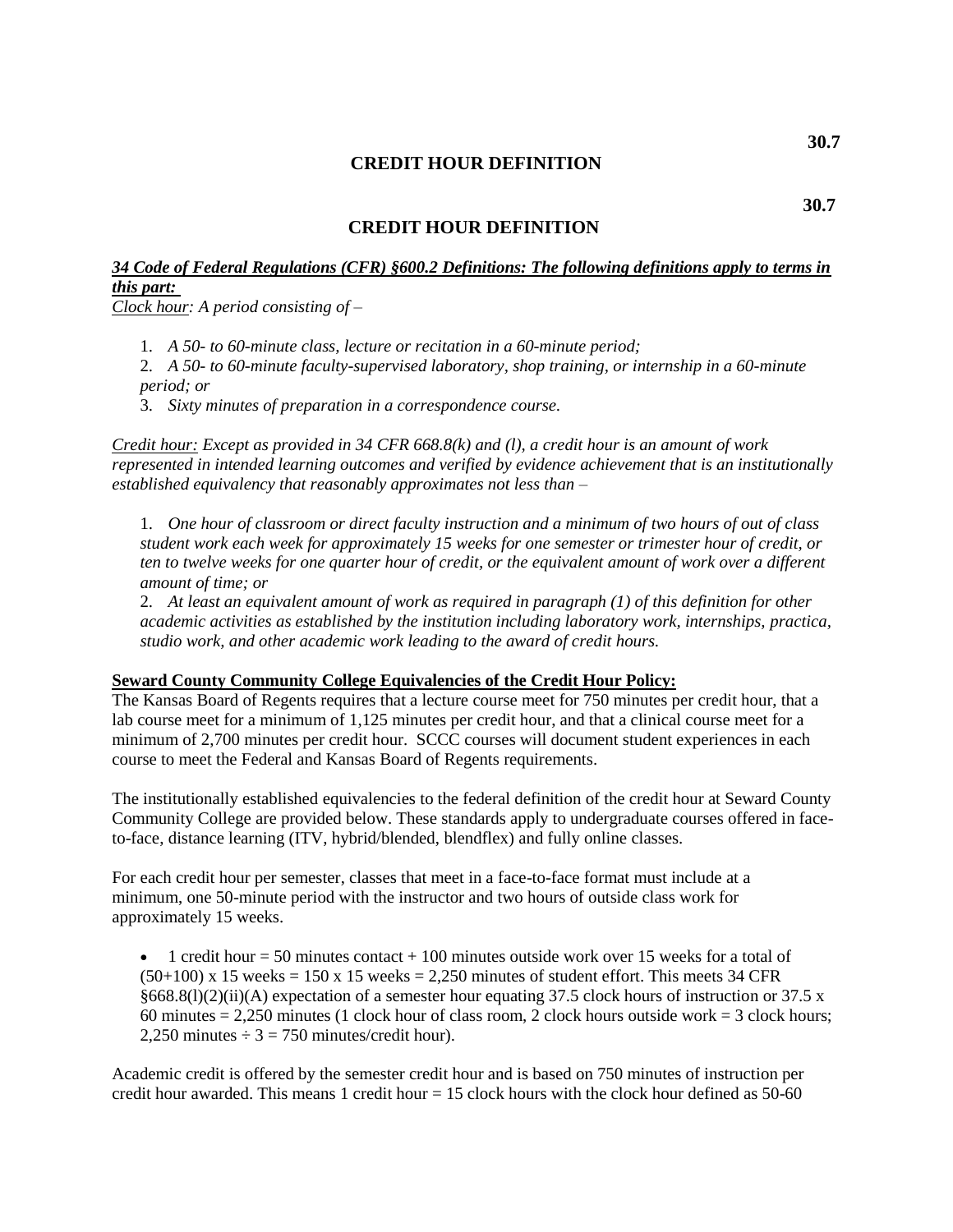# 30.7

## CREDIT HOUR DEFINITION

# 30.7

## CREDIT HOUR DEFINITION

***34 Code of Federal Regulations (CFR) §600.2 Definitions: The following definitions apply to terms in this part:***

*Clock hour: A period consisting of –*

1. *A 50- to 60-minute class, lecture or recitation in a 60-minute period;*
2. *A 50- to 60-minute faculty-supervised laboratory, shop training, or internship in a 60-minute period; or*
3. *Sixty minutes of preparation in a correspondence course.*

*Credit hour: Except as provided in 34 CFR 668.8(k) and (l), a credit hour is an amount of work represented in intended learning outcomes and verified by evidence achievement that is an institutionally established equivalency that reasonably approximates not less than –*

1. *One hour of classroom or direct faculty instruction and a minimum of two hours of out of class student work each week for approximately 15 weeks for one semester or trimester hour of credit, or ten to twelve weeks for one quarter hour of credit, or the equivalent amount of work over a different amount of time; or*
2. *At least an equivalent amount of work as required in paragraph (1) of this definition for other academic activities as established by the institution including laboratory work, internships, practica, studio work, and other academic work leading to the award of credit hours.*

**Seward County Community College Equivalencies of the Credit Hour Policy:**

The Kansas Board of Regents requires that a lecture course meet for 750 minutes per credit hour, that a lab course meet for a minimum of 1,125 minutes per credit hour, and that a clinical course meet for a minimum of 2,700 minutes per credit hour. SCCC courses will document student experiences in each course to meet the Federal and Kansas Board of Regents requirements.

The institutionally established equivalencies to the federal definition of the credit hour at Seward County Community College are provided below. These standards apply to undergraduate courses offered in face-to-face, distance learning (ITV, hybrid/blended, blendflex) and fully online classes.

For each credit hour per semester, classes that meet in a face-to-face format must include at a minimum, one 50-minute period with the instructor and two hours of outside class work for approximately 15 weeks.

- 1 credit hour = 50 minutes contact + 100 minutes outside work over 15 weeks for a total of (50+100) x 15 weeks = 150 x 15 weeks = 2,250 minutes of student effort. This meets 34 CFR §668.8(l)(2)(ii)(A) expectation of a semester hour equating 37.5 clock hours of instruction or 37.5 x 60 minutes = 2,250 minutes (1 clock hour of class room, 2 clock hours outside work = 3 clock hours; 2,250 minutes ÷ 3 = 750 minutes/credit hour).

Academic credit is offered by the semester credit hour and is based on 750 minutes of instruction per credit hour awarded. This means 1 credit hour = 15 clock hours with the clock hour defined as 50-60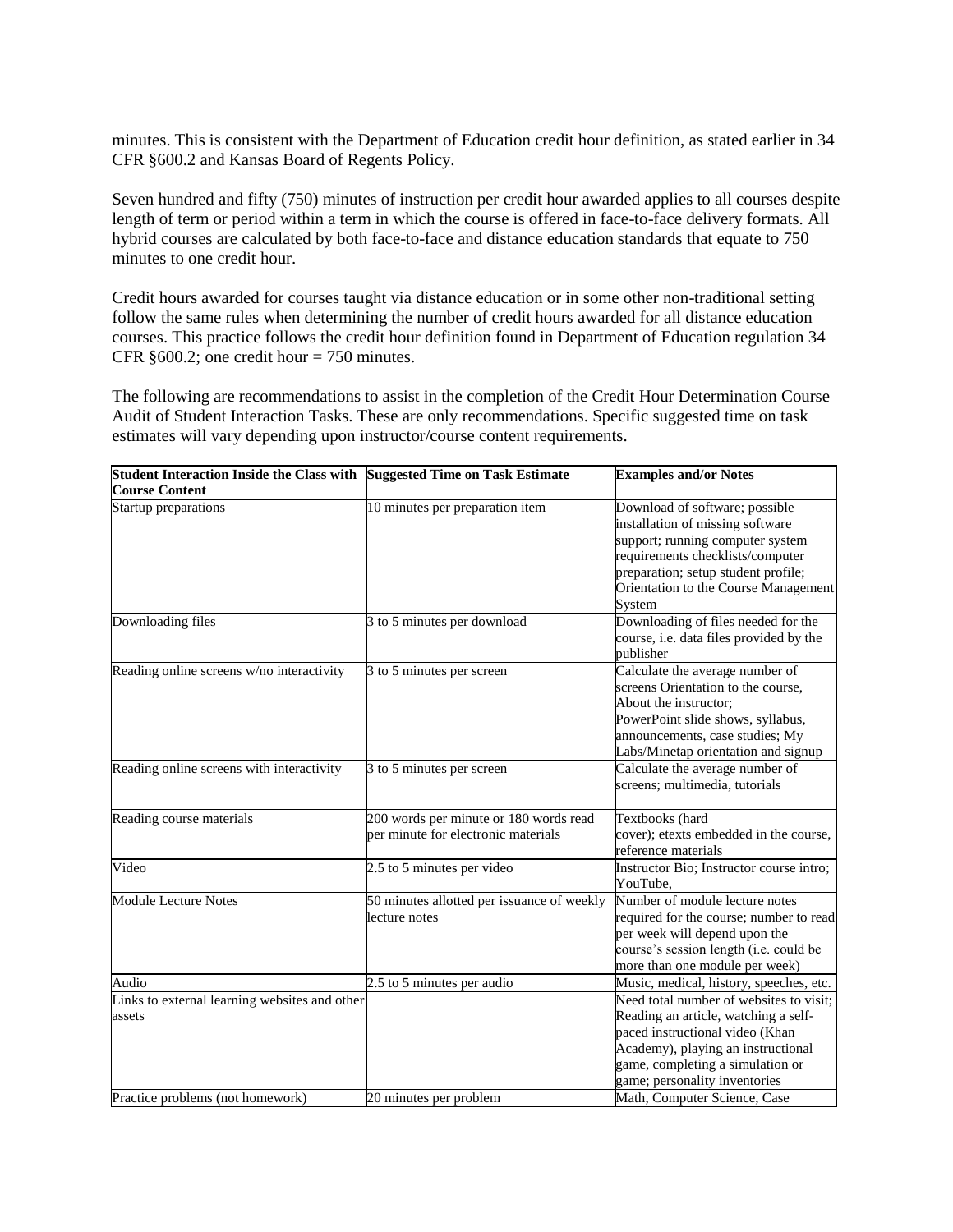minutes. This is consistent with the Department of Education credit hour definition, as stated earlier in 34 CFR §600.2 and Kansas Board of Regents Policy.

Seven hundred and fifty (750) minutes of instruction per credit hour awarded applies to all courses despite length of term or period within a term in which the course is offered in face-to-face delivery formats. All hybrid courses are calculated by both face-to-face and distance education standards that equate to 750 minutes to one credit hour.

Credit hours awarded for courses taught via distance education or in some other non-traditional setting follow the same rules when determining the number of credit hours awarded for all distance education courses. This practice follows the credit hour definition found in Department of Education regulation 34 CFR §600.2; one credit hour = 750 minutes.

The following are recommendations to assist in the completion of the Credit Hour Determination Course Audit of Student Interaction Tasks. These are only recommendations. Specific suggested time on task estimates will vary depending upon instructor/course content requirements.

| **Student Interaction Inside the Class with Course Content** | **Suggested Time on Task Estimate** | **Examples and/or Notes** |
|---|---|---|
| Startup preparations | 10 minutes per preparation item | Download of software; possible installation of missing software support; running computer system requirements checklists/computer preparation; setup student profile; Orientation to the Course Management System |
| Downloading files | 3 to 5 minutes per download | Downloading of files needed for the course, i.e. data files provided by the publisher |
| Reading online screens w/no interactivity | 3 to 5 minutes per screen | Calculate the average number of screens Orientation to the course, About the instructor; PowerPoint slide shows, syllabus, announcements, case studies; My Labs/Minetap orientation and signup |
| Reading online screens with interactivity | 3 to 5 minutes per screen | Calculate the average number of screens; multimedia, tutorials |
| Reading course materials | 200 words per minute or 180 words read per minute for electronic materials | Textbooks (hard cover); etexts embedded in the course, reference materials |
| Video | 2.5 to 5 minutes per video | Instructor Bio; Instructor course intro; YouTube, |
| Module Lecture Notes | 50 minutes allotted per issuance of weekly lecture notes | Number of module lecture notes required for the course; number to read per week will depend upon the course's session length (i.e. could be more than one module per week) |
| Audio | 2.5 to 5 minutes per audio | Music, medical, history, speeches, etc. |
| Links to external learning websites and other assets | | Need total number of websites to visit; Reading an article, watching a self-paced instructional video (Khan Academy), playing an instructional game, completing a simulation or game; personality inventories |
| Practice problems (not homework) | 20 minutes per problem | Math, Computer Science, Case |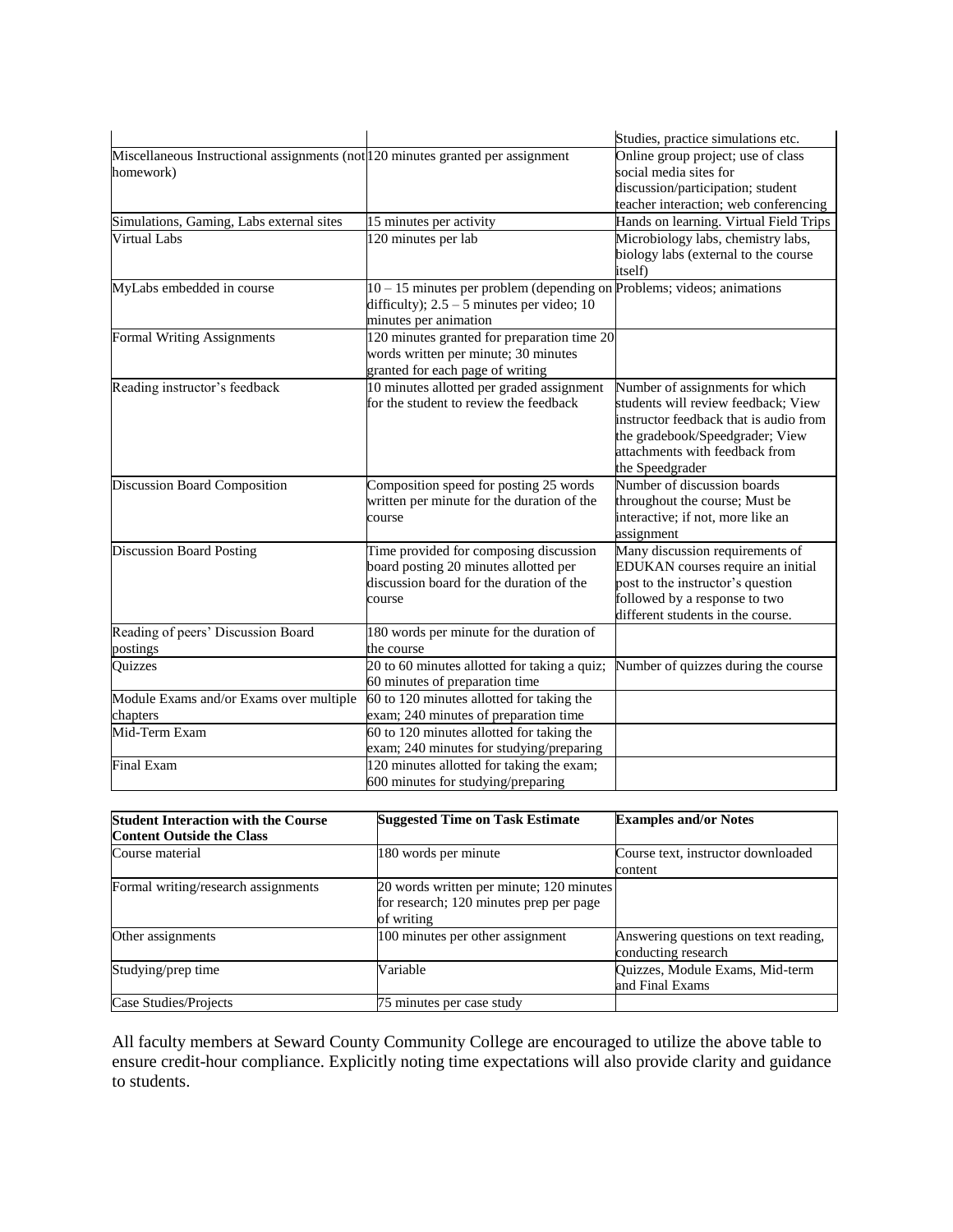| | | |
|---|---|---|
| | | Studies, practice simulations etc. |
| Miscellaneous Instructional assignments (not homework) | 120 minutes granted per assignment | Online group project; use of class social media sites for discussion/participation; student teacher interaction; web conferencing |
| Simulations, Gaming, Labs external sites | 15 minutes per activity | Hands on learning. Virtual Field Trips |
| Virtual Labs | 120 minutes per lab | Microbiology labs, chemistry labs, biology labs (external to the course itself) |
| MyLabs embedded in course | 10 – 15 minutes per problem (depending on difficulty); 2.5 – 5 minutes per video; 10 minutes per animation | Problems; videos; animations |
| Formal Writing Assignments | 120 minutes granted for preparation time 20 words written per minute; 30 minutes granted for each page of writing | |
| Reading instructor's feedback | 10 minutes allotted per graded assignment for the student to review the feedback | Number of assignments for which students will review feedback; View instructor feedback that is audio from the gradebook/Speedgrader; View attachments with feedback from the Speedgrader |
| Discussion Board Composition | Composition speed for posting 25 words written per minute for the duration of the course | Number of discussion boards throughout the course; Must be interactive; if not, more like an assignment |
| Discussion Board Posting | Time provided for composing discussion board posting 20 minutes allotted per discussion board for the duration of the course | Many discussion requirements of EDUKAN courses require an initial post to the instructor's question followed by a response to two different students in the course. |
| Reading of peers' Discussion Board postings | 180 words per minute for the duration of the course | |
| Quizzes | 20 to 60 minutes allotted for taking a quiz; 60 minutes of preparation time | Number of quizzes during the course |
| Module Exams and/or Exams over multiple chapters | 60 to 120 minutes allotted for taking the exam; 240 minutes of preparation time | |
| Mid-Term Exam | 60 to 120 minutes allotted for taking the exam; 240 minutes for studying/preparing | |
| Final Exam | 120 minutes allotted for taking the exam; 600 minutes for studying/preparing | |

| **Student Interaction with the Course Content Outside the Class** | **Suggested Time on Task Estimate** | **Examples and/or Notes** |
|---|---|---|
| Course material | 180 words per minute | Course text, instructor downloaded content |
| Formal writing/research assignments | 20 words written per minute; 120 minutes for research; 120 minutes prep per page of writing | |
| Other assignments | 100 minutes per other assignment | Answering questions on text reading, conducting research |
| Studying/prep time | Variable | Quizzes, Module Exams, Mid-term and Final Exams |
| Case Studies/Projects | 75 minutes per case study | |

All faculty members at Seward County Community College are encouraged to utilize the above table to ensure credit-hour compliance. Explicitly noting time expectations will also provide clarity and guidance to students.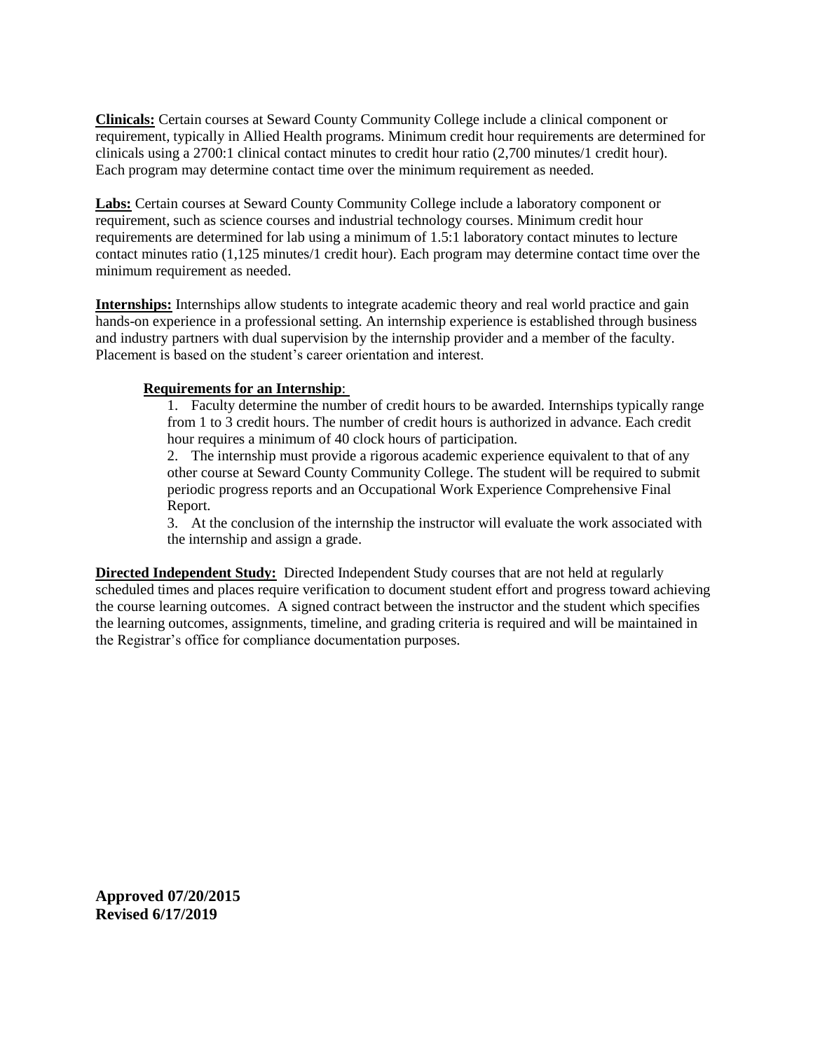**Clinicals:** Certain courses at Seward County Community College include a clinical component or requirement, typically in Allied Health programs. Minimum credit hour requirements are determined for clinicals using a 2700:1 clinical contact minutes to credit hour ratio (2,700 minutes/1 credit hour). Each program may determine contact time over the minimum requirement as needed.

**Labs:** Certain courses at Seward County Community College include a laboratory component or requirement, such as science courses and industrial technology courses. Minimum credit hour requirements are determined for lab using a minimum of 1.5:1 laboratory contact minutes to lecture contact minutes ratio (1,125 minutes/1 credit hour). Each program may determine contact time over the minimum requirement as needed.

**Internships:** Internships allow students to integrate academic theory and real world practice and gain hands-on experience in a professional setting. An internship experience is established through business and industry partners with dual supervision by the internship provider and a member of the faculty. Placement is based on the student's career orientation and interest.

**Requirements for an Internship**:

1. Faculty determine the number of credit hours to be awarded. Internships typically range from 1 to 3 credit hours. The number of credit hours is authorized in advance. Each credit hour requires a minimum of 40 clock hours of participation.
2. The internship must provide a rigorous academic experience equivalent to that of any other course at Seward County Community College. The student will be required to submit periodic progress reports and an Occupational Work Experience Comprehensive Final Report.
3. At the conclusion of the internship the instructor will evaluate the work associated with the internship and assign a grade.

**Directed Independent Study:** Directed Independent Study courses that are not held at regularly scheduled times and places require verification to document student effort and progress toward achieving the course learning outcomes. A signed contract between the instructor and the student which specifies the learning outcomes, assignments, timeline, and grading criteria is required and will be maintained in the Registrar's office for compliance documentation purposes.

**Approved 07/20/2015**
**Revised 6/17/2019**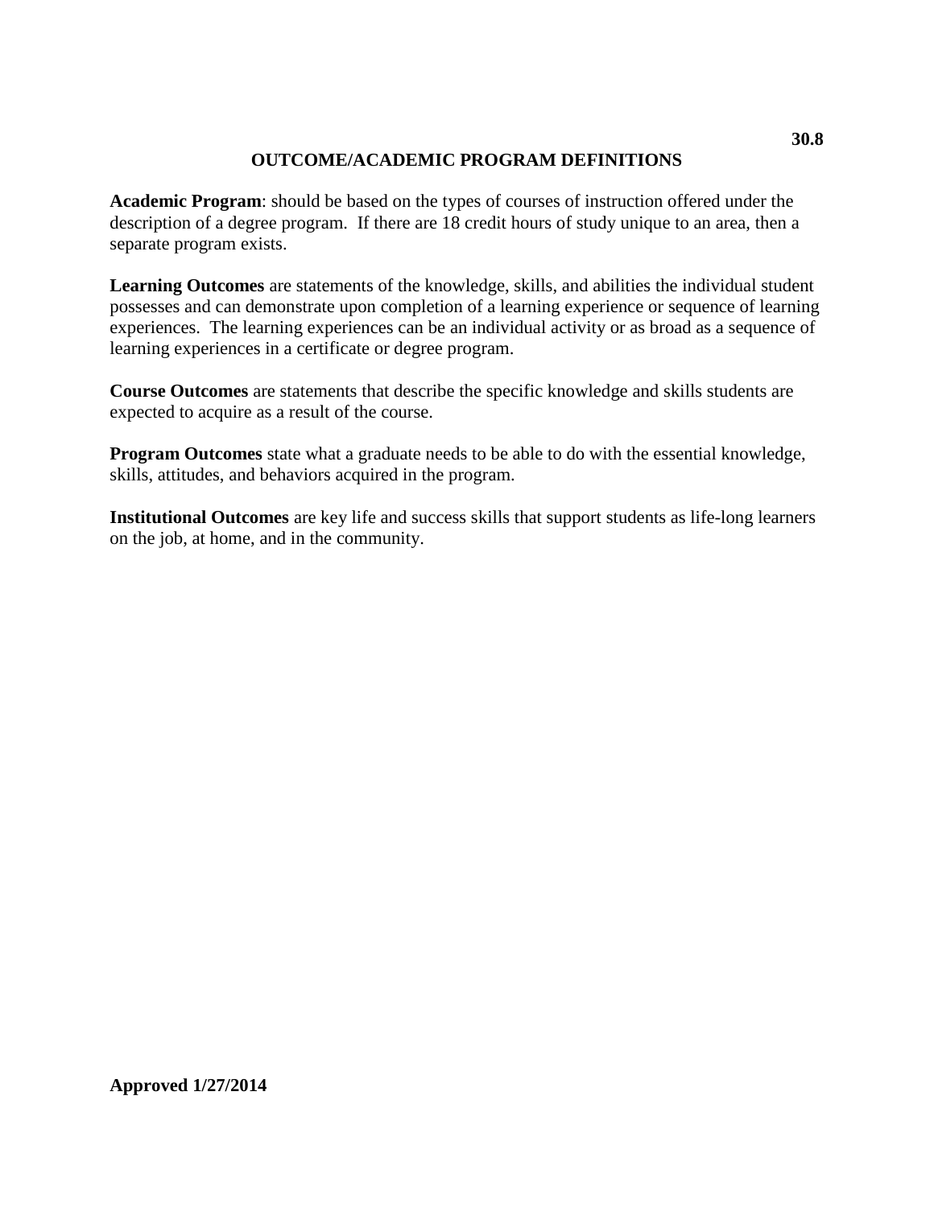**30.8**

# OUTCOME/ACADEMIC PROGRAM DEFINITIONS

**Academic Program**: should be based on the types of courses of instruction offered under the description of a degree program. If there are 18 credit hours of study unique to an area, then a separate program exists.

**Learning Outcomes** are statements of the knowledge, skills, and abilities the individual student possesses and can demonstrate upon completion of a learning experience or sequence of learning experiences. The learning experiences can be an individual activity or as broad as a sequence of learning experiences in a certificate or degree program.

**Course Outcomes** are statements that describe the specific knowledge and skills students are expected to acquire as a result of the course.

**Program Outcomes** state what a graduate needs to be able to do with the essential knowledge, skills, attitudes, and behaviors acquired in the program.

**Institutional Outcomes** are key life and success skills that support students as life-long learners on the job, at home, and in the community.

**Approved 1/27/2014**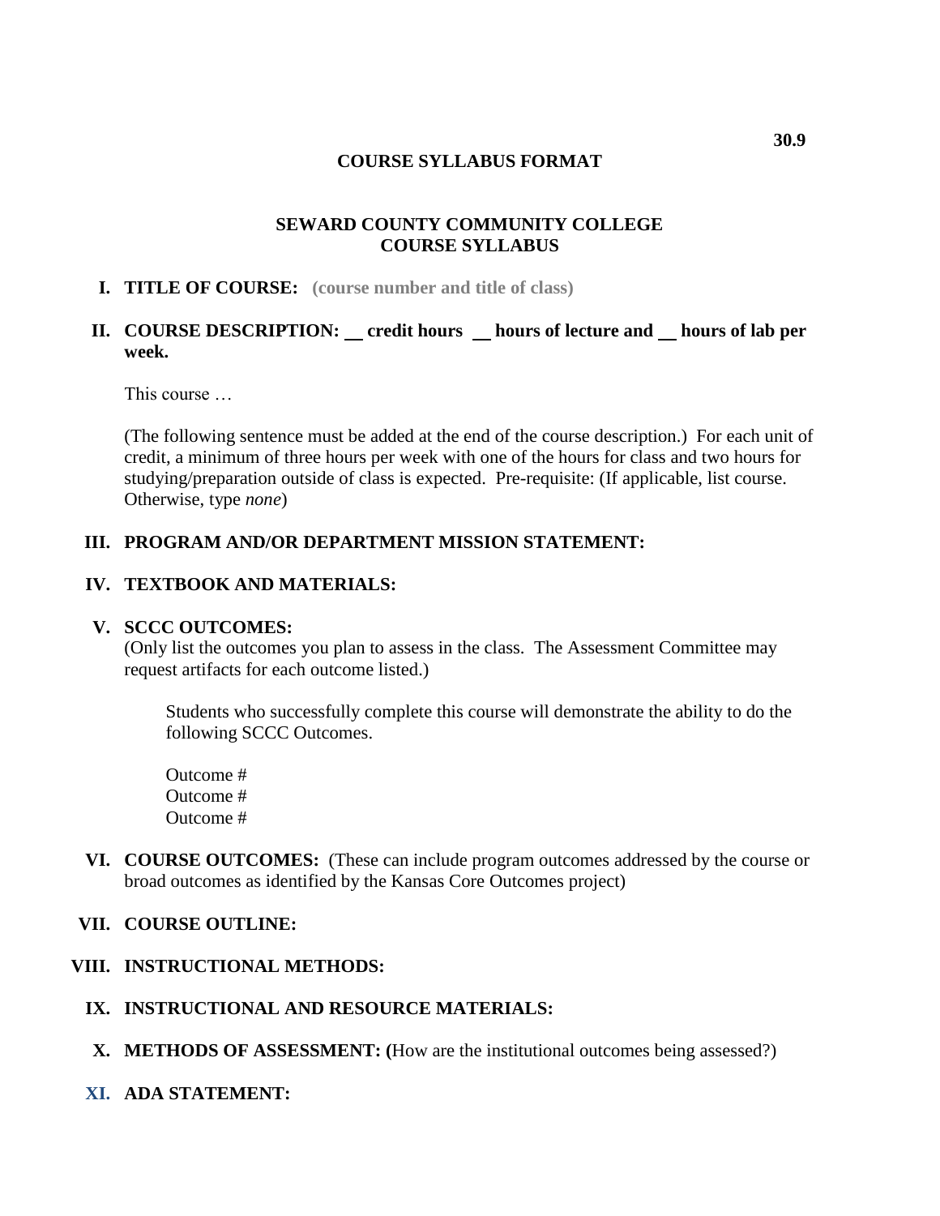**30.9**

# COURSE SYLLABUS FORMAT

## SEWARD COUNTY COMMUNITY COLLEGE
## COURSE SYLLABUS

**I. TITLE OF COURSE:** **(course number and title of class)**

**II. COURSE DESCRIPTION: __ credit hours __ hours of lecture and __ hours of lab per week.**

This course …

(The following sentence must be added at the end of the course description.) For each unit of credit, a minimum of three hours per week with one of the hours for class and two hours for studying/preparation outside of class is expected. Pre-requisite: (If applicable, list course. Otherwise, type *none*)

**III. PROGRAM AND/OR DEPARTMENT MISSION STATEMENT:**

**IV. TEXTBOOK AND MATERIALS:**

**V. SCCC OUTCOMES:**
(Only list the outcomes you plan to assess in the class. The Assessment Committee may request artifacts for each outcome listed.)

Students who successfully complete this course will demonstrate the ability to do the following SCCC Outcomes.

Outcome #
Outcome #
Outcome #

**VI. COURSE OUTCOMES:** (These can include program outcomes addressed by the course or broad outcomes as identified by the Kansas Core Outcomes project)

**VII. COURSE OUTLINE:**

**VIII. INSTRUCTIONAL METHODS:**

**IX. INSTRUCTIONAL AND RESOURCE MATERIALS:**

**X. METHODS OF ASSESSMENT: (**How are the institutional outcomes being assessed?)

**XI. ADA STATEMENT:**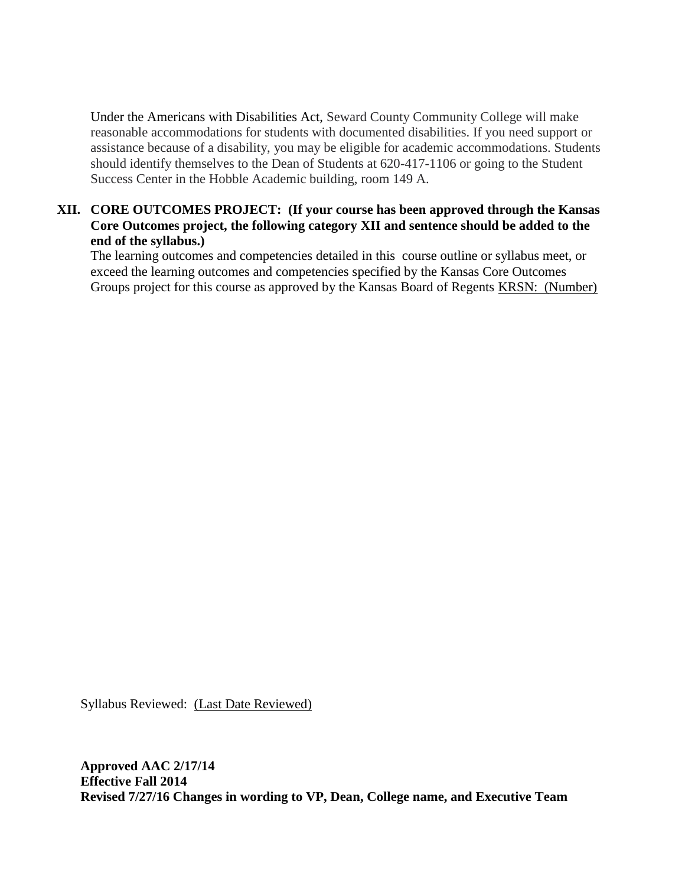Under the Americans with Disabilities Act, Seward County Community College will make reasonable accommodations for students with documented disabilities. If you need support or assistance because of a disability, you may be eligible for academic accommodations. Students should identify themselves to the Dean of Students at 620-417-1106 or going to the Student Success Center in the Hobble Academic building, room 149 A.

**XII. CORE OUTCOMES PROJECT: (If your course has been approved through the Kansas Core Outcomes project, the following category XII and sentence should be added to the end of the syllabus.)**

The learning outcomes and competencies detailed in this course outline or syllabus meet, or exceed the learning outcomes and competencies specified by the Kansas Core Outcomes Groups project for this course as approved by the Kansas Board of Regents KRSN: (Number)

Syllabus Reviewed: (Last Date Reviewed)

**Approved AAC 2/17/14**
**Effective Fall 2014**
**Revised 7/27/16 Changes in wording to VP, Dean, College name, and Executive Team**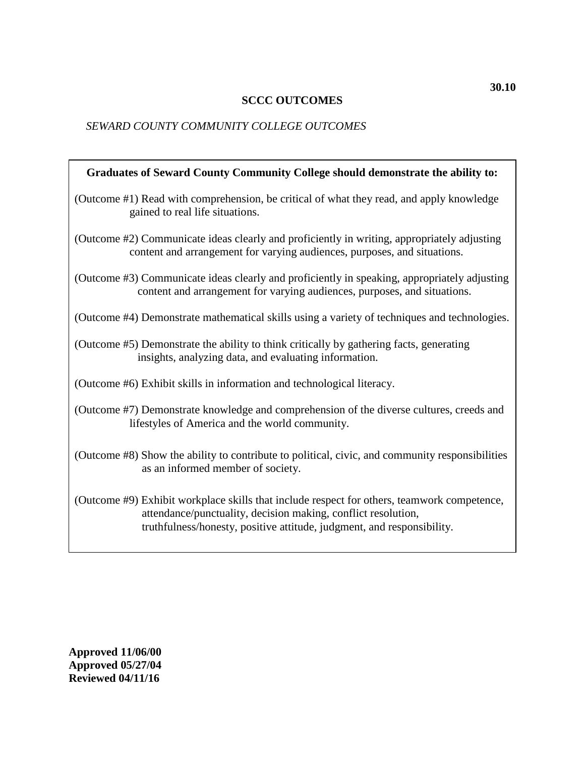**30.10**

# SCCC OUTCOMES

*SEWARD COUNTY COMMUNITY COLLEGE OUTCOMES*

**Graduates of Seward County Community College should demonstrate the ability to:**

(Outcome #1) Read with comprehension, be critical of what they read, and apply knowledge gained to real life situations.

(Outcome #2) Communicate ideas clearly and proficiently in writing, appropriately adjusting content and arrangement for varying audiences, purposes, and situations.

(Outcome #3) Communicate ideas clearly and proficiently in speaking, appropriately adjusting content and arrangement for varying audiences, purposes, and situations.

(Outcome #4) Demonstrate mathematical skills using a variety of techniques and technologies.

(Outcome #5) Demonstrate the ability to think critically by gathering facts, generating insights, analyzing data, and evaluating information.

(Outcome #6) Exhibit skills in information and technological literacy.

(Outcome #7) Demonstrate knowledge and comprehension of the diverse cultures, creeds and lifestyles of America and the world community.

(Outcome #8) Show the ability to contribute to political, civic, and community responsibilities as an informed member of society.

(Outcome #9) Exhibit workplace skills that include respect for others, teamwork competence, attendance/punctuality, decision making, conflict resolution, truthfulness/honesty, positive attitude, judgment, and responsibility.

**Approved 11/06/00**
**Approved 05/27/04**
**Reviewed 04/11/16**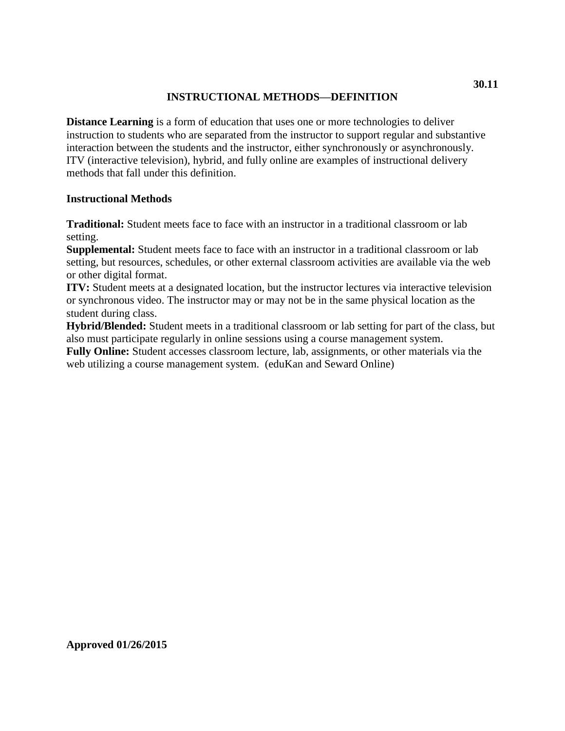**30.11**

# INSTRUCTIONAL METHODS—DEFINITION

**Distance Learning** is a form of education that uses one or more technologies to deliver instruction to students who are separated from the instructor to support regular and substantive interaction between the students and the instructor, either synchronously or asynchronously. ITV (interactive television), hybrid, and fully online are examples of instructional delivery methods that fall under this definition.

## Instructional Methods

**Traditional:** Student meets face to face with an instructor in a traditional classroom or lab setting.
**Supplemental:** Student meets face to face with an instructor in a traditional classroom or lab setting, but resources, schedules, or other external classroom activities are available via the web or other digital format.
**ITV:** Student meets at a designated location, but the instructor lectures via interactive television or synchronous video. The instructor may or may not be in the same physical location as the student during class.
**Hybrid/Blended:** Student meets in a traditional classroom or lab setting for part of the class, but also must participate regularly in online sessions using a course management system.
**Fully Online:** Student accesses classroom lecture, lab, assignments, or other materials via the web utilizing a course management system. (eduKan and Seward Online)

**Approved 01/26/2015**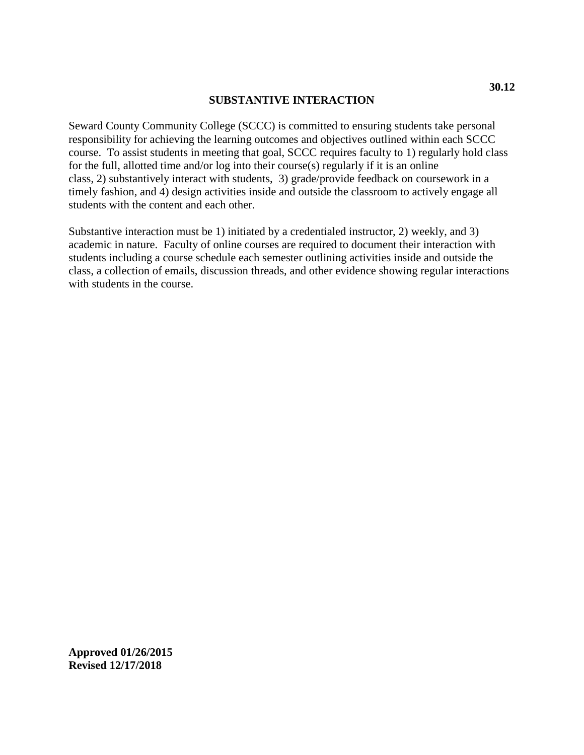**30.12**

# SUBSTANTIVE INTERACTION

Seward County Community College (SCCC) is committed to ensuring students take personal responsibility for achieving the learning outcomes and objectives outlined within each SCCC course. To assist students in meeting that goal, SCCC requires faculty to 1) regularly hold class for the full, allotted time and/or log into their course(s) regularly if it is an online class, 2) substantively interact with students, 3) grade/provide feedback on coursework in a timely fashion, and 4) design activities inside and outside the classroom to actively engage all students with the content and each other.

Substantive interaction must be 1) initiated by a credentialed instructor, 2) weekly, and 3) academic in nature. Faculty of online courses are required to document their interaction with students including a course schedule each semester outlining activities inside and outside the class, a collection of emails, discussion threads, and other evidence showing regular interactions with students in the course.

**Approved 01/26/2015**
**Revised 12/17/2018**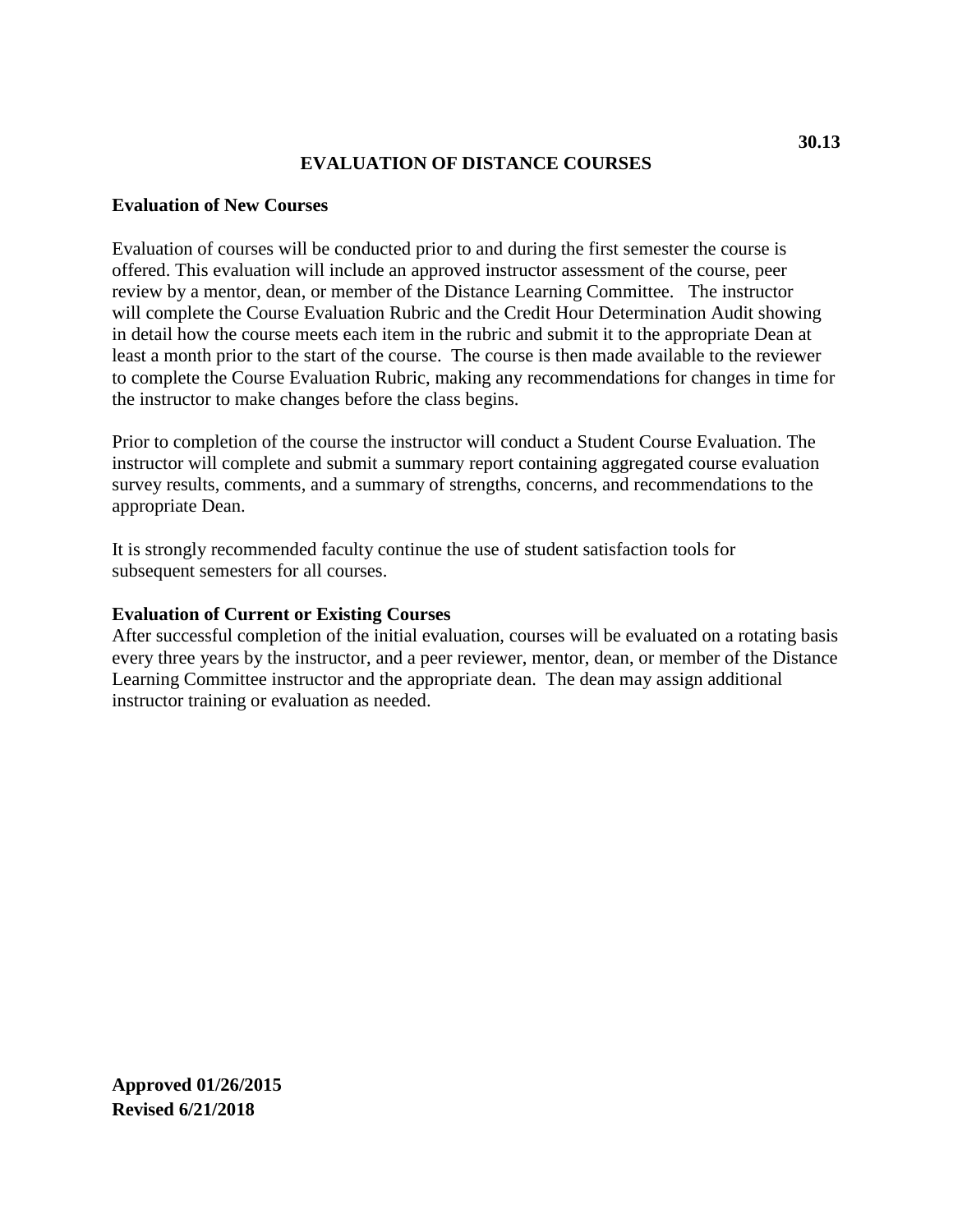30.13

# EVALUATION OF DISTANCE COURSES

**Evaluation of New Courses**

Evaluation of courses will be conducted prior to and during the first semester the course is offered. This evaluation will include an approved instructor assessment of the course, peer review by a mentor, dean, or member of the Distance Learning Committee. The instructor will complete the Course Evaluation Rubric and the Credit Hour Determination Audit showing in detail how the course meets each item in the rubric and submit it to the appropriate Dean at least a month prior to the start of the course. The course is then made available to the reviewer to complete the Course Evaluation Rubric, making any recommendations for changes in time for the instructor to make changes before the class begins.

Prior to completion of the course the instructor will conduct a Student Course Evaluation. The instructor will complete and submit a summary report containing aggregated course evaluation survey results, comments, and a summary of strengths, concerns, and recommendations to the appropriate Dean.

It is strongly recommended faculty continue the use of student satisfaction tools for subsequent semesters for all courses.

**Evaluation of Current or Existing Courses**

After successful completion of the initial evaluation, courses will be evaluated on a rotating basis every three years by the instructor, and a peer reviewer, mentor, dean, or member of the Distance Learning Committee instructor and the appropriate dean. The dean may assign additional instructor training or evaluation as needed.

**Approved 01/26/2015**
**Revised 6/21/2018**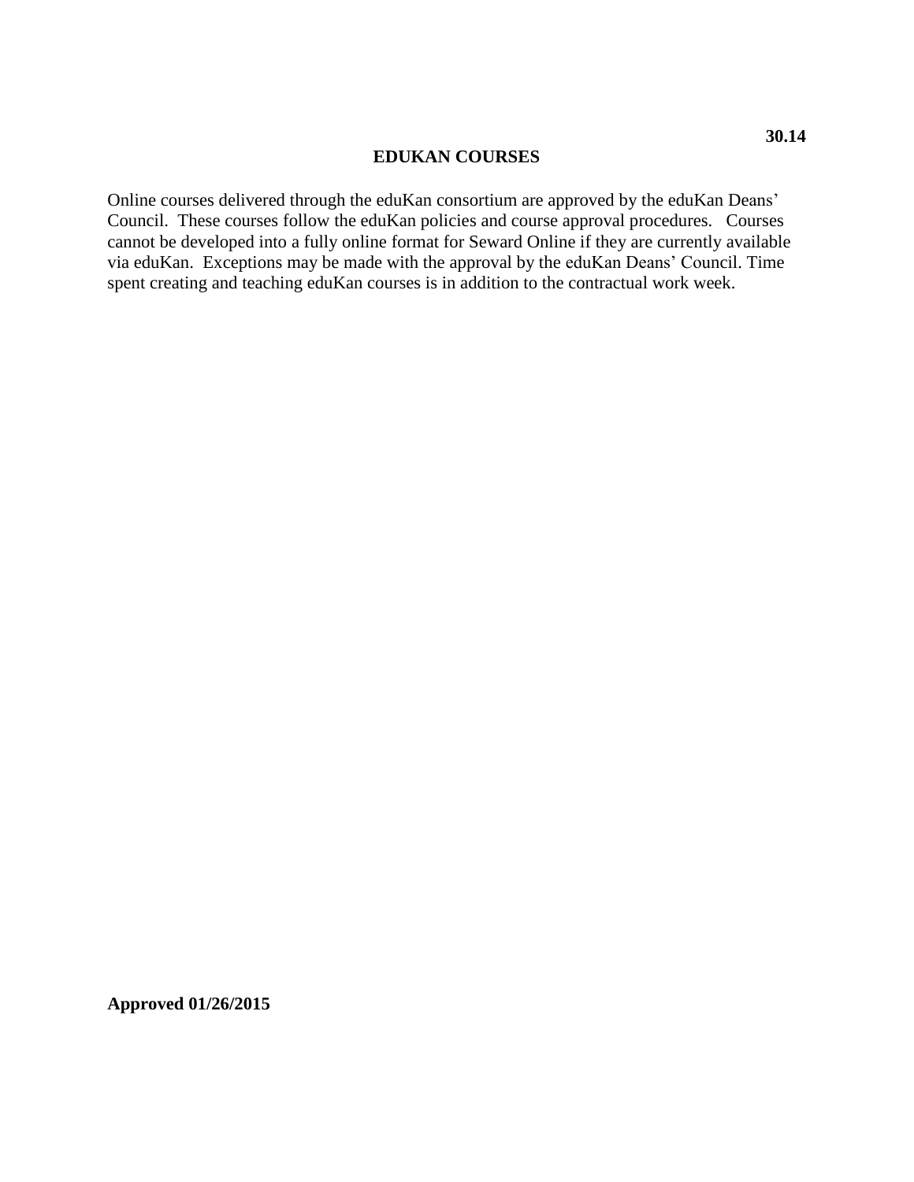**30.14**

# EDUKAN COURSES

Online courses delivered through the eduKan consortium are approved by the eduKan Deans' Council. These courses follow the eduKan policies and course approval procedures. Courses cannot be developed into a fully online format for Seward Online if they are currently available via eduKan. Exceptions may be made with the approval by the eduKan Deans' Council. Time spent creating and teaching eduKan courses is in addition to the contractual work week.

**Approved 01/26/2015**